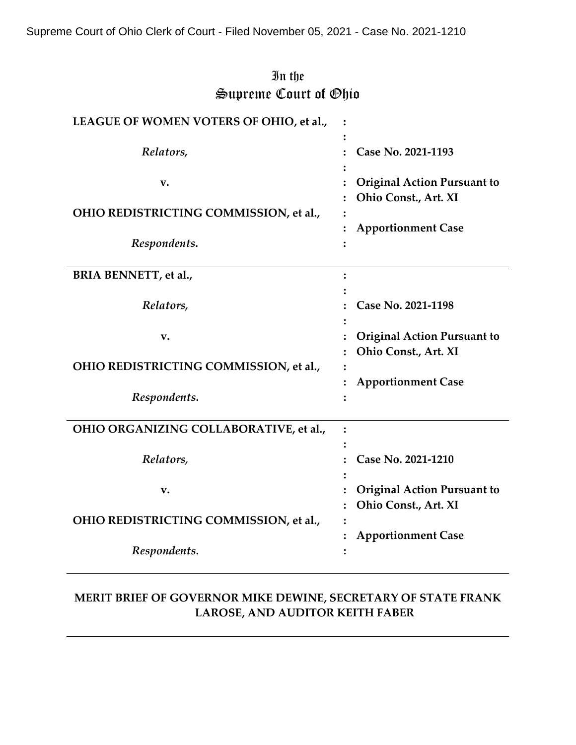Supreme Court of Ohio Clerk of Court - Filed November 05, 2021 - Case No. 2021-1210

# In the Supreme Court of Ohio

| | | |
|---|---|---|
| **LEAGUE OF WOMEN VOTERS OF OHIO, et al.,** | : | |
| *Relators,* | : | **Case No. 2021-1193** |
| **v.** | : | **Original Action Pursuant to Ohio Const., Art. XI** |
| **OHIO REDISTRICTING COMMISSION, et al.,** | : | **Apportionment Case** |
| *Respondents.* | : | |

| | | |
|---|---|---|
| **BRIA BENNETT, et al.,** | : | |
| *Relators,* | : | **Case No. 2021-1198** |
| **v.** | : | **Original Action Pursuant to Ohio Const., Art. XI** |
| **OHIO REDISTRICTING COMMISSION, et al.,** | : | **Apportionment Case** |
| *Respondents.* | : | |

| | | |
|---|---|---|
| **OHIO ORGANIZING COLLABORATIVE, et al.,** | : | |
| *Relators,* | : | **Case No. 2021-1210** |
| **v.** | : | **Original Action Pursuant to Ohio Const., Art. XI** |
| **OHIO REDISTRICTING COMMISSION, et al.,** | : | **Apportionment Case** |
| *Respondents.* | : | |

**MERIT BRIEF OF GOVERNOR MIKE DEWINE, SECRETARY OF STATE FRANK LAROSE, AND AUDITOR KEITH FABER**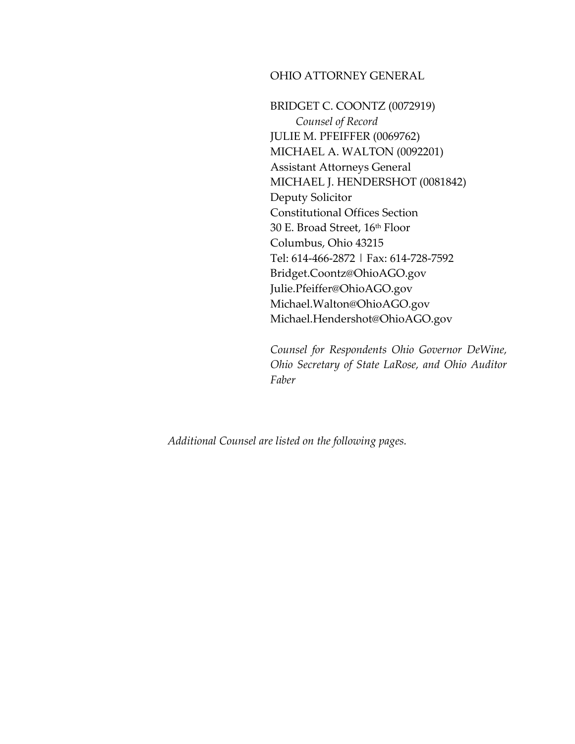OHIO ATTORNEY GENERAL

BRIDGET C. COONTZ (0072919)
*Counsel of Record*
JULIE M. PFEIFFER (0069762)
MICHAEL A. WALTON (0092201)
Assistant Attorneys General
MICHAEL J. HENDERSHOT (0081842)
Deputy Solicitor
Constitutional Offices Section
30 E. Broad Street, 16th Floor
Columbus, Ohio 43215
Tel: 614-466-2872 | Fax: 614-728-7592
Bridget.Coontz@OhioAGO.gov
Julie.Pfeiffer@OhioAGO.gov
Michael.Walton@OhioAGO.gov
Michael.Hendershot@OhioAGO.gov

*Counsel for Respondents Ohio Governor DeWine, Ohio Secretary of State LaRose, and Ohio Auditor Faber*

*Additional Counsel are listed on the following pages.*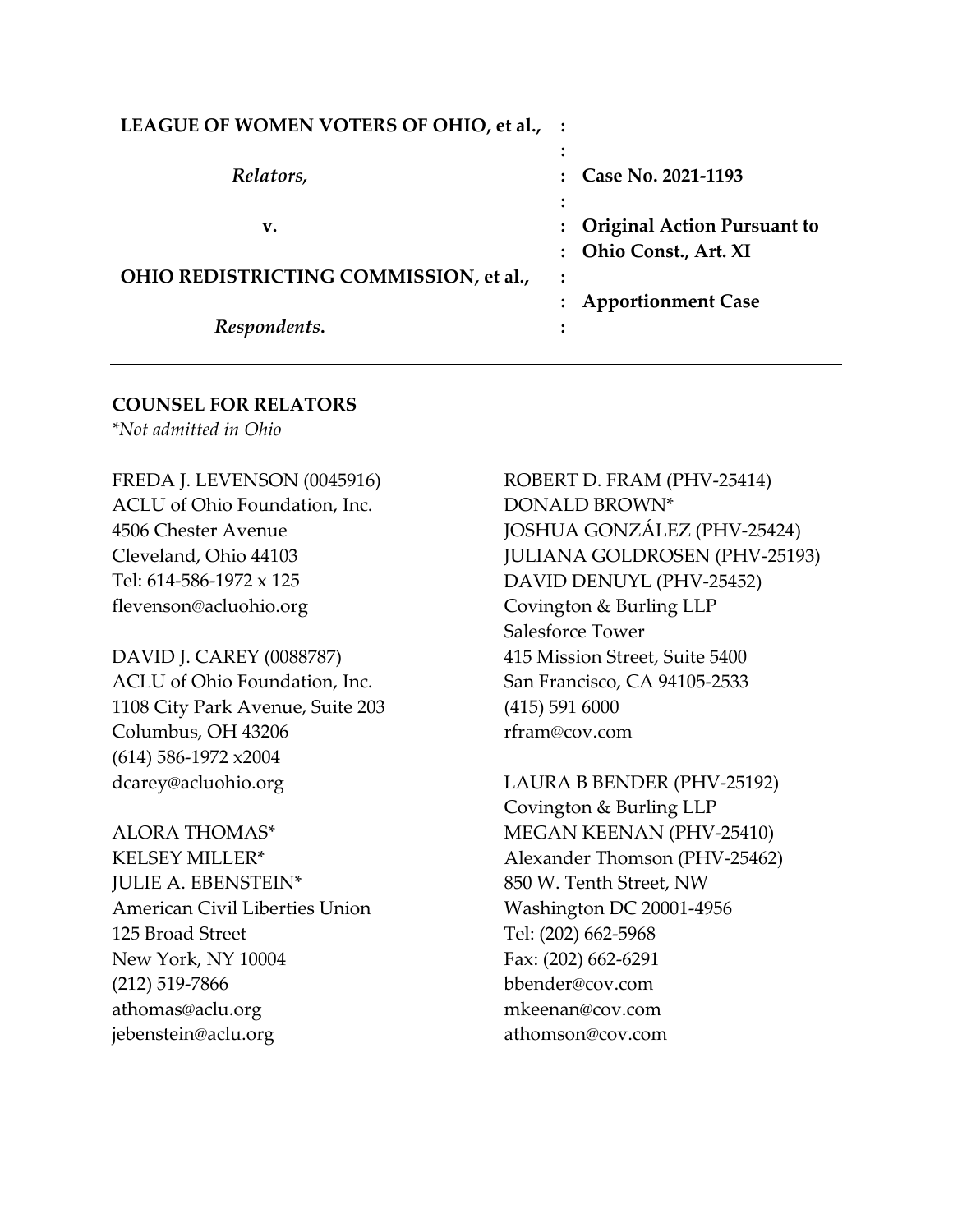| | | |
|---|---|---|
| **LEAGUE OF WOMEN VOTERS OF OHIO, et al.,** | : | |
| | : | |
| *Relators,* | : | **Case No. 2021-1193** |
| | : | |
| **v.** | : | **Original Action Pursuant to** |
| | : | **Ohio Const., Art. XI** |
| **OHIO REDISTRICTING COMMISSION, et al.,** | : | |
| | : | **Apportionment Case** |
| *Respondents***.** | : | |

---

**COUNSEL FOR RELATORS**
*\*Not admitted in Ohio*

FREDA J. LEVENSON (0045916)
ACLU of Ohio Foundation, Inc.
4506 Chester Avenue
Cleveland, Ohio 44103
Tel: 614-586-1972 x 125
flevenson@acluohio.org

DAVID J. CAREY (0088787)
ACLU of Ohio Foundation, Inc.
1108 City Park Avenue, Suite 203
Columbus, OH 43206
(614) 586-1972 x2004
dcarey@acluohio.org

ALORA THOMAS*
KELSEY MILLER*
JULIE A. EBENSTEIN*
American Civil Liberties Union
125 Broad Street
New York, NY 10004
(212) 519-7866
athomas@aclu.org
jebenstein@aclu.org

ROBERT D. FRAM (PHV-25414)
DONALD BROWN*
JOSHUA GONZÁLEZ (PHV-25424)
JULIANA GOLDROSEN (PHV-25193)
DAVID DENUYL (PHV-25452)
Covington & Burling LLP
Salesforce Tower
415 Mission Street, Suite 5400
San Francisco, CA 94105-2533
(415) 591 6000
rfram@cov.com

LAURA B BENDER (PHV-25192)
Covington & Burling LLP
MEGAN KEENAN (PHV-25410)
Alexander Thomson (PHV-25462)
850 W. Tenth Street, NW
Washington DC 20001-4956
Tel: (202) 662-5968
Fax: (202) 662-6291
bbender@cov.com
mkeenan@cov.com
athomson@cov.com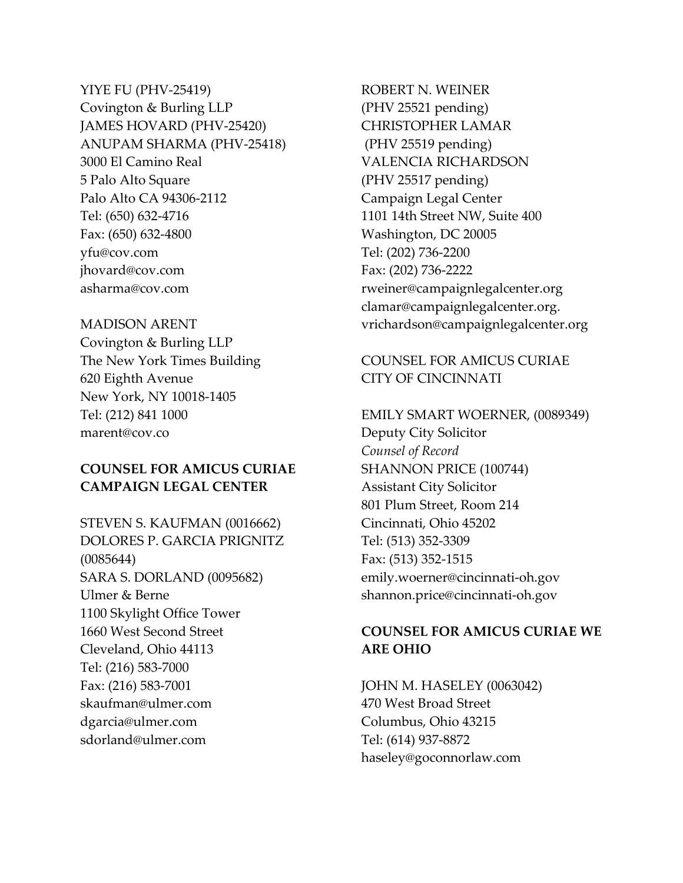YIYE FU (PHV-25419)
Covington & Burling LLP
JAMES HOVARD (PHV-25420)
ANUPAM SHARMA (PHV-25418)
3000 El Camino Real
5 Palo Alto Square
Palo Alto CA 94306-2112
Tel: (650) 632-4716
Fax: (650) 632-4800
yfu@cov.com
jhovard@cov.com
asharma@cov.com

MADISON ARENT
Covington & Burling LLP
The New York Times Building
620 Eighth Avenue
New York, NY 10018-1405
Tel: (212) 841 1000
marent@cov.co

**COUNSEL FOR AMICUS CURIAE CAMPAIGN LEGAL CENTER**

STEVEN S. KAUFMAN (0016662)
DOLORES P. GARCIA PRIGNITZ (0085644)
SARA S. DORLAND (0095682)
Ulmer & Berne
1100 Skylight Office Tower
1660 West Second Street
Cleveland, Ohio 44113
Tel: (216) 583-7000
Fax: (216) 583-7001
skaufman@ulmer.com
dgarcia@ulmer.com
sdorland@ulmer.com

ROBERT N. WEINER
(PHV 25521 pending)
CHRISTOPHER LAMAR
(PHV 25519 pending)
VALENCIA RICHARDSON
(PHV 25517 pending)
Campaign Legal Center
1101 14th Street NW, Suite 400
Washington, DC 20005
Tel: (202) 736-2200
Fax: (202) 736-2222
rweiner@campaignlegalcenter.org
clamar@campaignlegalcenter.org.
vrichardson@campaignlegalcenter.org

COUNSEL FOR AMICUS CURIAE CITY OF CINCINNATI

EMILY SMART WOERNER, (0089349)
Deputy City Solicitor
*Counsel of Record*
SHANNON PRICE (100744)
Assistant City Solicitor
801 Plum Street, Room 214
Cincinnati, Ohio 45202
Tel: (513) 352-3309
Fax: (513) 352-1515
emily.woerner@cincinnati-oh.gov
shannon.price@cincinnati-oh.gov

**COUNSEL FOR AMICUS CURIAE WE ARE OHIO**

JOHN M. HASELEY (0063042)
470 West Broad Street
Columbus, Ohio 43215
Tel: (614) 937-8872
haseley@goconnorlaw.com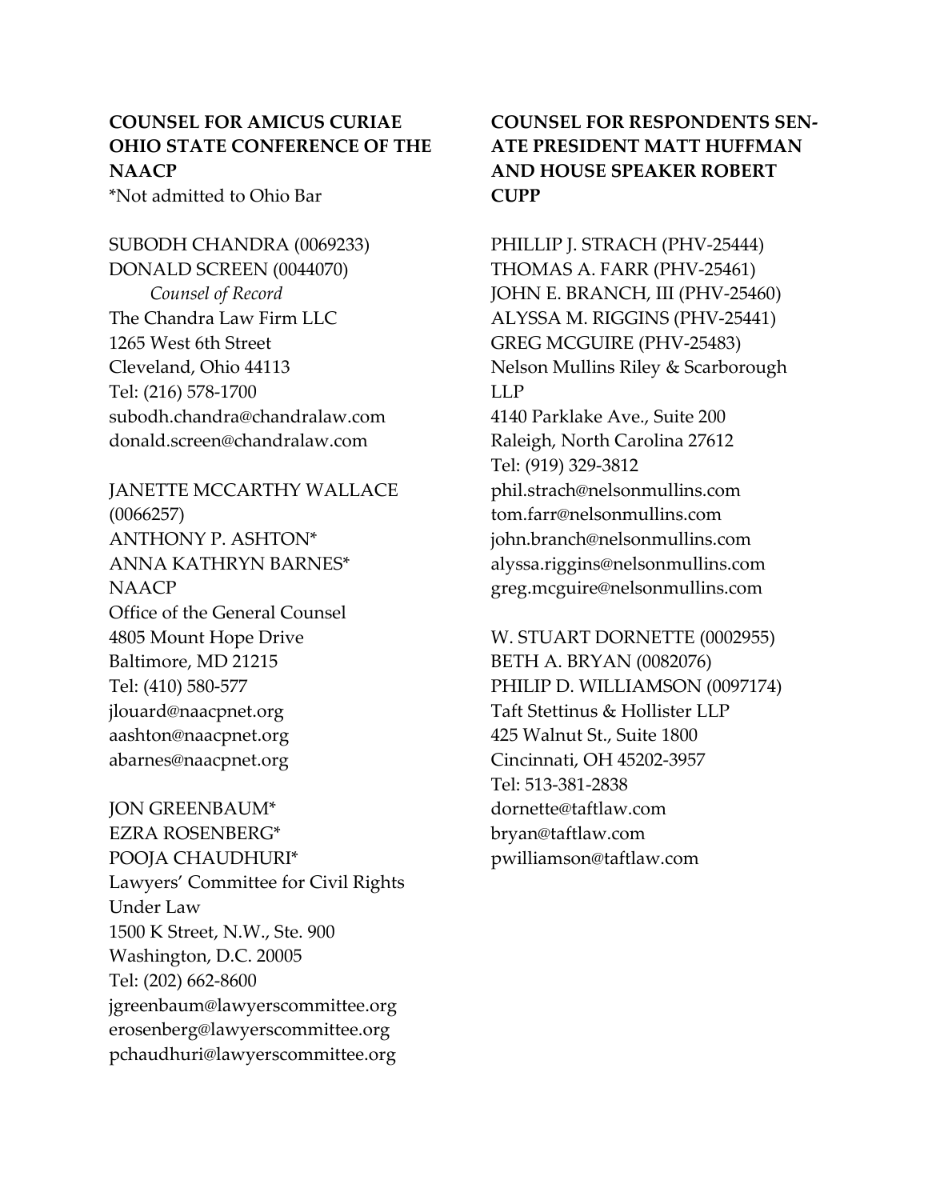**COUNSEL FOR AMICUS CURIAE OHIO STATE CONFERENCE OF THE NAACP**
*Not admitted to Ohio Bar

SUBODH CHANDRA (0069233)
DONALD SCREEN (0044070)
*Counsel of Record*
The Chandra Law Firm LLC
1265 West 6th Street
Cleveland, Ohio 44113
Tel: (216) 578-1700
subodh.chandra@chandralaw.com
donald.screen@chandralaw.com

JANETTE MCCARTHY WALLACE (0066257)
ANTHONY P. ASHTON*
ANNA KATHRYN BARNES*
NAACP
Office of the General Counsel
4805 Mount Hope Drive
Baltimore, MD 21215
Tel: (410) 580-577
jlouard@naacpnet.org
aashton@naacpnet.org
abarnes@naacpnet.org

JON GREENBAUM*
EZRA ROSENBERG*
POOJA CHAUDHURI*
Lawyers' Committee for Civil Rights Under Law
1500 K Street, N.W., Ste. 900
Washington, D.C. 20005
Tel: (202) 662-8600
jgreenbaum@lawyerscommittee.org
erosenberg@lawyerscommittee.org
pchaudhuri@lawyerscommittee.org

**COUNSEL FOR RESPONDENTS SENATE PRESIDENT MATT HUFFMAN AND HOUSE SPEAKER ROBERT CUPP**

PHILLIP J. STRACH (PHV-25444)
THOMAS A. FARR (PHV-25461)
JOHN E. BRANCH, III (PHV-25460)
ALYSSA M. RIGGINS (PHV-25441)
GREG MCGUIRE (PHV-25483)
Nelson Mullins Riley & Scarborough LLP
4140 Parklake Ave., Suite 200
Raleigh, North Carolina 27612
Tel: (919) 329-3812
phil.strach@nelsonmullins.com
tom.farr@nelsonmullins.com
john.branch@nelsonmullins.com
alyssa.riggins@nelsonmullins.com
greg.mcguire@nelsonmullins.com

W. STUART DORNETTE (0002955)
BETH A. BRYAN (0082076)
PHILIP D. WILLIAMSON (0097174)
Taft Stettinus & Hollister LLP
425 Walnut St., Suite 1800
Cincinnati, OH 45202-3957
Tel: 513-381-2838
dornette@taftlaw.com
bryan@taftlaw.com
pwilliamson@taftlaw.com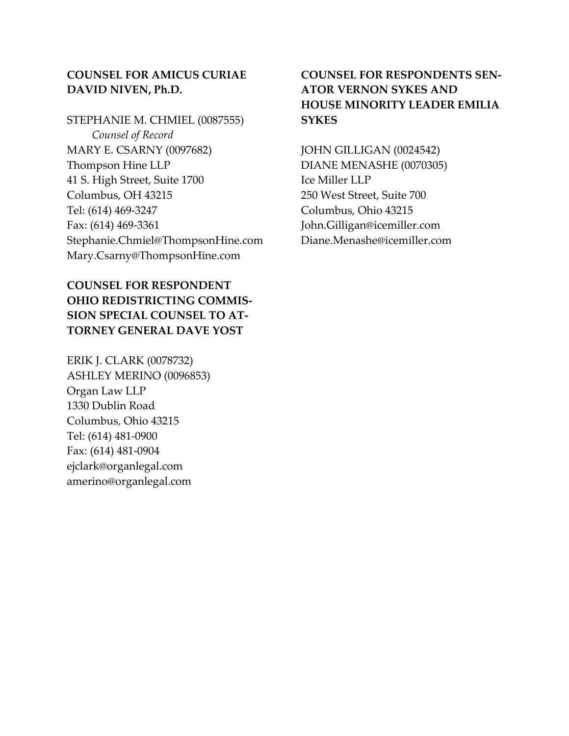**COUNSEL FOR AMICUS CURIAE DAVID NIVEN, Ph.D.**

STEPHANIE M. CHMIEL (0087555)
*Counsel of Record*
MARY E. CSARNY (0097682)
Thompson Hine LLP
41 S. High Street, Suite 1700
Columbus, OH 43215
Tel: (614) 469-3247
Fax: (614) 469-3361
Stephanie.Chmiel@ThompsonHine.com
Mary.Csarny@ThompsonHine.com

**COUNSEL FOR RESPONDENT OHIO REDISTRICTING COMMISSION SPECIAL COUNSEL TO ATTORNEY GENERAL DAVE YOST**

ERIK J. CLARK (0078732)
ASHLEY MERINO (0096853)
Organ Law LLP
1330 Dublin Road
Columbus, Ohio 43215
Tel: (614) 481-0900
Fax: (614) 481-0904
ejclark@organlegal.com
amerino@organlegal.com

**COUNSEL FOR RESPONDENTS SENATOR VERNON SYKES AND HOUSE MINORITY LEADER EMILIA SYKES**

JOHN GILLIGAN (0024542)
DIANE MENASHE (0070305)
Ice Miller LLP
250 West Street, Suite 700
Columbus, Ohio 43215
John.Gilligan@icemiller.com
Diane.Menashe@icemiller.com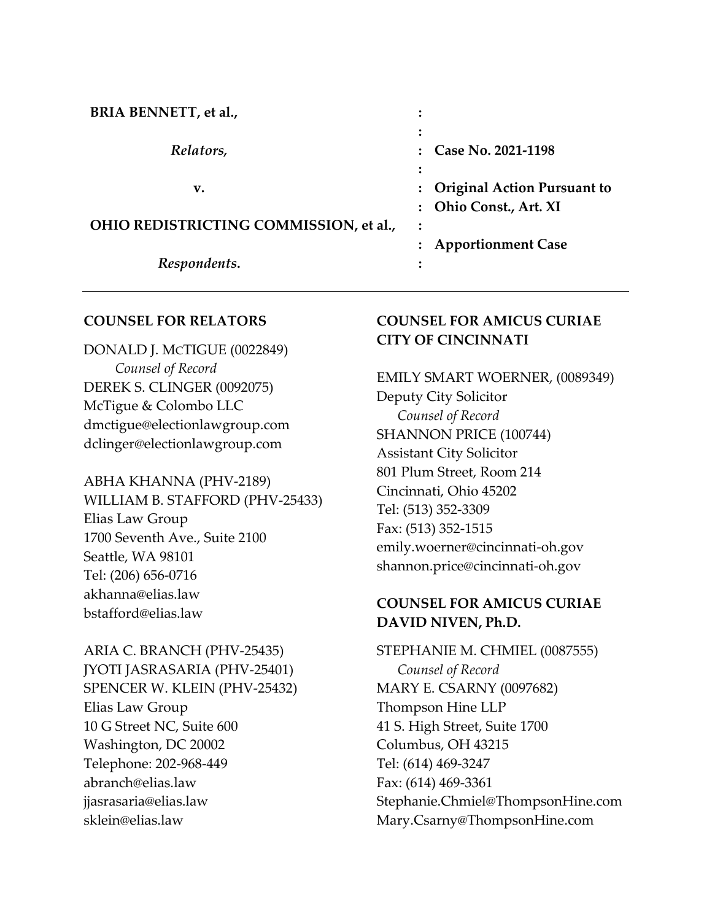| | | |
|---|---|---|
| **BRIA BENNETT, et al.,** | : | |
| | : | |
| *Relators,* | : | **Case No. 2021-1198** |
| | : | |
| **v.** | : | **Original Action Pursuant to** |
| | : | **Ohio Const., Art. XI** |
| **OHIO REDISTRICTING COMMISSION, et al.,** | : | |
| | : | **Apportionment Case** |
| ***Respondents.*** | : | |

---

**COUNSEL FOR RELATORS**

DONALD J. McTIGUE (0022849)
*Counsel of Record*
DEREK S. CLINGER (0092075)
McTigue & Colombo LLC
dmctigue@electionlawgroup.com
dclinger@electionlawgroup.com

ABHA KHANNA (PHV-2189)
WILLIAM B. STAFFORD (PHV-25433)
Elias Law Group
1700 Seventh Ave., Suite 2100
Seattle, WA 98101
Tel: (206) 656-0716
akhanna@elias.law
bstafford@elias.law

ARIA C. BRANCH (PHV-25435)
JYOTI JASRASARIA (PHV-25401)
SPENCER W. KLEIN (PHV-25432)
Elias Law Group
10 G Street NC, Suite 600
Washington, DC 20002
Telephone: 202-968-449
abranch@elias.law
jjasrasaria@elias.law
sklein@elias.law

**COUNSEL FOR AMICUS CURIAE CITY OF CINCINNATI**

EMILY SMART WOERNER, (0089349)
Deputy City Solicitor
*Counsel of Record*
SHANNON PRICE (100744)
Assistant City Solicitor
801 Plum Street, Room 214
Cincinnati, Ohio 45202
Tel: (513) 352-3309
Fax: (513) 352-1515
emily.woerner@cincinnati-oh.gov
shannon.price@cincinnati-oh.gov

**COUNSEL FOR AMICUS CURIAE DAVID NIVEN, Ph.D.**

STEPHANIE M. CHMIEL (0087555)
*Counsel of Record*
MARY E. CSARNY (0097682)
Thompson Hine LLP
41 S. High Street, Suite 1700
Columbus, OH 43215
Tel: (614) 469-3247
Fax: (614) 469-3361
Stephanie.Chmiel@ThompsonHine.com
Mary.Csarny@ThompsonHine.com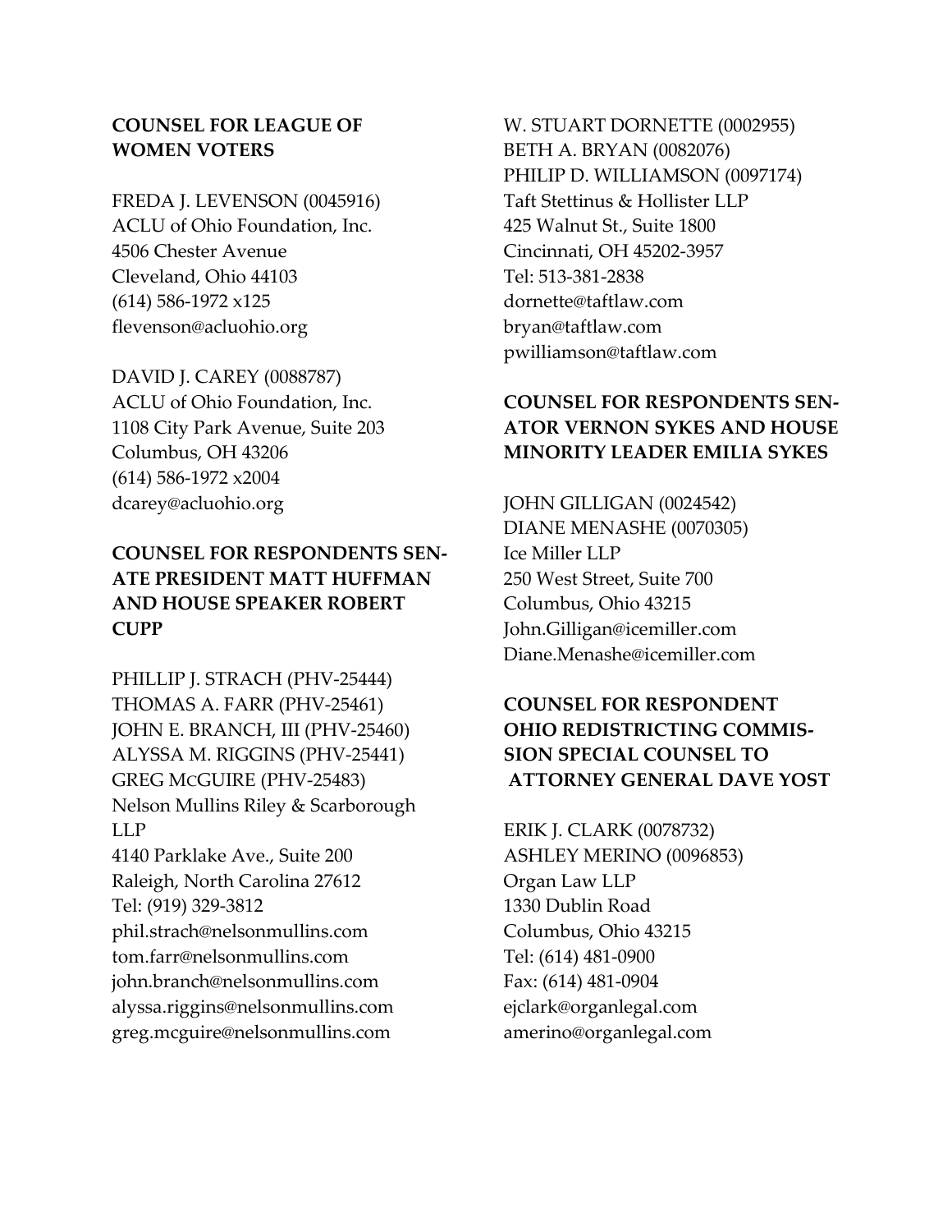**COUNSEL FOR LEAGUE OF WOMEN VOTERS**

FREDA J. LEVENSON (0045916)
ACLU of Ohio Foundation, Inc.
4506 Chester Avenue
Cleveland, Ohio 44103
(614) 586-1972 x125
flevenson@acluohio.org

DAVID J. CAREY (0088787)
ACLU of Ohio Foundation, Inc.
1108 City Park Avenue, Suite 203
Columbus, OH 43206
(614) 586-1972 x2004
dcarey@acluohio.org

**COUNSEL FOR RESPONDENTS SENATE PRESIDENT MATT HUFFMAN AND HOUSE SPEAKER ROBERT CUPP**

PHILLIP J. STRACH (PHV-25444)
THOMAS A. FARR (PHV-25461)
JOHN E. BRANCH, III (PHV-25460)
ALYSSA M. RIGGINS (PHV-25441)
GREG MCGUIRE (PHV-25483)
Nelson Mullins Riley & Scarborough LLP
4140 Parklake Ave., Suite 200
Raleigh, North Carolina 27612
Tel: (919) 329-3812
phil.strach@nelsonmullins.com
tom.farr@nelsonmullins.com
john.branch@nelsonmullins.com
alyssa.riggins@nelsonmullins.com
greg.mcguire@nelsonmullins.com

W. STUART DORNETTE (0002955)
BETH A. BRYAN (0082076)
PHILIP D. WILLIAMSON (0097174)
Taft Stettinus & Hollister LLP
425 Walnut St., Suite 1800
Cincinnati, OH 45202-3957
Tel: 513-381-2838
dornette@taftlaw.com
bryan@taftlaw.com
pwilliamson@taftlaw.com

**COUNSEL FOR RESPONDENTS SENATOR VERNON SYKES AND HOUSE MINORITY LEADER EMILIA SYKES**

JOHN GILLIGAN (0024542)
DIANE MENASHE (0070305)
Ice Miller LLP
250 West Street, Suite 700
Columbus, Ohio 43215
John.Gilligan@icemiller.com
Diane.Menashe@icemiller.com

**COUNSEL FOR RESPONDENT OHIO REDISTRICTING COMMISSION SPECIAL COUNSEL TO ATTORNEY GENERAL DAVE YOST**

ERIK J. CLARK (0078732)
ASHLEY MERINO (0096853)
Organ Law LLP
1330 Dublin Road
Columbus, Ohio 43215
Tel: (614) 481-0900
Fax: (614) 481-0904
ejclark@organlegal.com
amerino@organlegal.com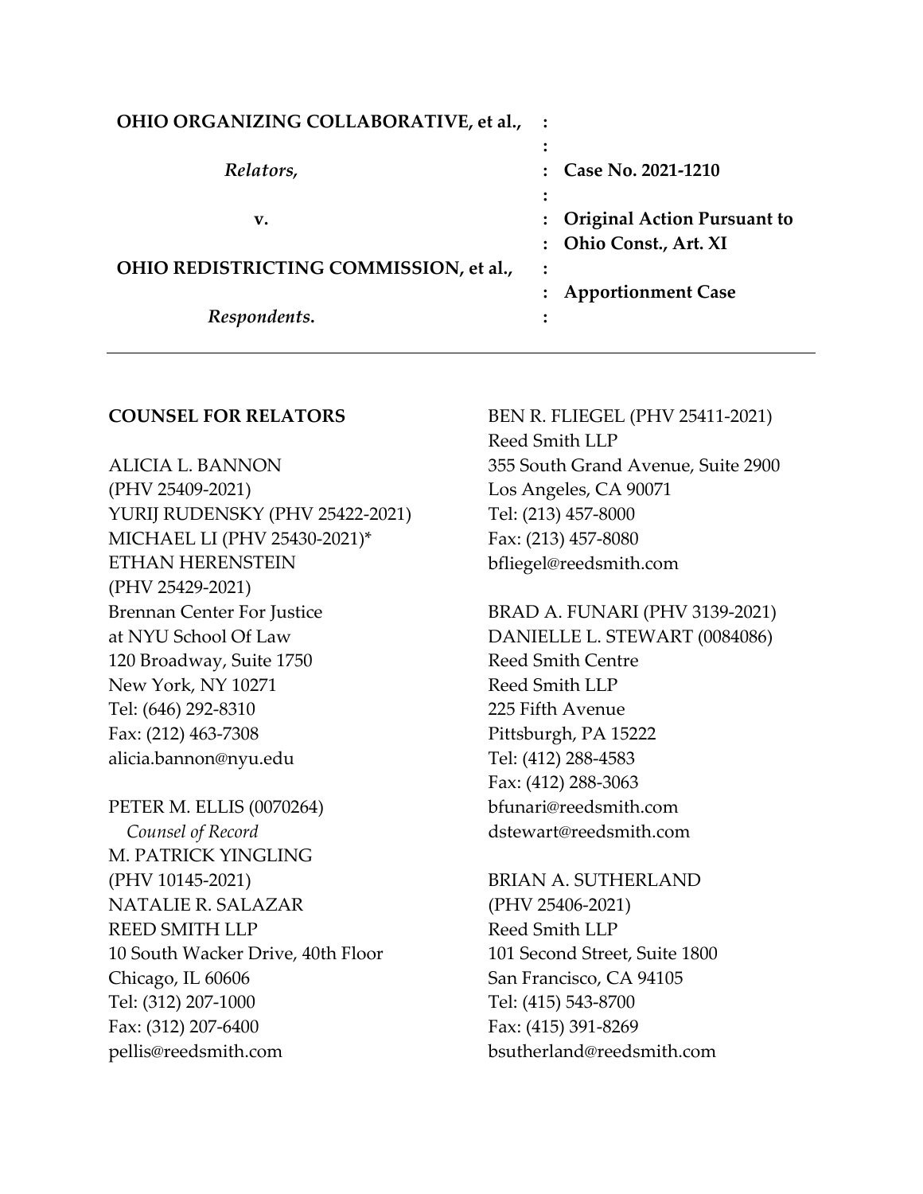| | | |
|---|---|---|
| **OHIO ORGANIZING COLLABORATIVE, et al.,** | : | |
| | : | |
| *Relators,* | : | **Case No. 2021-1210** |
| | : | |
| **v.** | : | **Original Action Pursuant to** |
| | : | **Ohio Const., Art. XI** |
| **OHIO REDISTRICTING COMMISSION, et al.,** | : | |
| | : | **Apportionment Case** |
| *Respondents***.** | : | |

---

**COUNSEL FOR RELATORS**

ALICIA L. BANNON
(PHV 25409-2021)
YURIJ RUDENSKY (PHV 25422-2021)
MICHAEL LI (PHV 25430-2021)*
ETHAN HERENSTEIN
(PHV 25429-2021)
Brennan Center For Justice
at NYU School Of Law
120 Broadway, Suite 1750
New York, NY 10271
Tel: (646) 292-8310
Fax: (212) 463-7308
alicia.bannon@nyu.edu

PETER M. ELLIS (0070264)
*Counsel of Record*
M. PATRICK YINGLING
(PHV 10145-2021)
NATALIE R. SALAZAR
REED SMITH LLP
10 South Wacker Drive, 40th Floor
Chicago, IL 60606
Tel: (312) 207-1000
Fax: (312) 207-6400
pellis@reedsmith.com

BEN R. FLIEGEL (PHV 25411-2021)
Reed Smith LLP
355 South Grand Avenue, Suite 2900
Los Angeles, CA 90071
Tel: (213) 457-8000
Fax: (213) 457-8080
bfliegel@reedsmith.com

BRAD A. FUNARI (PHV 3139-2021)
DANIELLE L. STEWART (0084086)
Reed Smith Centre
Reed Smith LLP
225 Fifth Avenue
Pittsburgh, PA 15222
Tel: (412) 288-4583
Fax: (412) 288-3063
bfunari@reedsmith.com
dstewart@reedsmith.com

BRIAN A. SUTHERLAND
(PHV 25406-2021)
Reed Smith LLP
101 Second Street, Suite 1800
San Francisco, CA 94105
Tel: (415) 543-8700
Fax: (415) 391-8269
bsutherland@reedsmith.com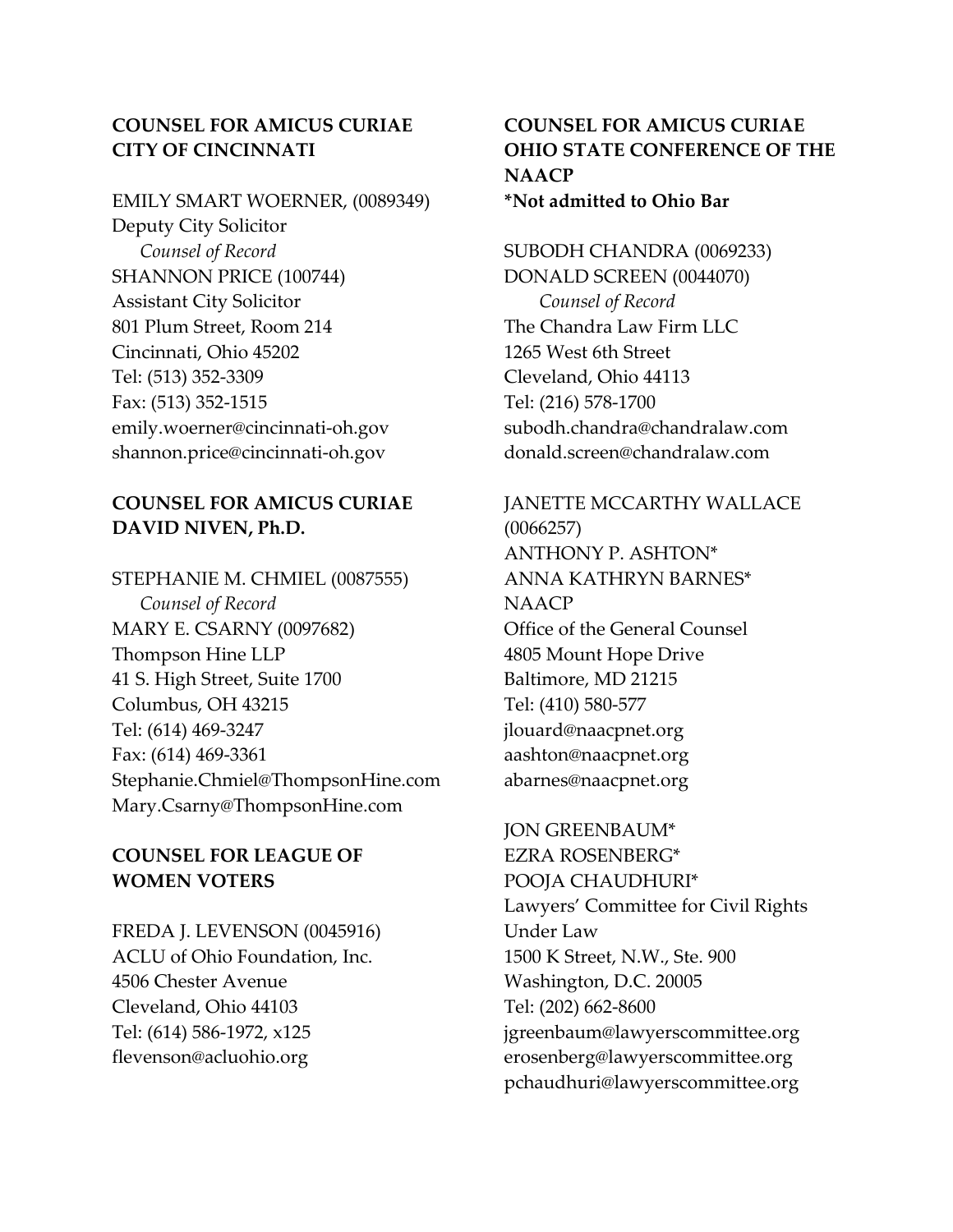**COUNSEL FOR AMICUS CURIAE CITY OF CINCINNATI**

EMILY SMART WOERNER, (0089349)
Deputy City Solicitor
*Counsel of Record*
SHANNON PRICE (100744)
Assistant City Solicitor
801 Plum Street, Room 214
Cincinnati, Ohio 45202
Tel: (513) 352-3309
Fax: (513) 352-1515
emily.woerner@cincinnati-oh.gov
shannon.price@cincinnati-oh.gov

**COUNSEL FOR AMICUS CURIAE DAVID NIVEN, Ph.D.**

STEPHANIE M. CHMIEL (0087555)
*Counsel of Record*
MARY E. CSARNY (0097682)
Thompson Hine LLP
41 S. High Street, Suite 1700
Columbus, OH 43215
Tel: (614) 469-3247
Fax: (614) 469-3361
Stephanie.Chmiel@ThompsonHine.com
Mary.Csarny@ThompsonHine.com

**COUNSEL FOR LEAGUE OF WOMEN VOTERS**

FREDA J. LEVENSON (0045916)
ACLU of Ohio Foundation, Inc.
4506 Chester Avenue
Cleveland, Ohio 44103
Tel: (614) 586-1972, x125
flevenson@acluohio.org

**COUNSEL FOR AMICUS CURIAE OHIO STATE CONFERENCE OF THE NAACP**
**\*Not admitted to Ohio Bar**

SUBODH CHANDRA (0069233)
DONALD SCREEN (0044070)
*Counsel of Record*
The Chandra Law Firm LLC
1265 West 6th Street
Cleveland, Ohio 44113
Tel: (216) 578-1700
subodh.chandra@chandralaw.com
donald.screen@chandralaw.com

JANETTE MCCARTHY WALLACE (0066257)
ANTHONY P. ASHTON*
ANNA KATHRYN BARNES*
NAACP
Office of the General Counsel
4805 Mount Hope Drive
Baltimore, MD 21215
Tel: (410) 580-577
jlouard@naacpnet.org
aashton@naacpnet.org
abarnes@naacpnet.org

JON GREENBAUM*
EZRA ROSENBERG*
POOJA CHAUDHURI*
Lawyers' Committee for Civil Rights Under Law
1500 K Street, N.W., Ste. 900
Washington, D.C. 20005
Tel: (202) 662-8600
jgreenbaum@lawyerscommittee.org
erosenberg@lawyerscommittee.org
pchaudhuri@lawyerscommittee.org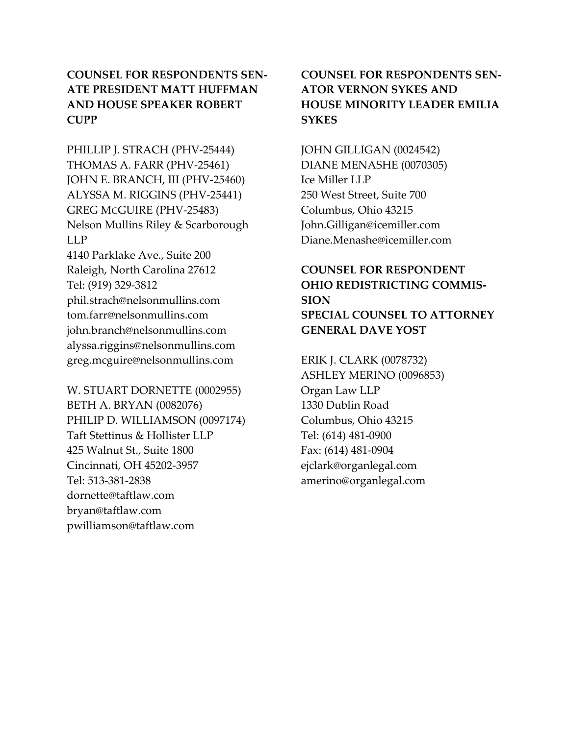**COUNSEL FOR RESPONDENTS SENATE PRESIDENT MATT HUFFMAN AND HOUSE SPEAKER ROBERT CUPP**

PHILLIP J. STRACH (PHV-25444)
THOMAS A. FARR (PHV-25461)
JOHN E. BRANCH, III (PHV-25460)
ALYSSA M. RIGGINS (PHV-25441)
GREG MCGUIRE (PHV-25483)
Nelson Mullins Riley & Scarborough LLP
4140 Parklake Ave., Suite 200
Raleigh, North Carolina 27612
Tel: (919) 329-3812
phil.strach@nelsonmullins.com
tom.farr@nelsonmullins.com
john.branch@nelsonmullins.com
alyssa.riggins@nelsonmullins.com
greg.mcguire@nelsonmullins.com

W. STUART DORNETTE (0002955)
BETH A. BRYAN (0082076)
PHILIP D. WILLIAMSON (0097174)
Taft Stettinus & Hollister LLP
425 Walnut St., Suite 1800
Cincinnati, OH 45202-3957
Tel: 513-381-2838
dornette@taftlaw.com
bryan@taftlaw.com
pwilliamson@taftlaw.com

**COUNSEL FOR RESPONDENTS SENATOR VERNON SYKES AND HOUSE MINORITY LEADER EMILIA SYKES**

JOHN GILLIGAN (0024542)
DIANE MENASHE (0070305)
Ice Miller LLP
250 West Street, Suite 700
Columbus, Ohio 43215
John.Gilligan@icemiller.com
Diane.Menashe@icemiller.com

**COUNSEL FOR RESPONDENT OHIO REDISTRICTING COMMISSION**
**SPECIAL COUNSEL TO ATTORNEY GENERAL DAVE YOST**

ERIK J. CLARK (0078732)
ASHLEY MERINO (0096853)
Organ Law LLP
1330 Dublin Road
Columbus, Ohio 43215
Tel: (614) 481-0900
Fax: (614) 481-0904
ejclark@organlegal.com
amerino@organlegal.com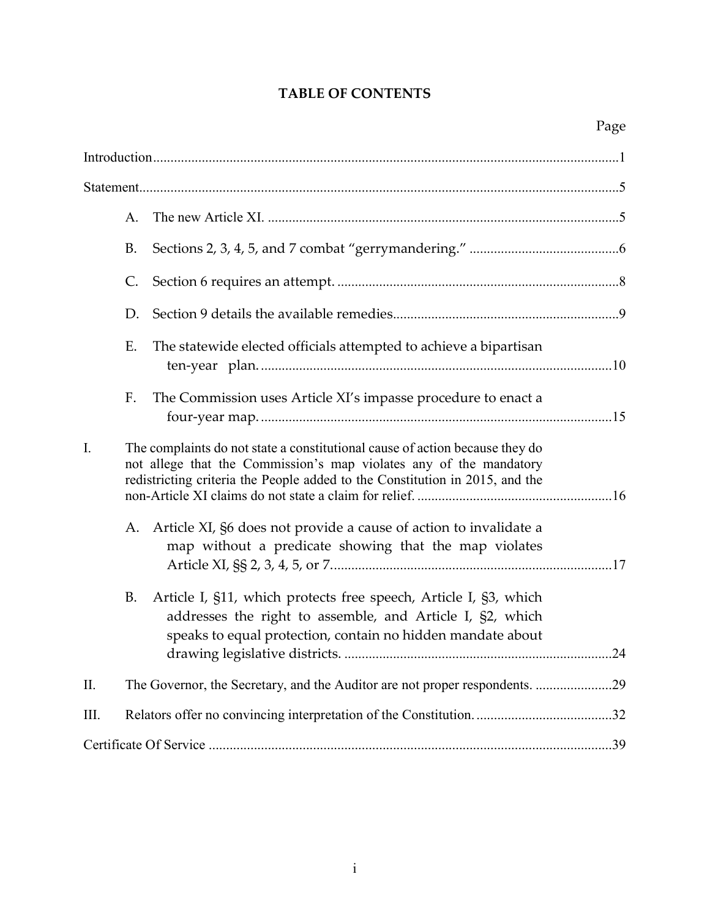# TABLE OF CONTENTS

Page

Introduction ..... 1

Statement ..... 5

- A. The new Article XI. ..... 5
- B. Sections 2, 3, 4, 5, and 7 combat "gerrymandering." ..... 6
- C. Section 6 requires an attempt. ..... 8
- D. Section 9 details the available remedies ..... 9
- E. The statewide elected officials attempted to achieve a bipartisan ten-year plan. ..... 10
- F. The Commission uses Article XI's impasse procedure to enact a four-year map. ..... 15

I. The complaints do not state a constitutional cause of action because they do not allege that the Commission's map violates any of the mandatory redistricting criteria the People added to the Constitution in 2015, and the non-Article XI claims do not state a claim for relief. ..... 16

- A. Article XI, §6 does not provide a cause of action to invalidate a map without a predicate showing that the map violates Article XI, §§ 2, 3, 4, 5, or 7. ..... 17
- B. Article I, §11, which protects free speech, Article I, §3, which addresses the right to assemble, and Article I, §2, which speaks to equal protection, contain no hidden mandate about drawing legislative districts. ..... 24

II. The Governor, the Secretary, and the Auditor are not proper respondents. ..... 29

III. Relators offer no convincing interpretation of the Constitution. ..... 32

Certificate Of Service ..... 39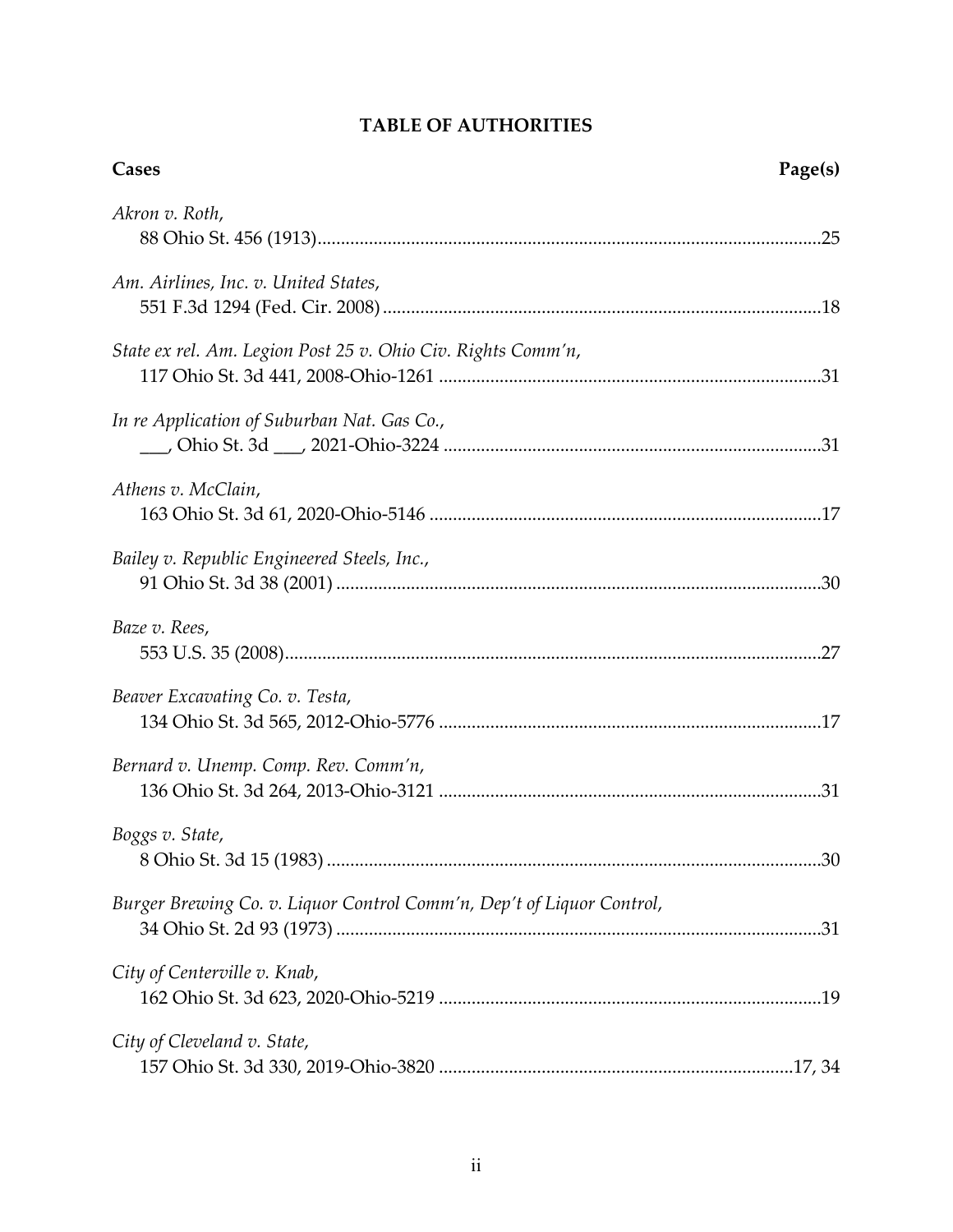## TABLE OF AUTHORITIES

**Cases** **Page(s)**

*Akron v. Roth*,
88 Ohio St. 456 (1913) .......... 25

*Am. Airlines, Inc. v. United States*,
551 F.3d 1294 (Fed. Cir. 2008) .......... 18

*State ex rel. Am. Legion Post 25 v. Ohio Civ. Rights Comm'n*,
117 Ohio St. 3d 441, 2008-Ohio-1261 .......... 31

*In re Application of Suburban Nat. Gas Co.*,
___, Ohio St. 3d ___, 2021-Ohio-3224 .......... 31

*Athens v. McClain*,
163 Ohio St. 3d 61, 2020-Ohio-5146 .......... 17

*Bailey v. Republic Engineered Steels, Inc.*,
91 Ohio St. 3d 38 (2001) .......... 30

*Baze v. Rees*,
553 U.S. 35 (2008) .......... 27

*Beaver Excavating Co. v. Testa*,
134 Ohio St. 3d 565, 2012-Ohio-5776 .......... 17

*Bernard v. Unemp. Comp. Rev. Comm'n*,
136 Ohio St. 3d 264, 2013-Ohio-3121 .......... 31

*Boggs v. State*,
8 Ohio St. 3d 15 (1983) .......... 30

*Burger Brewing Co. v. Liquor Control Comm'n, Dep't of Liquor Control*,
34 Ohio St. 2d 93 (1973) .......... 31

*City of Centerville v. Knab*,
162 Ohio St. 3d 623, 2020-Ohio-5219 .......... 19

*City of Cleveland v. State*,
157 Ohio St. 3d 330, 2019-Ohio-3820 .......... 17, 34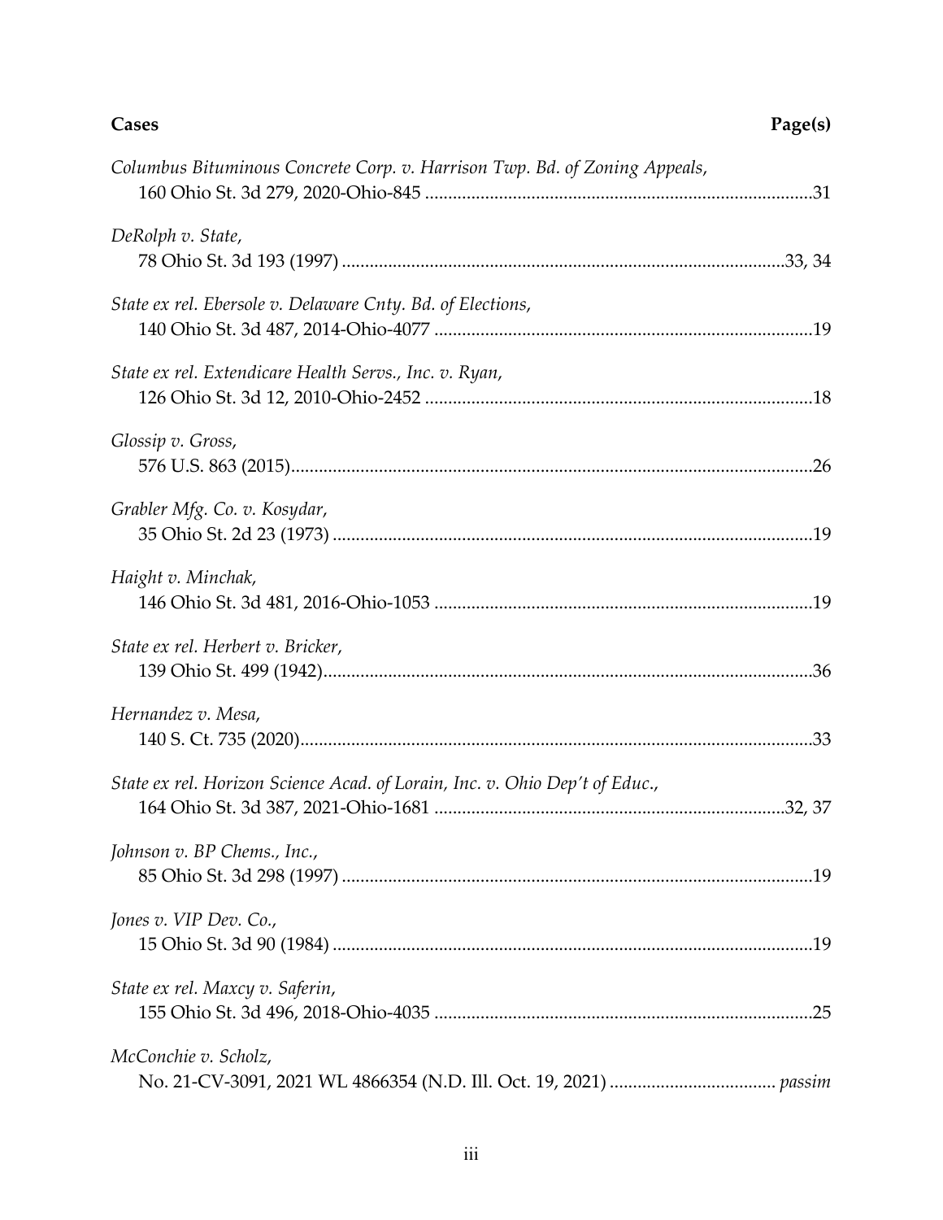| **Cases** | **Page(s)** |
|---|---|
| *Columbus Bituminous Concrete Corp. v. Harrison Twp. Bd. of Zoning Appeals*, 160 Ohio St. 3d 279, 2020-Ohio-845 | 31 |
| *DeRolph v. State*, 78 Ohio St. 3d 193 (1997) | 33, 34 |
| *State ex rel. Ebersole v. Delaware Cnty. Bd. of Elections*, 140 Ohio St. 3d 487, 2014-Ohio-4077 | 19 |
| *State ex rel. Extendicare Health Servs., Inc. v. Ryan*, 126 Ohio St. 3d 12, 2010-Ohio-2452 | 18 |
| *Glossip v. Gross*, 576 U.S. 863 (2015) | 26 |
| *Grabler Mfg. Co. v. Kosydar*, 35 Ohio St. 2d 23 (1973) | 19 |
| *Haight v. Minchak*, 146 Ohio St. 3d 481, 2016-Ohio-1053 | 19 |
| *State ex rel. Herbert v. Bricker*, 139 Ohio St. 499 (1942) | 36 |
| *Hernandez v. Mesa*, 140 S. Ct. 735 (2020) | 33 |
| *State ex rel. Horizon Science Acad. of Lorain, Inc. v. Ohio Dep't of Educ.*, 164 Ohio St. 3d 387, 2021-Ohio-1681 | 32, 37 |
| *Johnson v. BP Chems., Inc.*, 85 Ohio St. 3d 298 (1997) | 19 |
| *Jones v. VIP Dev. Co.*, 15 Ohio St. 3d 90 (1984) | 19 |
| *State ex rel. Maxcy v. Saferin*, 155 Ohio St. 3d 496, 2018-Ohio-4035 | 25 |
| *McConchie v. Scholz*, No. 21-CV-3091, 2021 WL 4866354 (N.D. Ill. Oct. 19, 2021) | *passim* |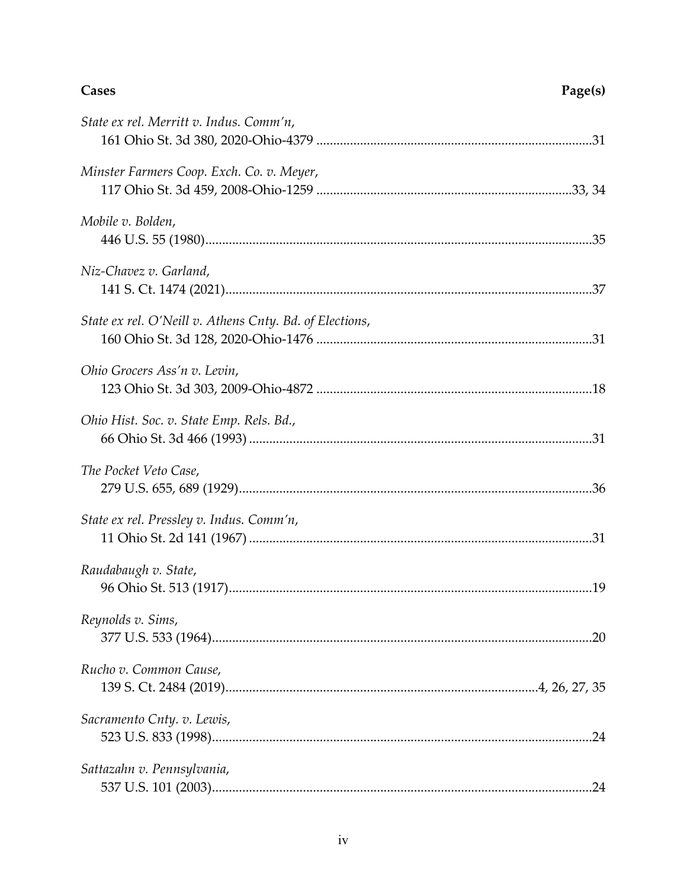| Cases | Page(s) |
|---|---|
| *State ex rel. Merritt v. Indus. Comm'n*, 161 Ohio St. 3d 380, 2020-Ohio-4379 | 31 |
| *Minster Farmers Coop. Exch. Co. v. Meyer*, 117 Ohio St. 3d 459, 2008-Ohio-1259 | 33, 34 |
| *Mobile v. Bolden*, 446 U.S. 55 (1980) | 35 |
| *Niz-Chavez v. Garland*, 141 S. Ct. 1474 (2021) | 37 |
| *State ex rel. O'Neill v. Athens Cnty. Bd. of Elections*, 160 Ohio St. 3d 128, 2020-Ohio-1476 | 31 |
| *Ohio Grocers Ass'n v. Levin*, 123 Ohio St. 3d 303, 2009-Ohio-4872 | 18 |
| *Ohio Hist. Soc. v. State Emp. Rels. Bd.*, 66 Ohio St. 3d 466 (1993) | 31 |
| *The Pocket Veto Case*, 279 U.S. 655, 689 (1929) | 36 |
| *State ex rel. Pressley v. Indus. Comm'n*, 11 Ohio St. 2d 141 (1967) | 31 |
| *Raudabaugh v. State*, 96 Ohio St. 513 (1917) | 19 |
| *Reynolds v. Sims*, 377 U.S. 533 (1964) | 20 |
| *Rucho v. Common Cause*, 139 S. Ct. 2484 (2019) | 4, 26, 27, 35 |
| *Sacramento Cnty. v. Lewis*, 523 U.S. 833 (1998) | 24 |
| *Sattazahn v. Pennsylvania*, 537 U.S. 101 (2003) | 24 |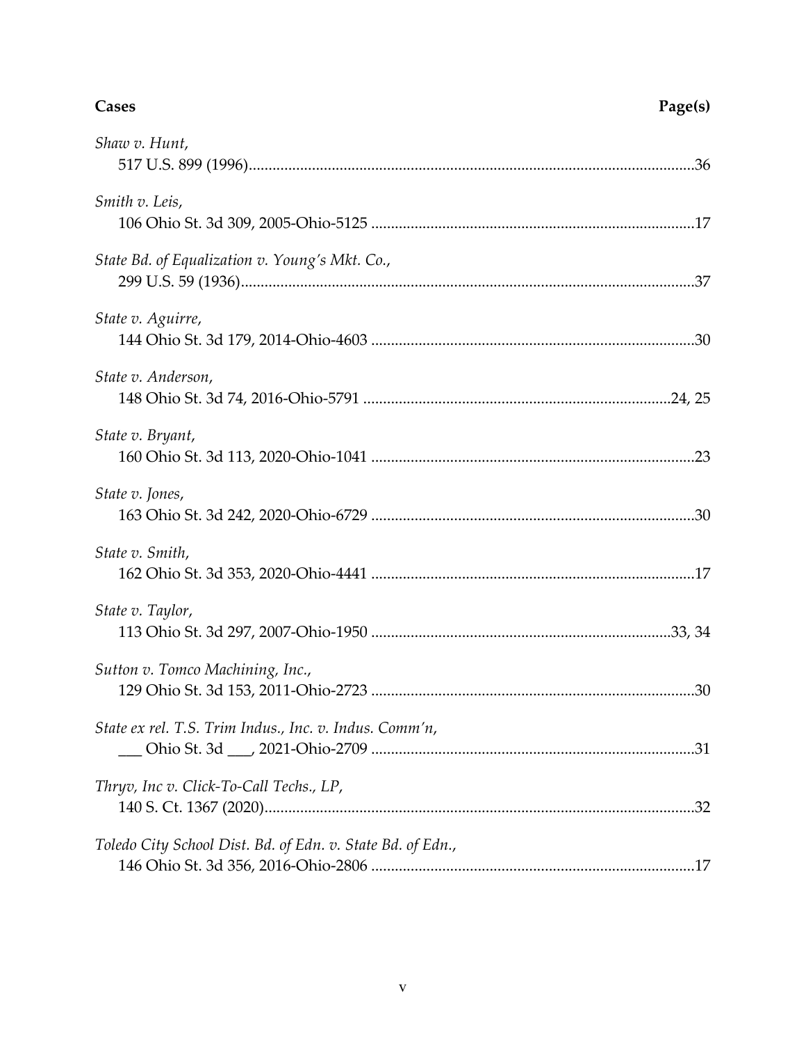**Cases** | **Page(s)**

*Shaw v. Hunt*,
517 U.S. 899 (1996)....................................................................................................36

*Smith v. Leis*,
106 Ohio St. 3d 309, 2005-Ohio-5125 ....................................................................17

*State Bd. of Equalization v. Young's Mkt. Co.*,
299 U.S. 59 (1936)......................................................................................................37

*State v. Aguirre*,
144 Ohio St. 3d 179, 2014-Ohio-4603 ....................................................................30

*State v. Anderson*,
148 Ohio St. 3d 74, 2016-Ohio-5791 ................................................................24, 25

*State v. Bryant*,
160 Ohio St. 3d 113, 2020-Ohio-1041 ....................................................................23

*State v. Jones*,
163 Ohio St. 3d 242, 2020-Ohio-6729 ....................................................................30

*State v. Smith*,
162 Ohio St. 3d 353, 2020-Ohio-4441 ....................................................................17

*State v. Taylor*,
113 Ohio St. 3d 297, 2007-Ohio-1950 ..............................................................33, 34

*Sutton v. Tomco Machining, Inc.*,
129 Ohio St. 3d 153, 2011-Ohio-2723 ....................................................................30

*State ex rel. T.S. Trim Indus., Inc. v. Indus. Comm'n*,
___ Ohio St. 3d ___, 2021-Ohio-2709 ....................................................................31

*Thryv, Inc v. Click-To-Call Techs., LP*,
140 S. Ct. 1367 (2020)..............................................................................................32

*Toledo City School Dist. Bd. of Edn. v. State Bd. of Edn.*,
146 Ohio St. 3d 356, 2016-Ohio-2806 ....................................................................17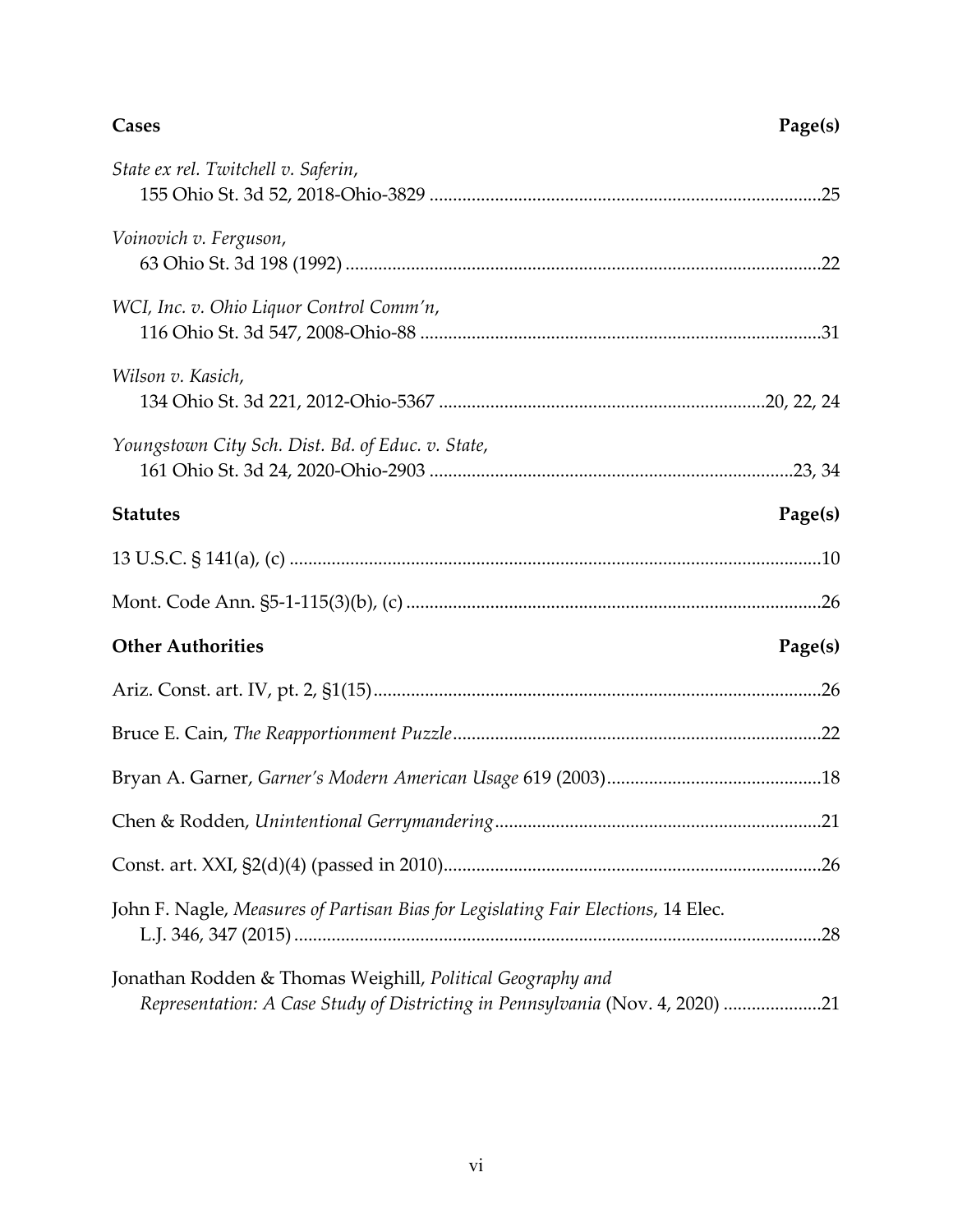| **Cases** | **Page(s)** |
|---|---|
| *State ex rel. Twitchell v. Saferin*, 155 Ohio St. 3d 52, 2018-Ohio-3829 | 25 |
| *Voinovich v. Ferguson*, 63 Ohio St. 3d 198 (1992) | 22 |
| *WCI, Inc. v. Ohio Liquor Control Comm'n*, 116 Ohio St. 3d 547, 2008-Ohio-88 | 31 |
| *Wilson v. Kasich*, 134 Ohio St. 3d 221, 2012-Ohio-5367 | 20, 22, 24 |
| *Youngstown City Sch. Dist. Bd. of Educ. v. State*, 161 Ohio St. 3d 24, 2020-Ohio-2903 | 23, 34 |

| **Statutes** | **Page(s)** |
|---|---|
| 13 U.S.C. § 141(a), (c) | 10 |
| Mont. Code Ann. §5-1-115(3)(b), (c) | 26 |

| **Other Authorities** | **Page(s)** |
|---|---|
| Ariz. Const. art. IV, pt. 2, §1(15) | 26 |
| Bruce E. Cain, *The Reapportionment Puzzle* | 22 |
| Bryan A. Garner, *Garner's Modern American Usage* 619 (2003) | 18 |
| Chen & Rodden, *Unintentional Gerrymandering* | 21 |
| Const. art. XXI, §2(d)(4) (passed in 2010) | 26 |
| John F. Nagle, *Measures of Partisan Bias for Legislating Fair Elections*, 14 Elec. L.J. 346, 347 (2015) | 28 |
| Jonathan Rodden & Thomas Weighill, *Political Geography and Representation: A Case Study of Districting in Pennsylvania* (Nov. 4, 2020) | 21 |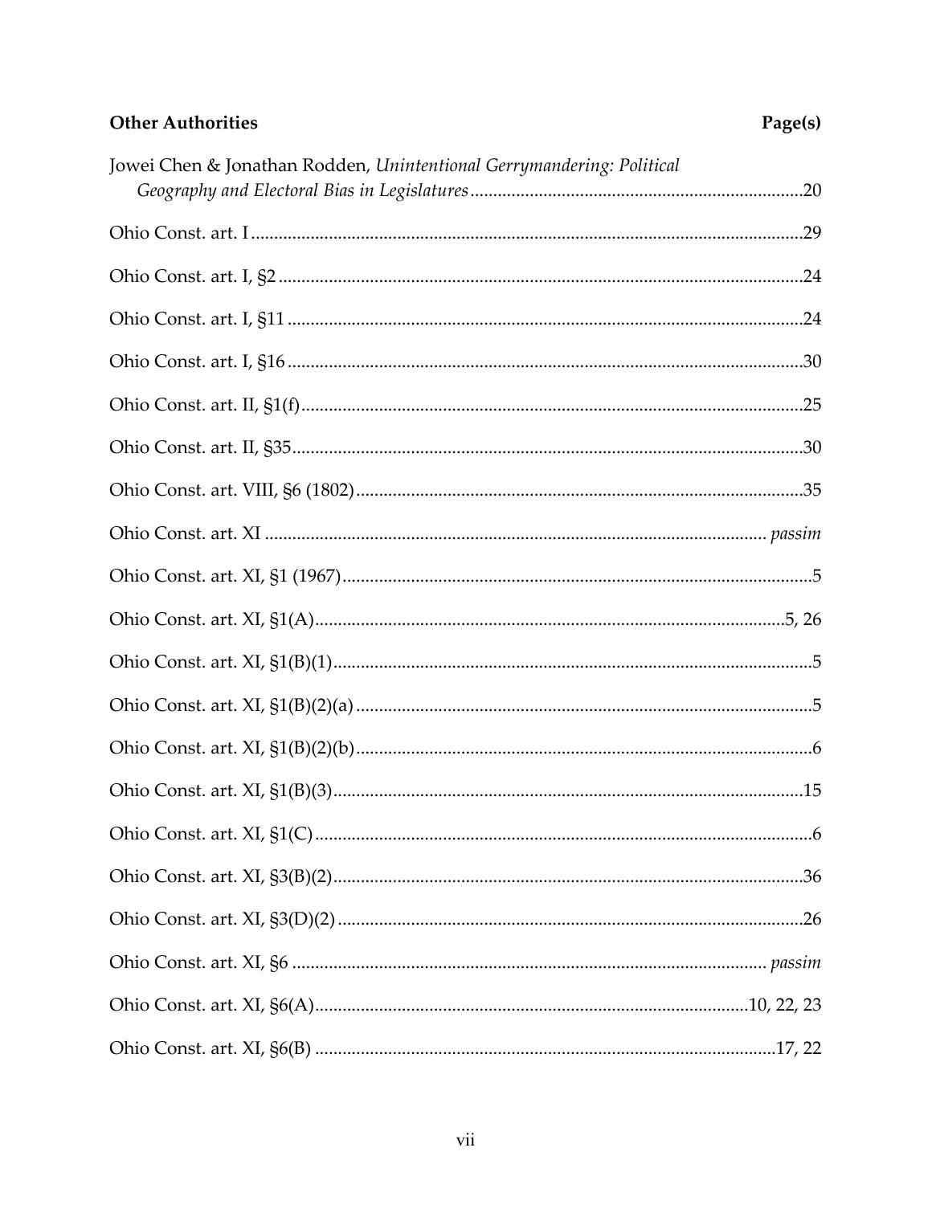**Other Authorities** **Page(s)**

Jowei Chen & Jonathan Rodden, *Unintentional Gerrymandering: Political Geography and Electoral Bias in Legislatures*........................................................................20

Ohio Const. art. I.......................................................................................................29

Ohio Const. art. I, §2.................................................................................................24

Ohio Const. art. I, §11...............................................................................................24

Ohio Const. art. I, §16...............................................................................................30

Ohio Const. art. II, §1(f)............................................................................................25

Ohio Const. art. II, §35...............................................................................................30

Ohio Const. art. VIII, §6 (1802).................................................................................35

Ohio Const. art. XI ............................................................................................ *passim*

Ohio Const. art. XI, §1 (1967).....................................................................................5

Ohio Const. art. XI, §1(A)......................................................................................5, 26

Ohio Const. art. XI, §1(B)(1)........................................................................................5

Ohio Const. art. XI, §1(B)(2)(a)...................................................................................5

Ohio Const. art. XI, §1(B)(2)(b)...................................................................................6

Ohio Const. art. XI, §1(B)(3).....................................................................................15

Ohio Const. art. XI, §1(C)...........................................................................................6

Ohio Const. art. XI, §3(B)(2)......................................................................................36

Ohio Const. art. XI, §3(D)(2).....................................................................................26

Ohio Const. art. XI, §6 ....................................................................................... *passim*

Ohio Const. art. XI, §6(A).............................................................................10, 22, 23

Ohio Const. art. XI, §6(B) ....................................................................................17, 22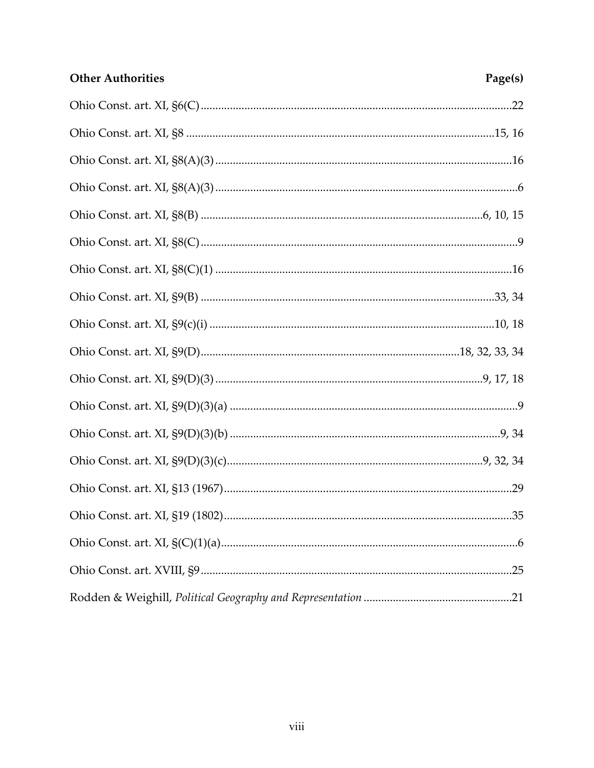| Other Authorities | Page(s) |
|---|---|
| Ohio Const. art. XI, §6(C) | 22 |
| Ohio Const. art. XI, §8 | 15, 16 |
| Ohio Const. art. XI, §8(A)(3) | 16 |
| Ohio Const. art. XI, §8(A)(3) | 6 |
| Ohio Const. art. XI, §8(B) | 6, 10, 15 |
| Ohio Const. art. XI, §8(C) | 9 |
| Ohio Const. art. XI, §8(C)(1) | 16 |
| Ohio Const. art. XI, §9(B) | 33, 34 |
| Ohio Const. art. XI, §9(c)(i) | 10, 18 |
| Ohio Const. art. XI, §9(D) | 18, 32, 33, 34 |
| Ohio Const. art. XI, §9(D)(3) | 9, 17, 18 |
| Ohio Const. art. XI, §9(D)(3)(a) | 9 |
| Ohio Const. art. XI, §9(D)(3)(b) | 9, 34 |
| Ohio Const. art. XI, §9(D)(3)(c) | 9, 32, 34 |
| Ohio Const. art. XI, §13 (1967) | 29 |
| Ohio Const. art. XI, §19 (1802) | 35 |
| Ohio Const. art. XI, §(C)(1)(a) | 6 |
| Ohio Const. art. XVIII, §9 | 25 |
| Rodden & Weighill, *Political Geography and Representation* | 21 |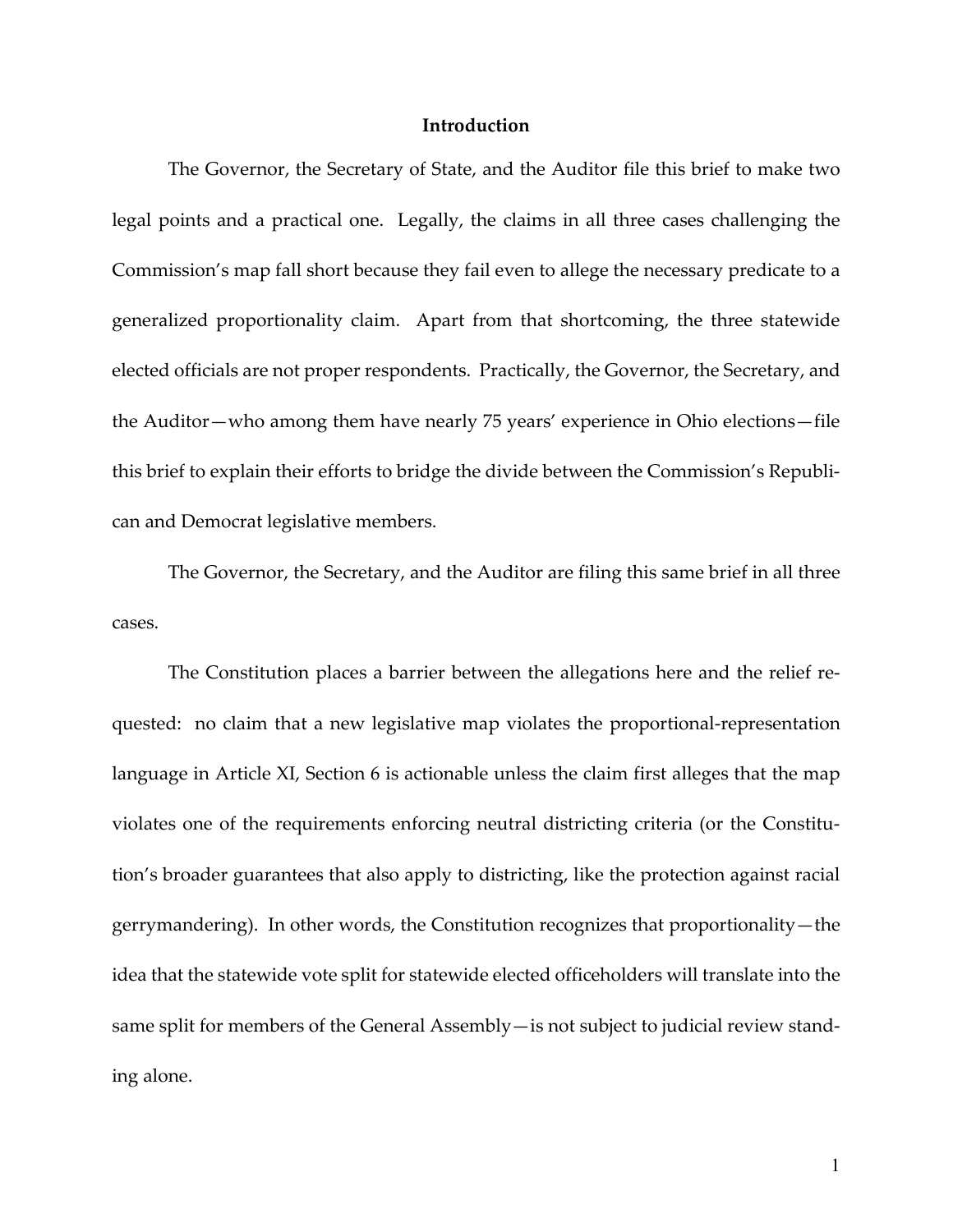## Introduction

The Governor, the Secretary of State, and the Auditor file this brief to make two legal points and a practical one. Legally, the claims in all three cases challenging the Commission's map fall short because they fail even to allege the necessary predicate to a generalized proportionality claim. Apart from that shortcoming, the three statewide elected officials are not proper respondents. Practically, the Governor, the Secretary, and the Auditor—who among them have nearly 75 years' experience in Ohio elections—file this brief to explain their efforts to bridge the divide between the Commission's Republican and Democrat legislative members.

The Governor, the Secretary, and the Auditor are filing this same brief in all three cases.

The Constitution places a barrier between the allegations here and the relief requested: no claim that a new legislative map violates the proportional-representation language in Article XI, Section 6 is actionable unless the claim first alleges that the map violates one of the requirements enforcing neutral districting criteria (or the Constitution's broader guarantees that also apply to districting, like the protection against racial gerrymandering). In other words, the Constitution recognizes that proportionality—the idea that the statewide vote split for statewide elected officeholders will translate into the same split for members of the General Assembly—is not subject to judicial review standing alone.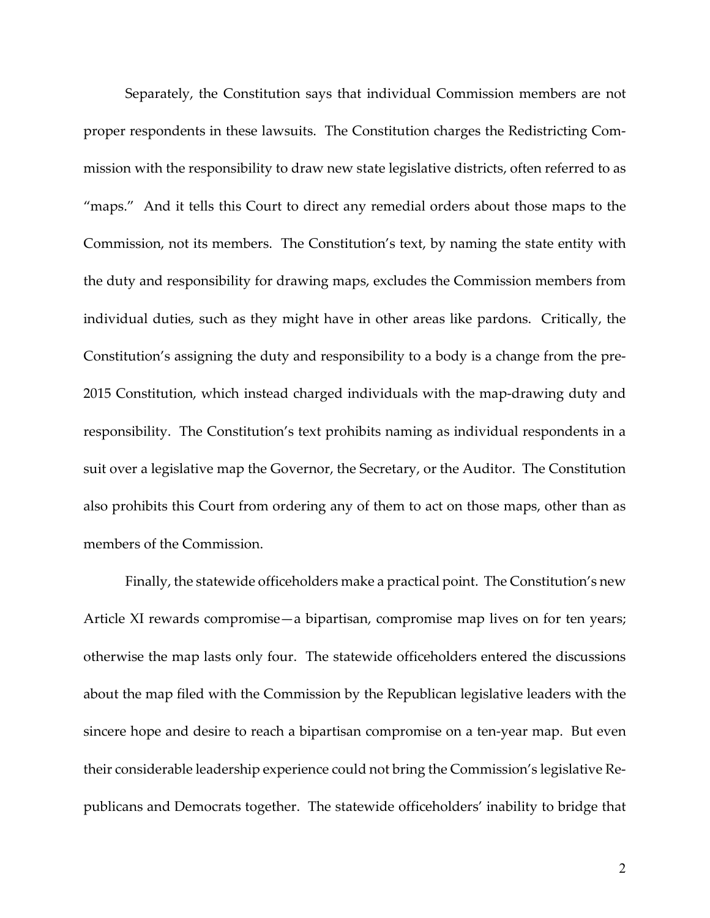Separately, the Constitution says that individual Commission members are not proper respondents in these lawsuits. The Constitution charges the Redistricting Commission with the responsibility to draw new state legislative districts, often referred to as "maps." And it tells this Court to direct any remedial orders about those maps to the Commission, not its members. The Constitution's text, by naming the state entity with the duty and responsibility for drawing maps, excludes the Commission members from individual duties, such as they might have in other areas like pardons. Critically, the Constitution's assigning the duty and responsibility to a body is a change from the pre-2015 Constitution, which instead charged individuals with the map-drawing duty and responsibility. The Constitution's text prohibits naming as individual respondents in a suit over a legislative map the Governor, the Secretary, or the Auditor. The Constitution also prohibits this Court from ordering any of them to act on those maps, other than as members of the Commission.

Finally, the statewide officeholders make a practical point. The Constitution's new Article XI rewards compromise—a bipartisan, compromise map lives on for ten years; otherwise the map lasts only four. The statewide officeholders entered the discussions about the map filed with the Commission by the Republican legislative leaders with the sincere hope and desire to reach a bipartisan compromise on a ten-year map. But even their considerable leadership experience could not bring the Commission's legislative Republicans and Democrats together. The statewide officeholders' inability to bridge that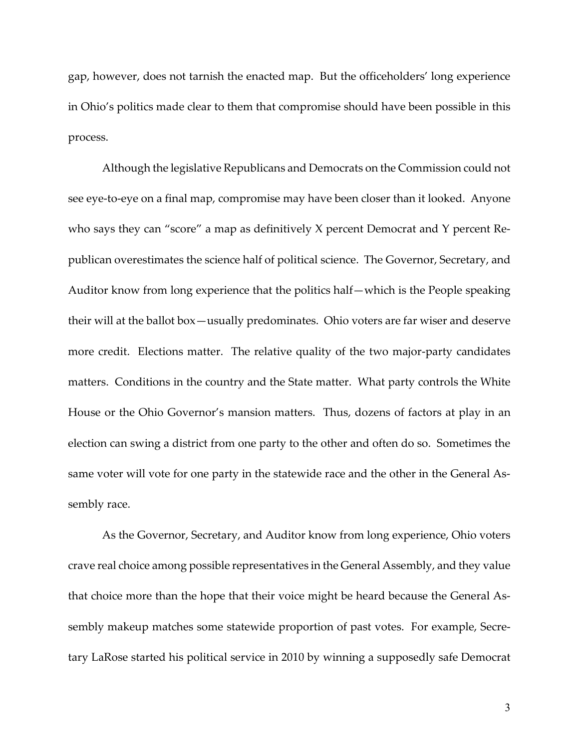gap, however, does not tarnish the enacted map. But the officeholders' long experience in Ohio's politics made clear to them that compromise should have been possible in this process.

Although the legislative Republicans and Democrats on the Commission could not see eye-to-eye on a final map, compromise may have been closer than it looked. Anyone who says they can "score" a map as definitively X percent Democrat and Y percent Republican overestimates the science half of political science. The Governor, Secretary, and Auditor know from long experience that the politics half—which is the People speaking their will at the ballot box—usually predominates. Ohio voters are far wiser and deserve more credit. Elections matter. The relative quality of the two major-party candidates matters. Conditions in the country and the State matter. What party controls the White House or the Ohio Governor's mansion matters. Thus, dozens of factors at play in an election can swing a district from one party to the other and often do so. Sometimes the same voter will vote for one party in the statewide race and the other in the General Assembly race.

As the Governor, Secretary, and Auditor know from long experience, Ohio voters crave real choice among possible representatives in the General Assembly, and they value that choice more than the hope that their voice might be heard because the General Assembly makeup matches some statewide proportion of past votes. For example, Secretary LaRose started his political service in 2010 by winning a supposedly safe Democrat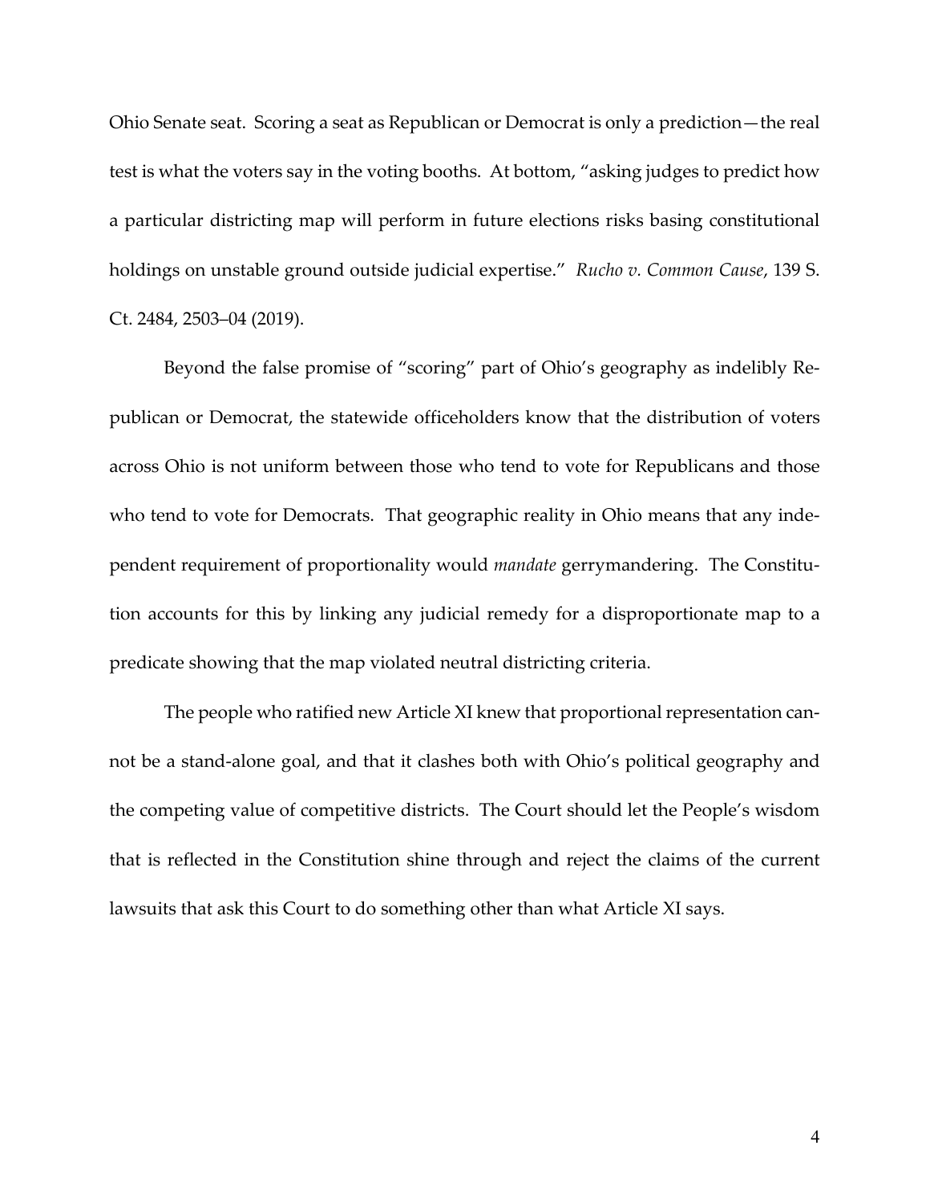Ohio Senate seat. Scoring a seat as Republican or Democrat is only a prediction—the real test is what the voters say in the voting booths. At bottom, "asking judges to predict how a particular districting map will perform in future elections risks basing constitutional holdings on unstable ground outside judicial expertise." *Rucho v. Common Cause*, 139 S. Ct. 2484, 2503–04 (2019).

Beyond the false promise of "scoring" part of Ohio's geography as indelibly Republican or Democrat, the statewide officeholders know that the distribution of voters across Ohio is not uniform between those who tend to vote for Republicans and those who tend to vote for Democrats. That geographic reality in Ohio means that any independent requirement of proportionality would *mandate* gerrymandering. The Constitution accounts for this by linking any judicial remedy for a disproportionate map to a predicate showing that the map violated neutral districting criteria.

The people who ratified new Article XI knew that proportional representation cannot be a stand-alone goal, and that it clashes both with Ohio's political geography and the competing value of competitive districts. The Court should let the People's wisdom that is reflected in the Constitution shine through and reject the claims of the current lawsuits that ask this Court to do something other than what Article XI says.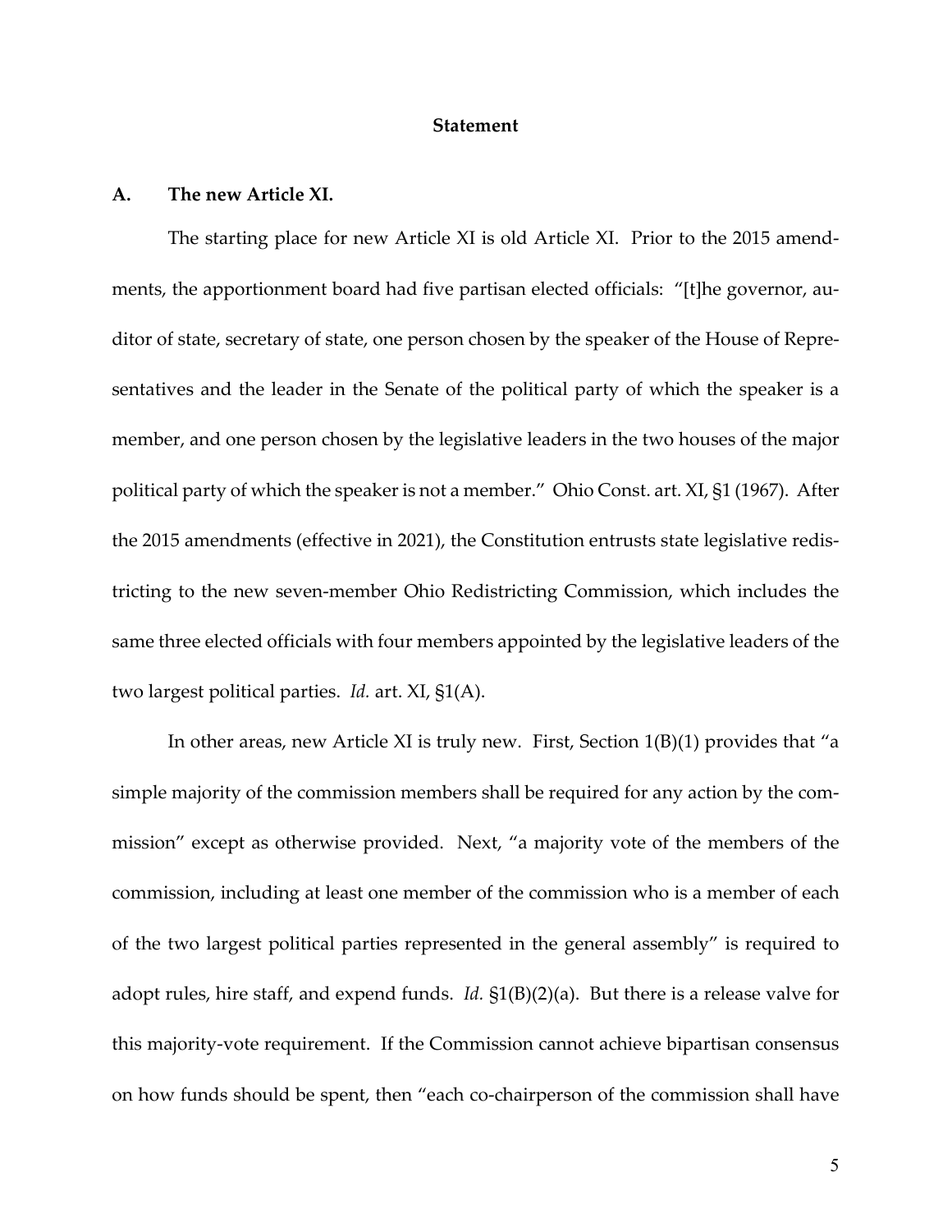## Statement

### A. The new Article XI.

The starting place for new Article XI is old Article XI. Prior to the 2015 amendments, the apportionment board had five partisan elected officials: "[t]he governor, auditor of state, secretary of state, one person chosen by the speaker of the House of Representatives and the leader in the Senate of the political party of which the speaker is a member, and one person chosen by the legislative leaders in the two houses of the major political party of which the speaker is not a member." Ohio Const. art. XI, §1 (1967). After the 2015 amendments (effective in 2021), the Constitution entrusts state legislative redistricting to the new seven-member Ohio Redistricting Commission, which includes the same three elected officials with four members appointed by the legislative leaders of the two largest political parties. *Id.* art. XI, §1(A).

In other areas, new Article XI is truly new. First, Section 1(B)(1) provides that "a simple majority of the commission members shall be required for any action by the commission" except as otherwise provided. Next, "a majority vote of the members of the commission, including at least one member of the commission who is a member of each of the two largest political parties represented in the general assembly" is required to adopt rules, hire staff, and expend funds. *Id.* §1(B)(2)(a). But there is a release valve for this majority-vote requirement. If the Commission cannot achieve bipartisan consensus on how funds should be spent, then "each co-chairperson of the commission shall have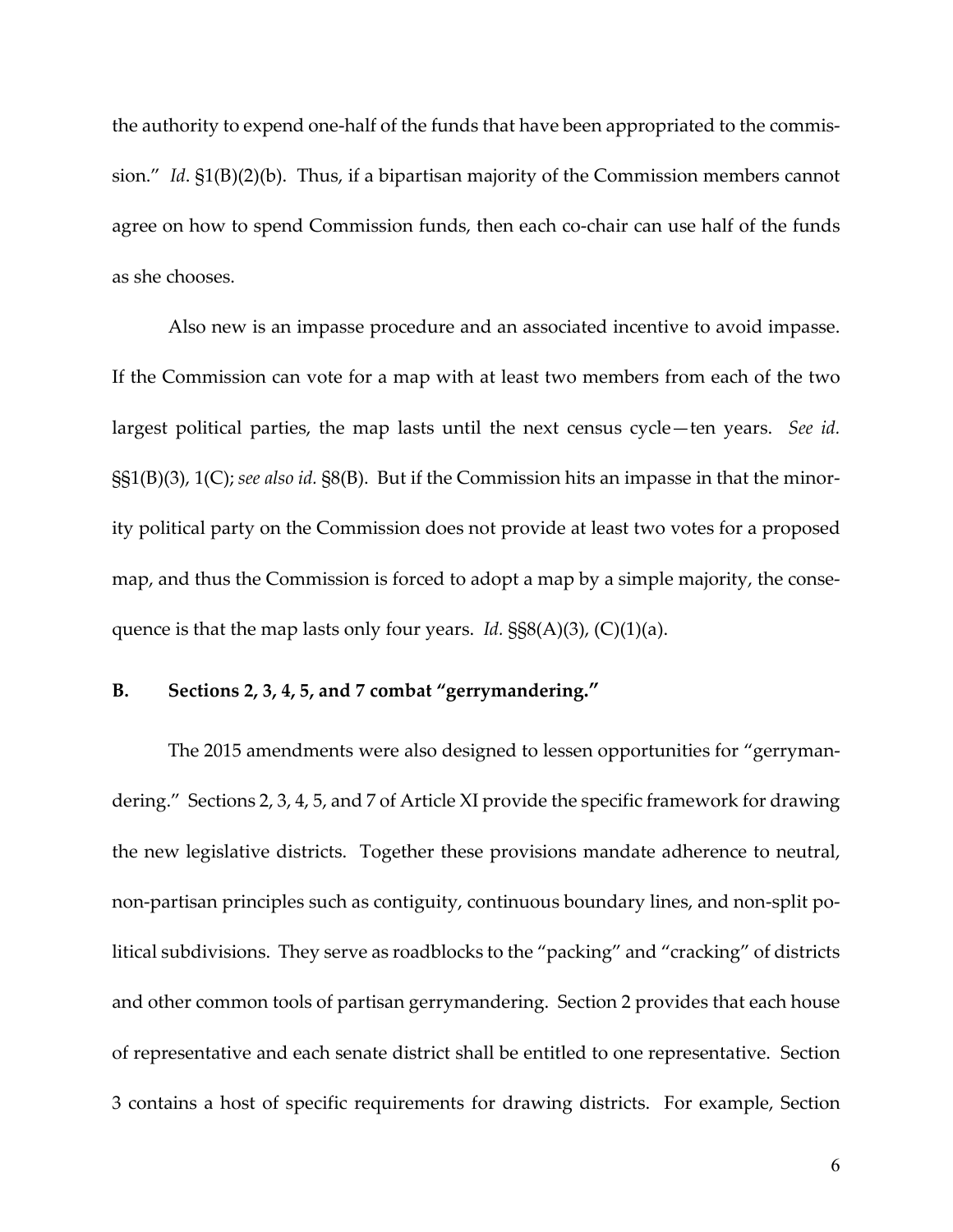the authority to expend one-half of the funds that have been appropriated to the commission." *Id*. §1(B)(2)(b). Thus, if a bipartisan majority of the Commission members cannot agree on how to spend Commission funds, then each co-chair can use half of the funds as she chooses.

Also new is an impasse procedure and an associated incentive to avoid impasse. If the Commission can vote for a map with at least two members from each of the two largest political parties, the map lasts until the next census cycle—ten years. *See id.* §§1(B)(3), 1(C); *see also id.* §8(B). But if the Commission hits an impasse in that the minority political party on the Commission does not provide at least two votes for a proposed map, and thus the Commission is forced to adopt a map by a simple majority, the consequence is that the map lasts only four years. *Id.* §§8(A)(3), (C)(1)(a).

### B. Sections 2, 3, 4, 5, and 7 combat "gerrymandering."

The 2015 amendments were also designed to lessen opportunities for "gerrymandering." Sections 2, 3, 4, 5, and 7 of Article XI provide the specific framework for drawing the new legislative districts. Together these provisions mandate adherence to neutral, non-partisan principles such as contiguity, continuous boundary lines, and non-split political subdivisions. They serve as roadblocks to the "packing" and "cracking" of districts and other common tools of partisan gerrymandering. Section 2 provides that each house of representative and each senate district shall be entitled to one representative. Section 3 contains a host of specific requirements for drawing districts. For example, Section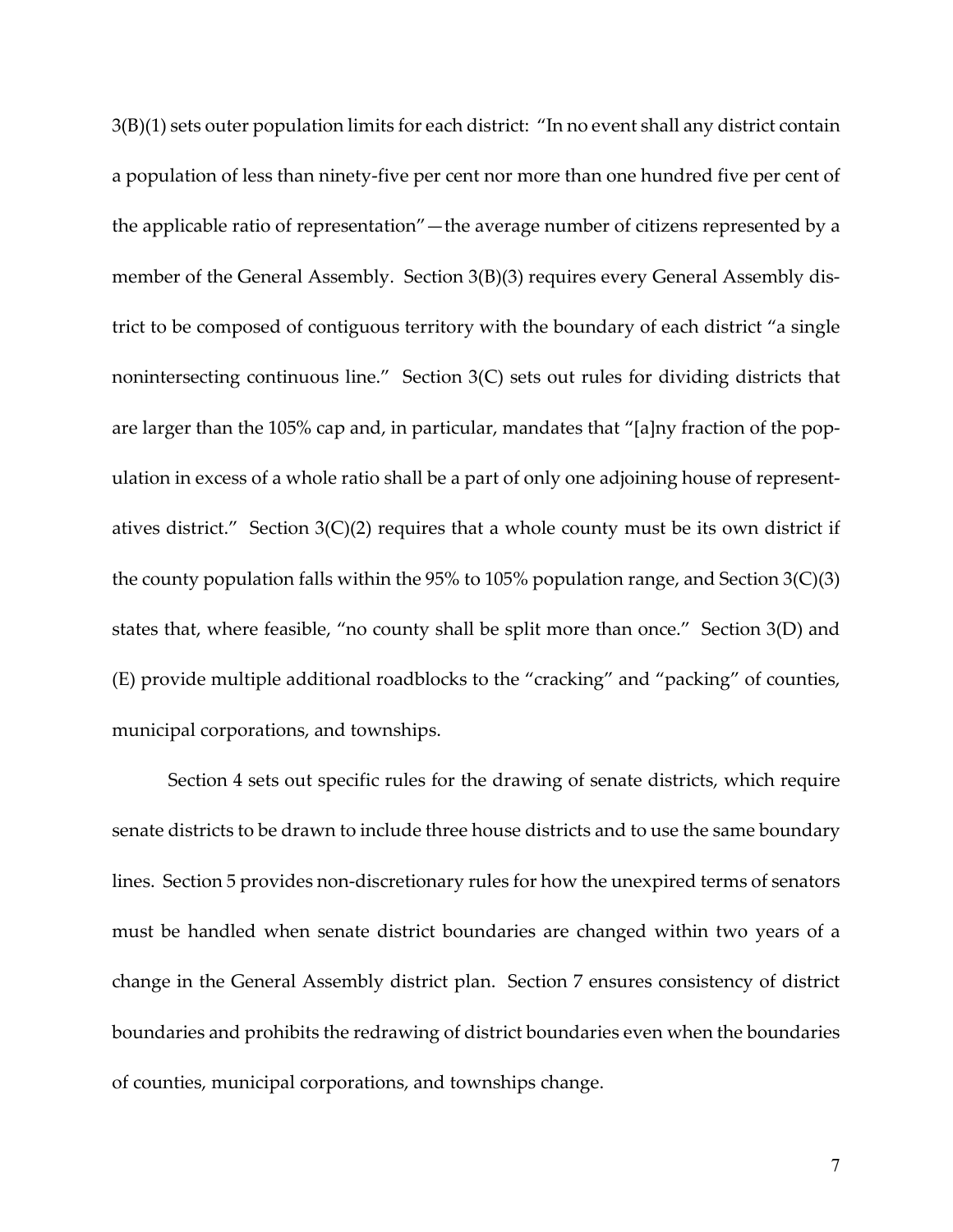3(B)(1) sets outer population limits for each district: "In no event shall any district contain a population of less than ninety-five per cent nor more than one hundred five per cent of the applicable ratio of representation"—the average number of citizens represented by a member of the General Assembly. Section 3(B)(3) requires every General Assembly district to be composed of contiguous territory with the boundary of each district "a single nonintersecting continuous line." Section 3(C) sets out rules for dividing districts that are larger than the 105% cap and, in particular, mandates that "[a]ny fraction of the population in excess of a whole ratio shall be a part of only one adjoining house of representatives district." Section 3(C)(2) requires that a whole county must be its own district if the county population falls within the 95% to 105% population range, and Section 3(C)(3) states that, where feasible, "no county shall be split more than once." Section 3(D) and (E) provide multiple additional roadblocks to the "cracking" and "packing" of counties, municipal corporations, and townships.

Section 4 sets out specific rules for the drawing of senate districts, which require senate districts to be drawn to include three house districts and to use the same boundary lines. Section 5 provides non-discretionary rules for how the unexpired terms of senators must be handled when senate district boundaries are changed within two years of a change in the General Assembly district plan. Section 7 ensures consistency of district boundaries and prohibits the redrawing of district boundaries even when the boundaries of counties, municipal corporations, and townships change.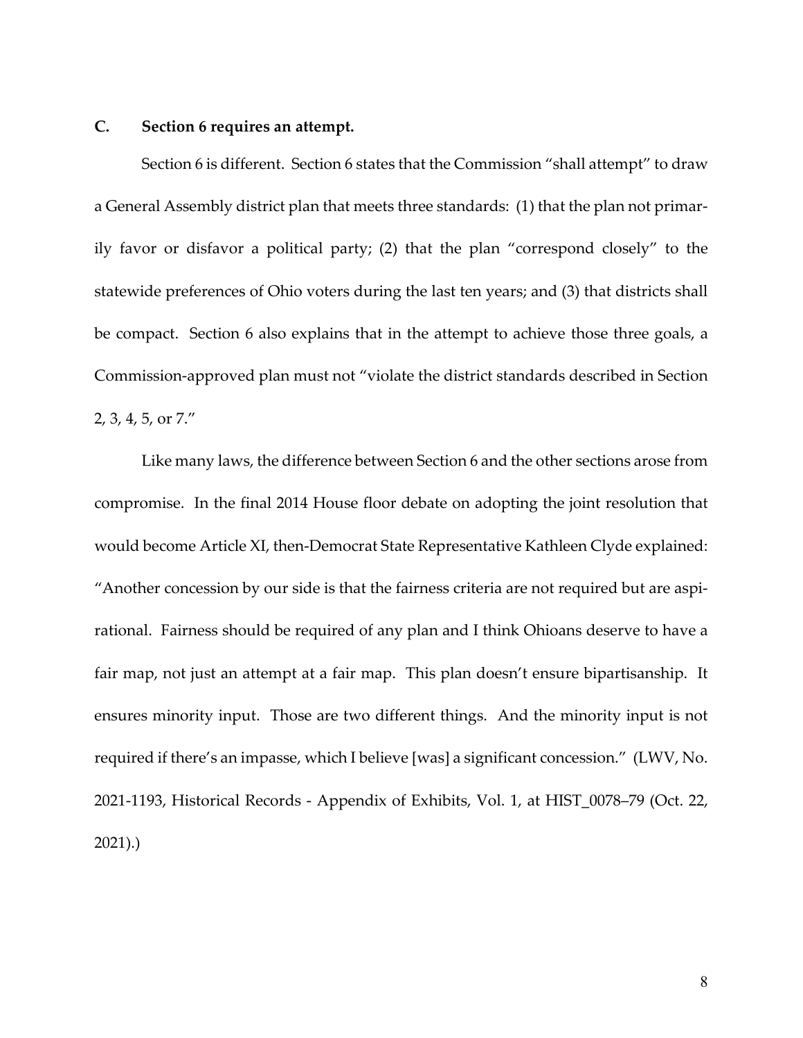### C. Section 6 requires an attempt.

Section 6 is different. Section 6 states that the Commission "shall attempt" to draw a General Assembly district plan that meets three standards: (1) that the plan not primarily favor or disfavor a political party; (2) that the plan "correspond closely" to the statewide preferences of Ohio voters during the last ten years; and (3) that districts shall be compact. Section 6 also explains that in the attempt to achieve those three goals, a Commission-approved plan must not "violate the district standards described in Section 2, 3, 4, 5, or 7."

Like many laws, the difference between Section 6 and the other sections arose from compromise. In the final 2014 House floor debate on adopting the joint resolution that would become Article XI, then-Democrat State Representative Kathleen Clyde explained: "Another concession by our side is that the fairness criteria are not required but are aspirational. Fairness should be required of any plan and I think Ohioans deserve to have a fair map, not just an attempt at a fair map. This plan doesn't ensure bipartisanship. It ensures minority input. Those are two different things. And the minority input is not required if there's an impasse, which I believe [was] a significant concession." (LWV, No. 2021-1193, Historical Records - Appendix of Exhibits, Vol. 1, at HIST_0078–79 (Oct. 22, 2021).)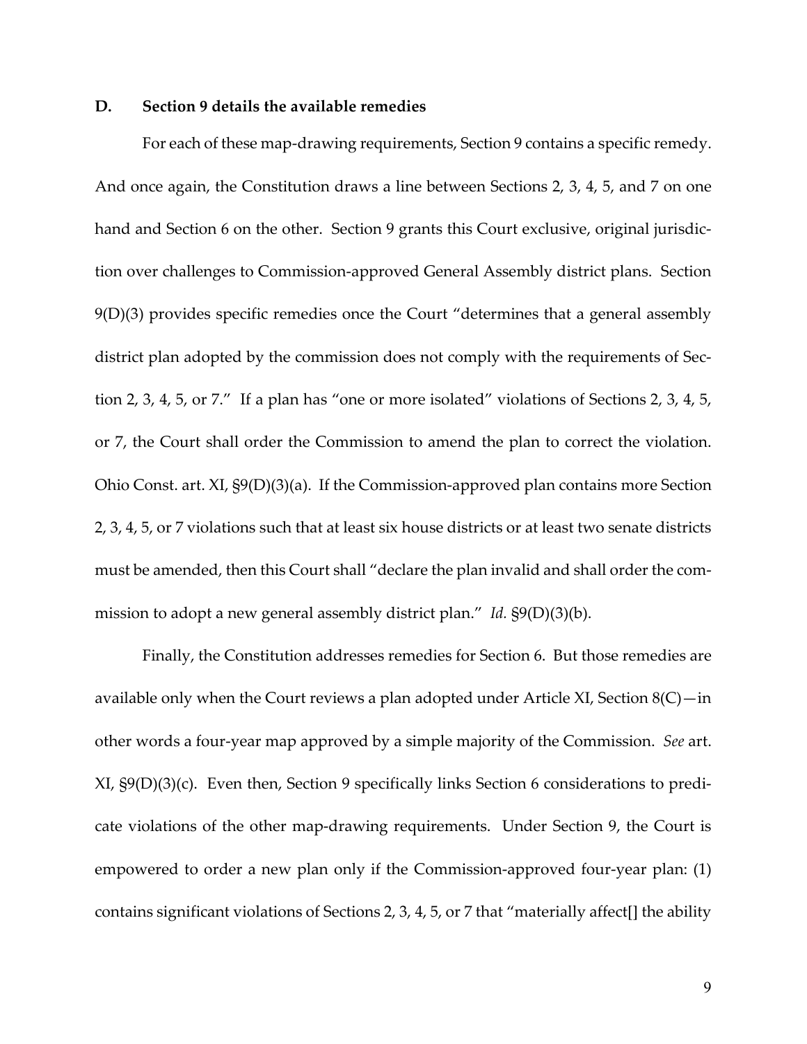### D. Section 9 details the available remedies

For each of these map-drawing requirements, Section 9 contains a specific remedy. And once again, the Constitution draws a line between Sections 2, 3, 4, 5, and 7 on one hand and Section 6 on the other. Section 9 grants this Court exclusive, original jurisdiction over challenges to Commission-approved General Assembly district plans. Section 9(D)(3) provides specific remedies once the Court "determines that a general assembly district plan adopted by the commission does not comply with the requirements of Section 2, 3, 4, 5, or 7." If a plan has "one or more isolated" violations of Sections 2, 3, 4, 5, or 7, the Court shall order the Commission to amend the plan to correct the violation. Ohio Const. art. XI, §9(D)(3)(a). If the Commission-approved plan contains more Section 2, 3, 4, 5, or 7 violations such that at least six house districts or at least two senate districts must be amended, then this Court shall "declare the plan invalid and shall order the commission to adopt a new general assembly district plan." *Id.* §9(D)(3)(b).

Finally, the Constitution addresses remedies for Section 6. But those remedies are available only when the Court reviews a plan adopted under Article XI, Section 8(C)—in other words a four-year map approved by a simple majority of the Commission. *See* art. XI, §9(D)(3)(c). Even then, Section 9 specifically links Section 6 considerations to predicate violations of the other map-drawing requirements. Under Section 9, the Court is empowered to order a new plan only if the Commission-approved four-year plan: (1) contains significant violations of Sections 2, 3, 4, 5, or 7 that "materially affect[] the ability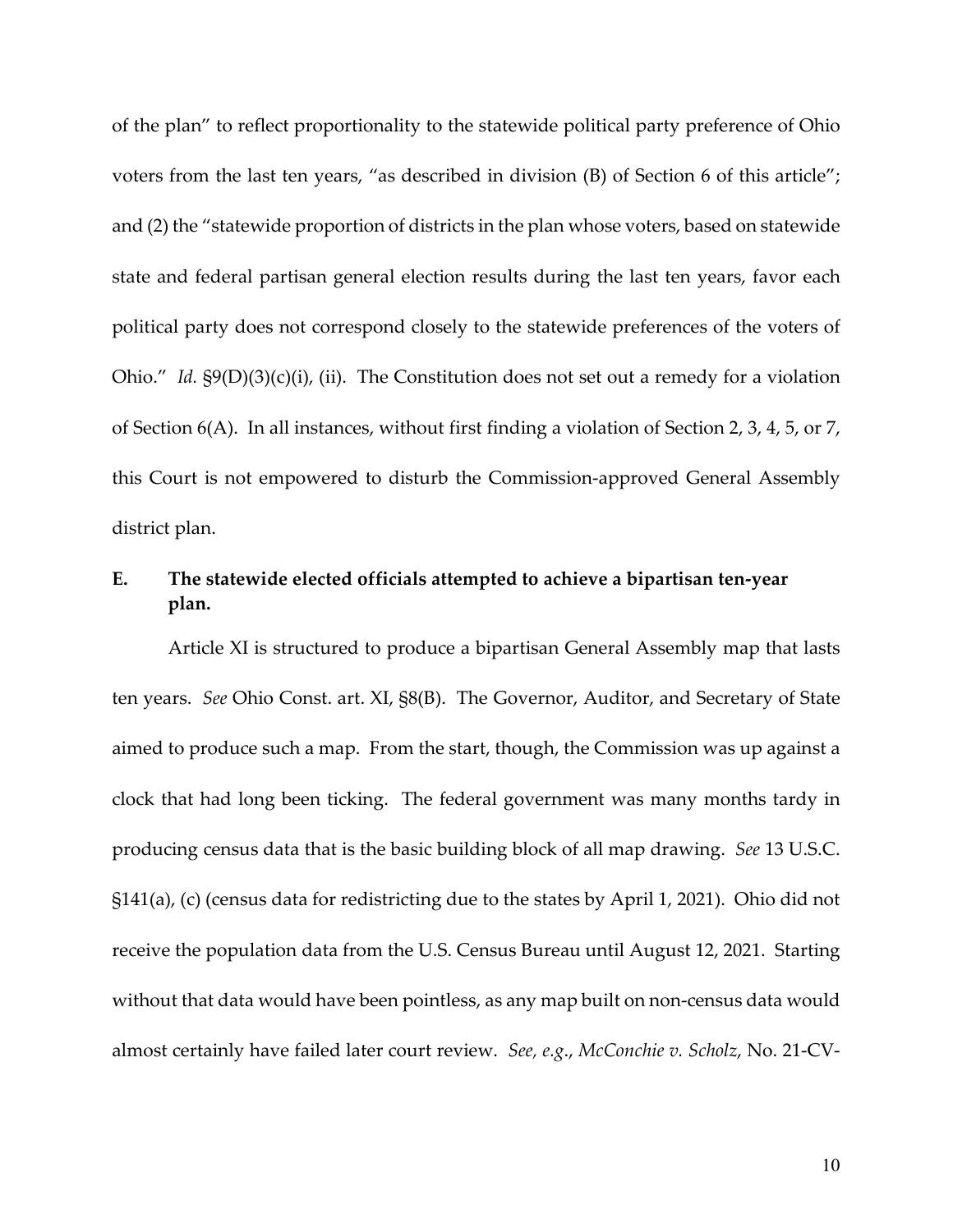of the plan" to reflect proportionality to the statewide political party preference of Ohio voters from the last ten years, "as described in division (B) of Section 6 of this article"; and (2) the "statewide proportion of districts in the plan whose voters, based on statewide state and federal partisan general election results during the last ten years, favor each political party does not correspond closely to the statewide preferences of the voters of Ohio." *Id.* §9(D)(3)(c)(i), (ii). The Constitution does not set out a remedy for a violation of Section 6(A). In all instances, without first finding a violation of Section 2, 3, 4, 5, or 7, this Court is not empowered to disturb the Commission-approved General Assembly district plan.

### E. The statewide elected officials attempted to achieve a bipartisan ten-year plan.

Article XI is structured to produce a bipartisan General Assembly map that lasts ten years. *See* Ohio Const. art. XI, §8(B). The Governor, Auditor, and Secretary of State aimed to produce such a map. From the start, though, the Commission was up against a clock that had long been ticking. The federal government was many months tardy in producing census data that is the basic building block of all map drawing. *See* 13 U.S.C. §141(a), (c) (census data for redistricting due to the states by April 1, 2021). Ohio did not receive the population data from the U.S. Census Bureau until August 12, 2021. Starting without that data would have been pointless, as any map built on non-census data would almost certainly have failed later court review. *See, e.g.*, *McConchie v. Scholz*, No. 21-CV-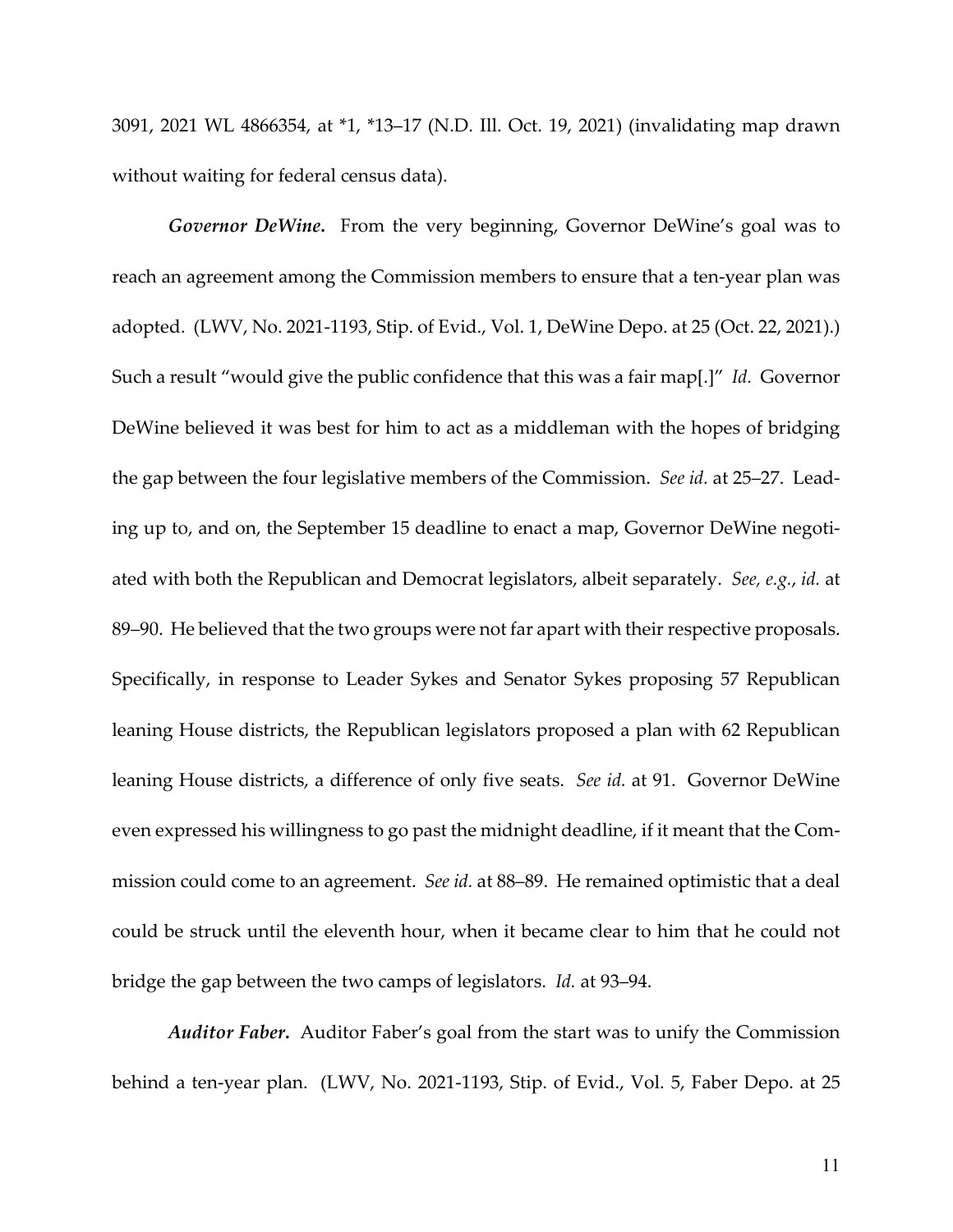3091, 2021 WL 4866354, at *1, *13–17 (N.D. Ill. Oct. 19, 2021) (invalidating map drawn without waiting for federal census data).

***Governor DeWine.*** From the very beginning, Governor DeWine's goal was to reach an agreement among the Commission members to ensure that a ten-year plan was adopted. (LWV, No. 2021-1193, Stip. of Evid., Vol. 1, DeWine Depo. at 25 (Oct. 22, 2021).) Such a result "would give the public confidence that this was a fair map[.]" *Id.* Governor DeWine believed it was best for him to act as a middleman with the hopes of bridging the gap between the four legislative members of the Commission. *See id.* at 25–27. Leading up to, and on, the September 15 deadline to enact a map, Governor DeWine negotiated with both the Republican and Democrat legislators, albeit separately. *See, e.g.*, *id.* at 89–90. He believed that the two groups were not far apart with their respective proposals. Specifically, in response to Leader Sykes and Senator Sykes proposing 57 Republican leaning House districts, the Republican legislators proposed a plan with 62 Republican leaning House districts, a difference of only five seats. *See id.* at 91. Governor DeWine even expressed his willingness to go past the midnight deadline, if it meant that the Commission could come to an agreement. *See id.* at 88–89. He remained optimistic that a deal could be struck until the eleventh hour, when it became clear to him that he could not bridge the gap between the two camps of legislators. *Id.* at 93–94.

***Auditor Faber.*** Auditor Faber's goal from the start was to unify the Commission behind a ten-year plan. (LWV, No. 2021-1193, Stip. of Evid., Vol. 5, Faber Depo. at 25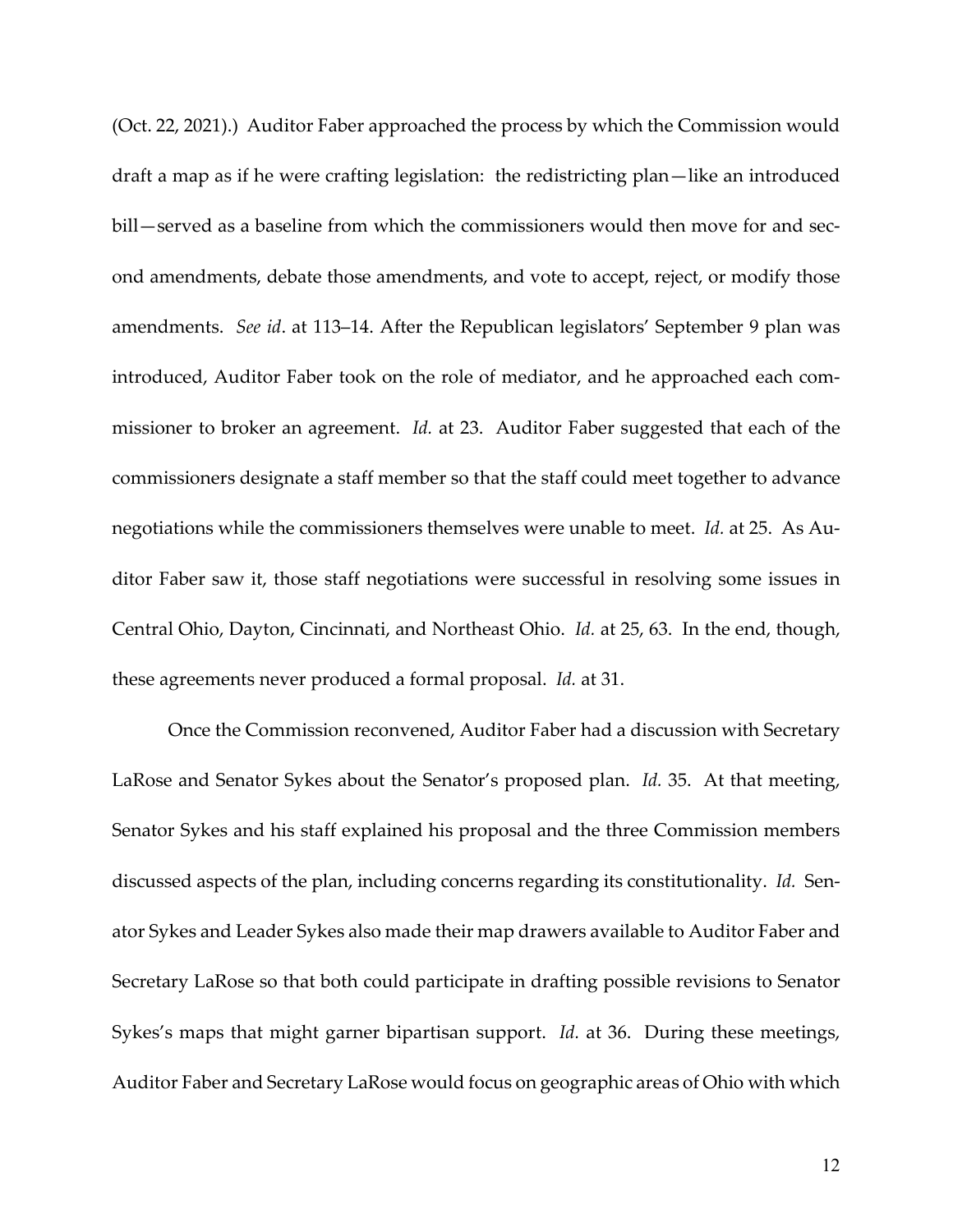(Oct. 22, 2021).) Auditor Faber approached the process by which the Commission would draft a map as if he were crafting legislation: the redistricting plan—like an introduced bill—served as a baseline from which the commissioners would then move for and second amendments, debate those amendments, and vote to accept, reject, or modify those amendments. *See id*. at 113–14. After the Republican legislators' September 9 plan was introduced, Auditor Faber took on the role of mediator, and he approached each commissioner to broker an agreement. *Id.* at 23. Auditor Faber suggested that each of the commissioners designate a staff member so that the staff could meet together to advance negotiations while the commissioners themselves were unable to meet. *Id.* at 25. As Auditor Faber saw it, those staff negotiations were successful in resolving some issues in Central Ohio, Dayton, Cincinnati, and Northeast Ohio. *Id.* at 25, 63. In the end, though, these agreements never produced a formal proposal. *Id.* at 31.

Once the Commission reconvened, Auditor Faber had a discussion with Secretary LaRose and Senator Sykes about the Senator's proposed plan. *Id.* 35. At that meeting, Senator Sykes and his staff explained his proposal and the three Commission members discussed aspects of the plan, including concerns regarding its constitutionality. *Id.* Senator Sykes and Leader Sykes also made their map drawers available to Auditor Faber and Secretary LaRose so that both could participate in drafting possible revisions to Senator Sykes's maps that might garner bipartisan support. *Id.* at 36. During these meetings, Auditor Faber and Secretary LaRose would focus on geographic areas of Ohio with which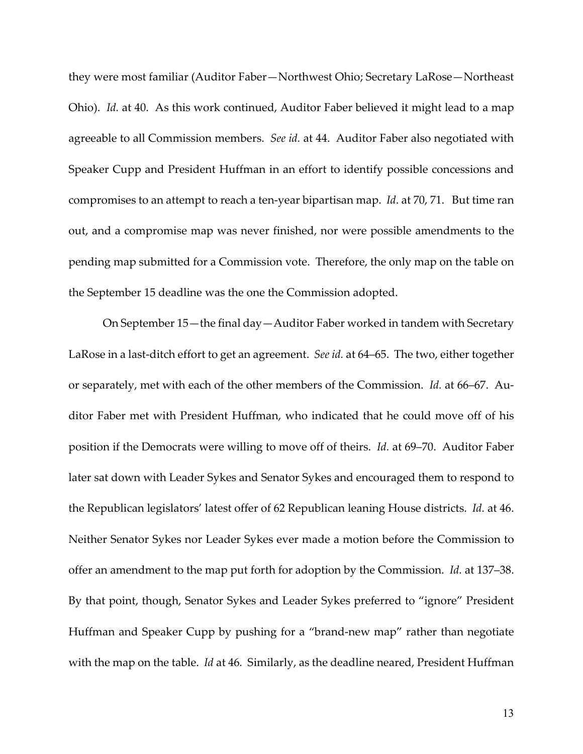they were most familiar (Auditor Faber—Northwest Ohio; Secretary LaRose—Northeast Ohio). *Id.* at 40. As this work continued, Auditor Faber believed it might lead to a map agreeable to all Commission members. *See id.* at 44. Auditor Faber also negotiated with Speaker Cupp and President Huffman in an effort to identify possible concessions and compromises to an attempt to reach a ten-year bipartisan map. *Id*. at 70, 71. But time ran out, and a compromise map was never finished, nor were possible amendments to the pending map submitted for a Commission vote. Therefore, the only map on the table on the September 15 deadline was the one the Commission adopted.

On September 15—the final day—Auditor Faber worked in tandem with Secretary LaRose in a last-ditch effort to get an agreement. *See id.* at 64–65. The two, either together or separately, met with each of the other members of the Commission. *Id.* at 66–67. Auditor Faber met with President Huffman, who indicated that he could move off of his position if the Democrats were willing to move off of theirs. *Id.* at 69–70. Auditor Faber later sat down with Leader Sykes and Senator Sykes and encouraged them to respond to the Republican legislators' latest offer of 62 Republican leaning House districts. *Id.* at 46. Neither Senator Sykes nor Leader Sykes ever made a motion before the Commission to offer an amendment to the map put forth for adoption by the Commission. *Id.* at 137–38. By that point, though, Senator Sykes and Leader Sykes preferred to "ignore" President Huffman and Speaker Cupp by pushing for a "brand-new map" rather than negotiate with the map on the table. *Id* at 46. Similarly, as the deadline neared, President Huffman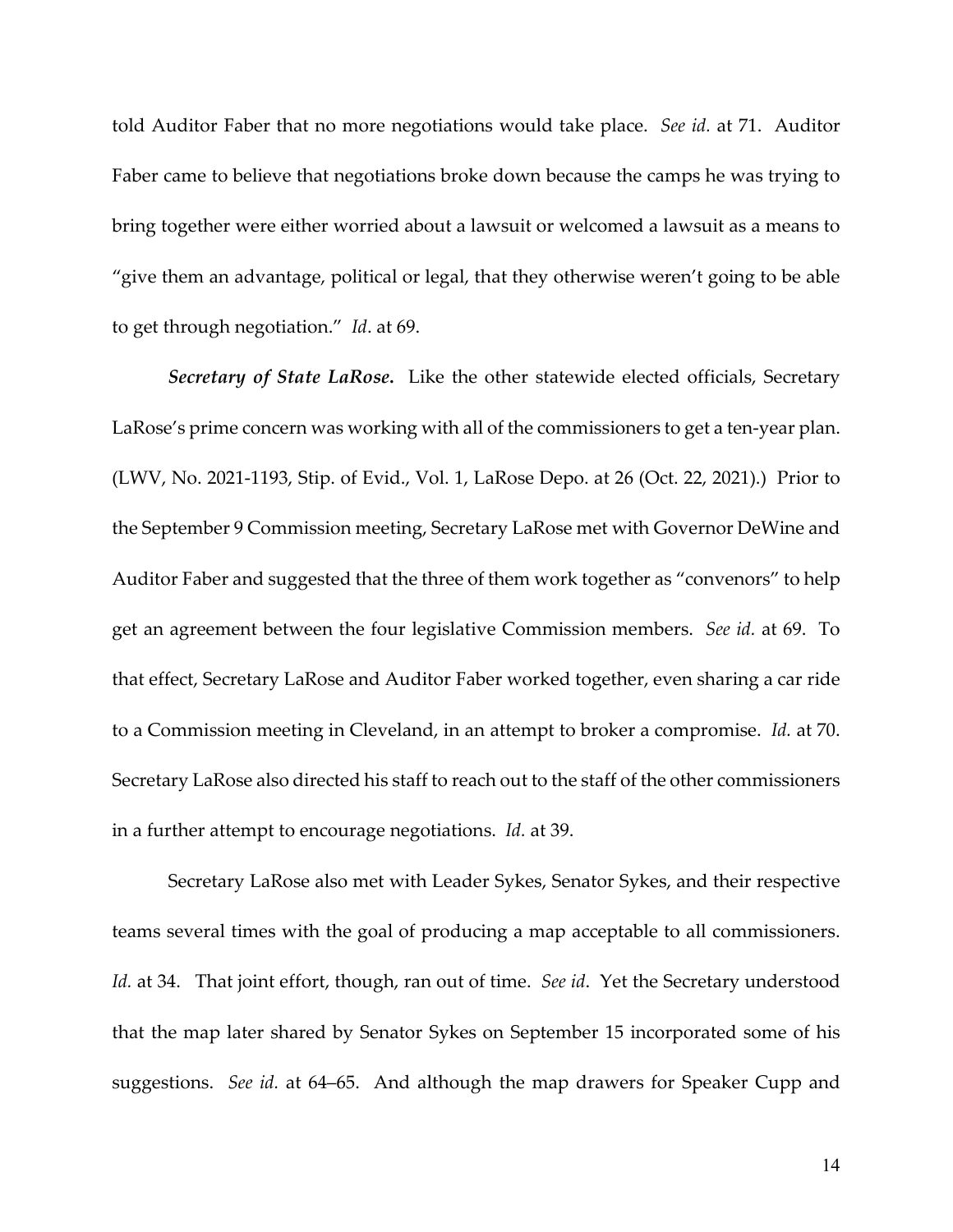told Auditor Faber that no more negotiations would take place. *See id.* at 71. Auditor Faber came to believe that negotiations broke down because the camps he was trying to bring together were either worried about a lawsuit or welcomed a lawsuit as a means to "give them an advantage, political or legal, that they otherwise weren't going to be able to get through negotiation." *Id*. at 69.

***Secretary of State LaRose*.** Like the other statewide elected officials, Secretary LaRose's prime concern was working with all of the commissioners to get a ten-year plan. (LWV, No. 2021-1193, Stip. of Evid., Vol. 1, LaRose Depo. at 26 (Oct. 22, 2021).) Prior to the September 9 Commission meeting, Secretary LaRose met with Governor DeWine and Auditor Faber and suggested that the three of them work together as "convenors" to help get an agreement between the four legislative Commission members. *See id.* at 69. To that effect, Secretary LaRose and Auditor Faber worked together, even sharing a car ride to a Commission meeting in Cleveland, in an attempt to broker a compromise. *Id.* at 70. Secretary LaRose also directed his staff to reach out to the staff of the other commissioners in a further attempt to encourage negotiations. *Id.* at 39.

Secretary LaRose also met with Leader Sykes, Senator Sykes, and their respective teams several times with the goal of producing a map acceptable to all commissioners. *Id.* at 34. That joint effort, though, ran out of time. *See id*. Yet the Secretary understood that the map later shared by Senator Sykes on September 15 incorporated some of his suggestions. *See id.* at 64–65. And although the map drawers for Speaker Cupp and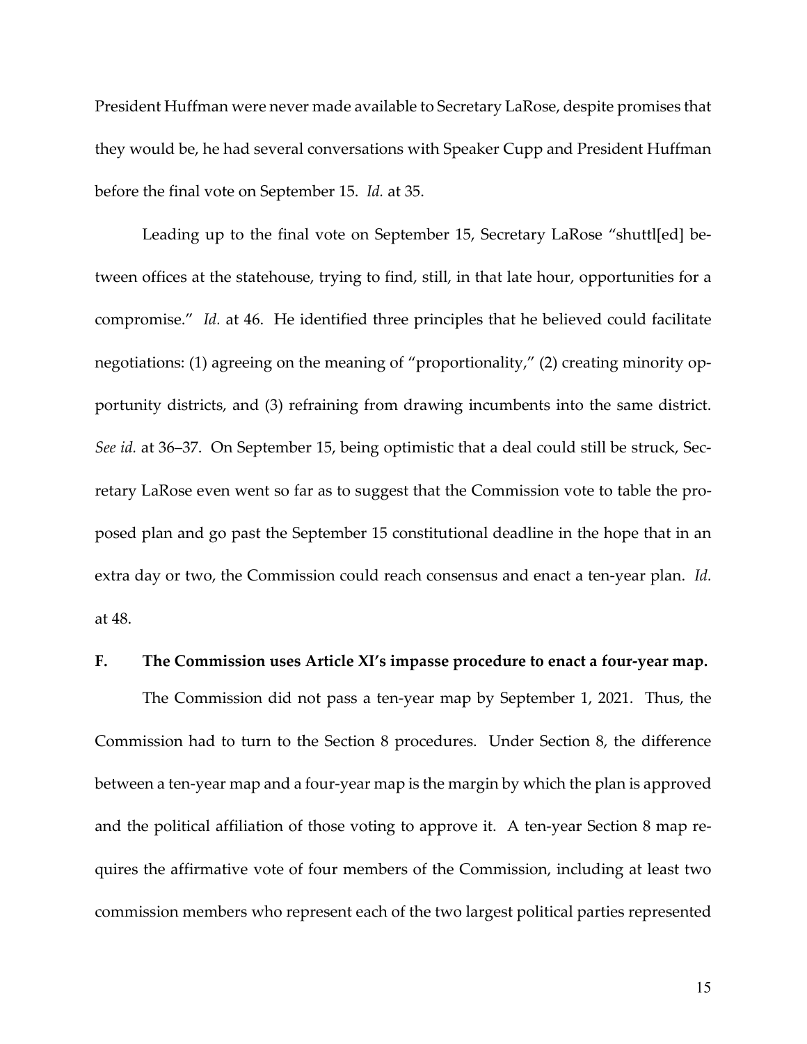President Huffman were never made available to Secretary LaRose, despite promises that they would be, he had several conversations with Speaker Cupp and President Huffman before the final vote on September 15. *Id.* at 35.

Leading up to the final vote on September 15, Secretary LaRose "shuttl[ed] between offices at the statehouse, trying to find, still, in that late hour, opportunities for a compromise." *Id.* at 46. He identified three principles that he believed could facilitate negotiations: (1) agreeing on the meaning of "proportionality," (2) creating minority opportunity districts, and (3) refraining from drawing incumbents into the same district. *See id.* at 36–37. On September 15, being optimistic that a deal could still be struck, Secretary LaRose even went so far as to suggest that the Commission vote to table the proposed plan and go past the September 15 constitutional deadline in the hope that in an extra day or two, the Commission could reach consensus and enact a ten-year plan. *Id.* at 48.

### F. The Commission uses Article XI's impasse procedure to enact a four-year map.

The Commission did not pass a ten-year map by September 1, 2021. Thus, the Commission had to turn to the Section 8 procedures. Under Section 8, the difference between a ten-year map and a four-year map is the margin by which the plan is approved and the political affiliation of those voting to approve it. A ten-year Section 8 map requires the affirmative vote of four members of the Commission, including at least two commission members who represent each of the two largest political parties represented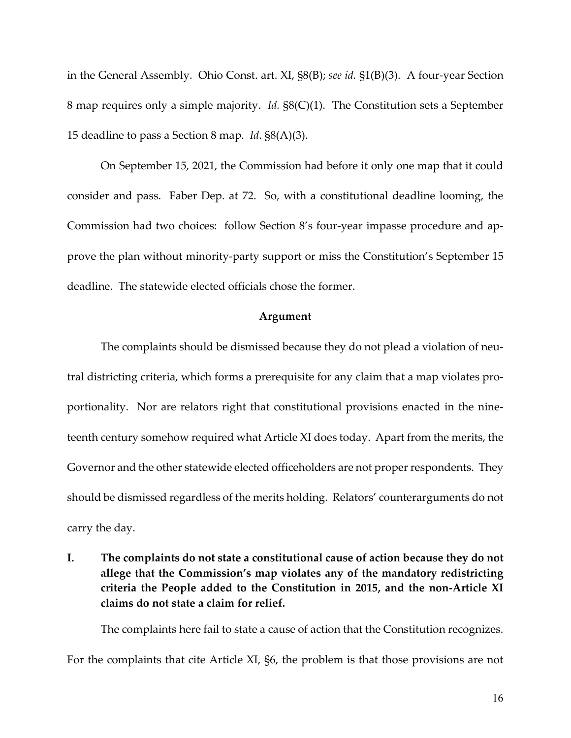in the General Assembly. Ohio Const. art. XI, §8(B); *see id.* §1(B)(3). A four-year Section 8 map requires only a simple majority. *Id.* §8(C)(1). The Constitution sets a September 15 deadline to pass a Section 8 map. *Id*. §8(A)(3).

On September 15, 2021, the Commission had before it only one map that it could consider and pass. Faber Dep. at 72. So, with a constitutional deadline looming, the Commission had two choices: follow Section 8's four-year impasse procedure and approve the plan without minority-party support or miss the Constitution's September 15 deadline. The statewide elected officials chose the former.

## Argument

The complaints should be dismissed because they do not plead a violation of neutral districting criteria, which forms a prerequisite for any claim that a map violates proportionality. Nor are relators right that constitutional provisions enacted in the nineteenth century somehow required what Article XI does today. Apart from the merits, the Governor and the other statewide elected officeholders are not proper respondents. They should be dismissed regardless of the merits holding. Relators' counterarguments do not carry the day.

### I. The complaints do not state a constitutional cause of action because they do not allege that the Commission's map violates any of the mandatory redistricting criteria the People added to the Constitution in 2015, and the non-Article XI claims do not state a claim for relief.

The complaints here fail to state a cause of action that the Constitution recognizes. For the complaints that cite Article XI, §6, the problem is that those provisions are not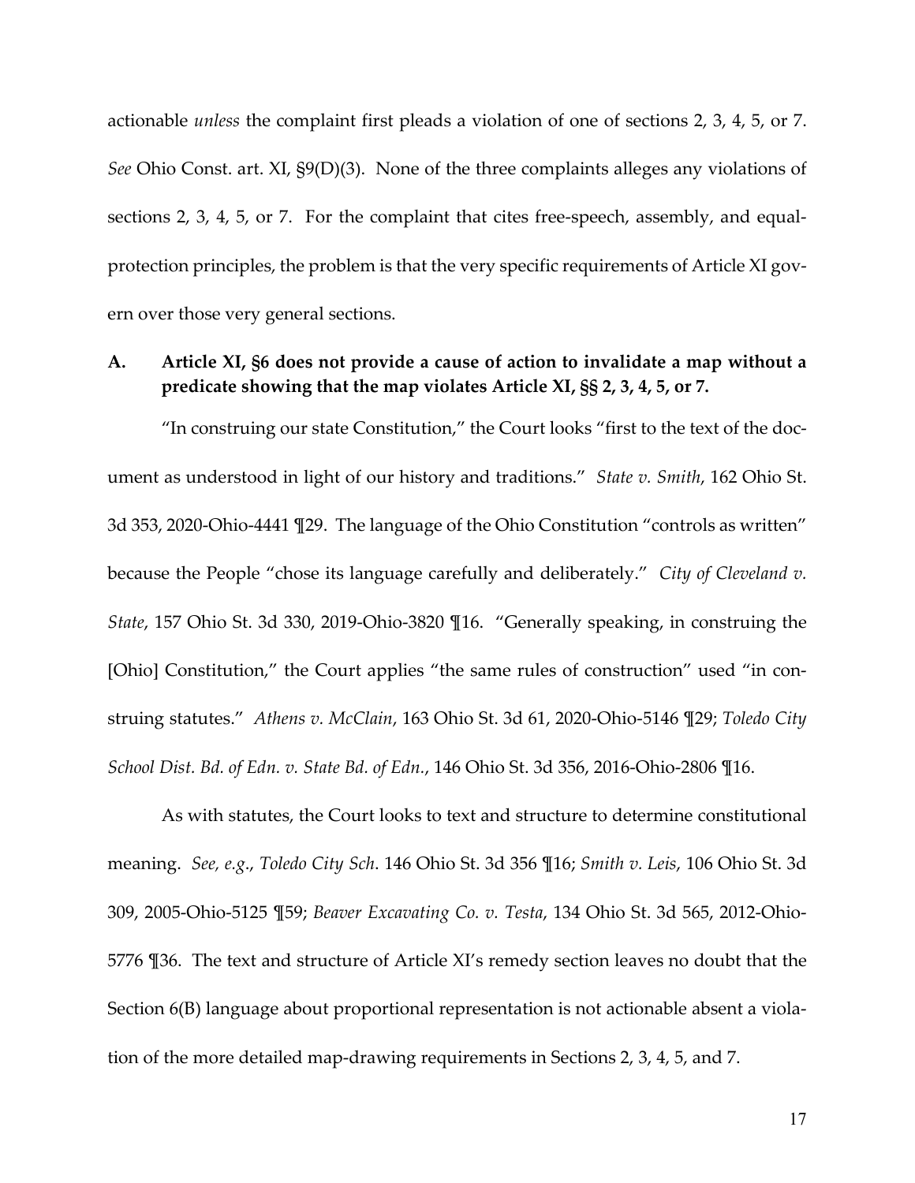actionable *unless* the complaint first pleads a violation of one of sections 2, 3, 4, 5, or 7. *See* Ohio Const. art. XI, §9(D)(3). None of the three complaints alleges any violations of sections 2, 3, 4, 5, or 7. For the complaint that cites free-speech, assembly, and equal-protection principles, the problem is that the very specific requirements of Article XI govern over those very general sections.

### A. Article XI, §6 does not provide a cause of action to invalidate a map without a predicate showing that the map violates Article XI, §§ 2, 3, 4, 5, or 7.

"In construing our state Constitution," the Court looks "first to the text of the document as understood in light of our history and traditions." *State v. Smith*, 162 Ohio St. 3d 353, 2020-Ohio-4441 ¶29. The language of the Ohio Constitution "controls as written" because the People "chose its language carefully and deliberately." *City of Cleveland v. State*, 157 Ohio St. 3d 330, 2019-Ohio-3820 ¶16. "Generally speaking, in construing the [Ohio] Constitution," the Court applies "the same rules of construction" used "in construing statutes." *Athens v. McClain*, 163 Ohio St. 3d 61, 2020-Ohio-5146 ¶29; *Toledo City School Dist. Bd. of Edn. v. State Bd. of Edn.*, 146 Ohio St. 3d 356, 2016-Ohio-2806 ¶16.

As with statutes, the Court looks to text and structure to determine constitutional meaning. *See, e.g.*, *Toledo City Sch.* 146 Ohio St. 3d 356 ¶16; *Smith v. Leis*, 106 Ohio St. 3d 309, 2005-Ohio-5125 ¶59; *Beaver Excavating Co. v. Testa*, 134 Ohio St. 3d 565, 2012-Ohio-5776 ¶36. The text and structure of Article XI's remedy section leaves no doubt that the Section 6(B) language about proportional representation is not actionable absent a violation of the more detailed map-drawing requirements in Sections 2, 3, 4, 5, and 7.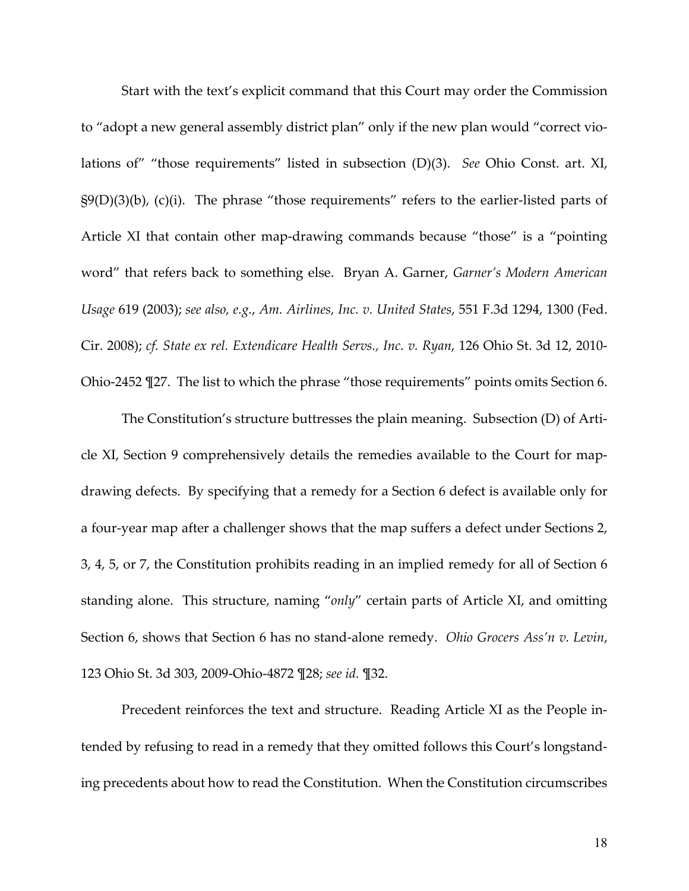Start with the text's explicit command that this Court may order the Commission to "adopt a new general assembly district plan" only if the new plan would "correct violations of" "those requirements" listed in subsection (D)(3). *See* Ohio Const. art. XI, §9(D)(3)(b), (c)(i). The phrase "those requirements" refers to the earlier-listed parts of Article XI that contain other map-drawing commands because "those" is a "pointing word" that refers back to something else. Bryan A. Garner, *Garner's Modern American Usage* 619 (2003); *see also, e.g.*, *Am. Airlines, Inc. v. United States*, 551 F.3d 1294, 1300 (Fed. Cir. 2008); *cf. State ex rel. Extendicare Health Servs., Inc. v. Ryan*, 126 Ohio St. 3d 12, 2010-Ohio-2452 ¶27. The list to which the phrase "those requirements" points omits Section 6.

The Constitution's structure buttresses the plain meaning. Subsection (D) of Article XI, Section 9 comprehensively details the remedies available to the Court for map-drawing defects. By specifying that a remedy for a Section 6 defect is available only for a four-year map after a challenger shows that the map suffers a defect under Sections 2, 3, 4, 5, or 7, the Constitution prohibits reading in an implied remedy for all of Section 6 standing alone. This structure, naming "*only*" certain parts of Article XI, and omitting Section 6, shows that Section 6 has no stand-alone remedy. *Ohio Grocers Ass'n v. Levin*, 123 Ohio St. 3d 303, 2009-Ohio-4872 ¶28; *see id.* ¶32.

Precedent reinforces the text and structure. Reading Article XI as the People intended by refusing to read in a remedy that they omitted follows this Court's longstanding precedents about how to read the Constitution. When the Constitution circumscribes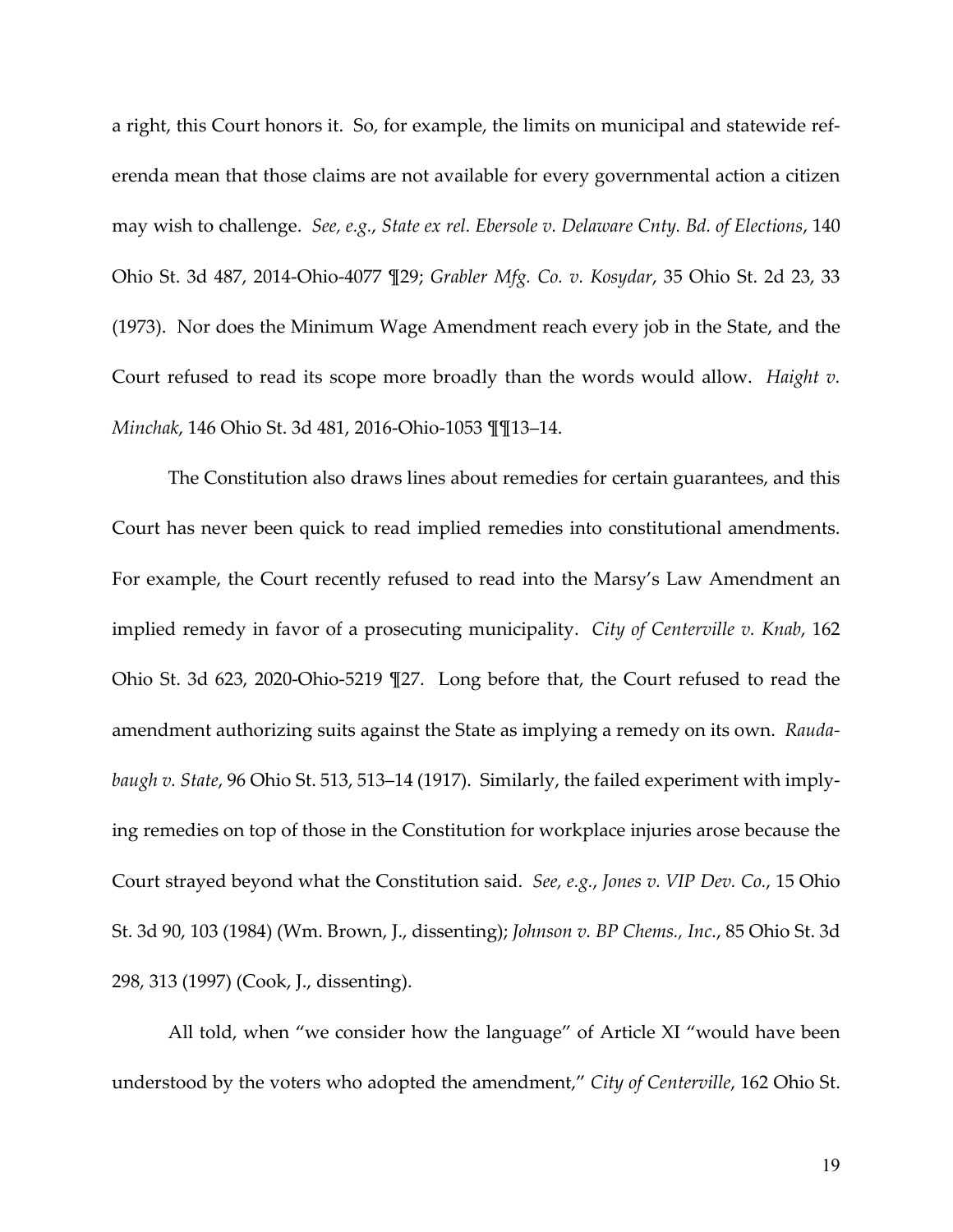a right, this Court honors it. So, for example, the limits on municipal and statewide referenda mean that those claims are not available for every governmental action a citizen may wish to challenge. *See, e.g.*, *State ex rel. Ebersole v. Delaware Cnty. Bd. of Elections*, 140 Ohio St. 3d 487, 2014-Ohio-4077 ¶29; *Grabler Mfg. Co. v. Kosydar*, 35 Ohio St. 2d 23, 33 (1973). Nor does the Minimum Wage Amendment reach every job in the State, and the Court refused to read its scope more broadly than the words would allow. *Haight v. Minchak*, 146 Ohio St. 3d 481, 2016-Ohio-1053 ¶¶13–14.

The Constitution also draws lines about remedies for certain guarantees, and this Court has never been quick to read implied remedies into constitutional amendments. For example, the Court recently refused to read into the Marsy's Law Amendment an implied remedy in favor of a prosecuting municipality. *City of Centerville v. Knab*, 162 Ohio St. 3d 623, 2020-Ohio-5219 ¶27. Long before that, the Court refused to read the amendment authorizing suits against the State as implying a remedy on its own. *Raudabaugh v. State*, 96 Ohio St. 513, 513–14 (1917). Similarly, the failed experiment with implying remedies on top of those in the Constitution for workplace injuries arose because the Court strayed beyond what the Constitution said. *See, e.g.*, *Jones v. VIP Dev. Co.*, 15 Ohio St. 3d 90, 103 (1984) (Wm. Brown, J., dissenting); *Johnson v. BP Chems., Inc.*, 85 Ohio St. 3d 298, 313 (1997) (Cook, J., dissenting).

All told, when "we consider how the language" of Article XI "would have been understood by the voters who adopted the amendment," *City of Centerville*, 162 Ohio St.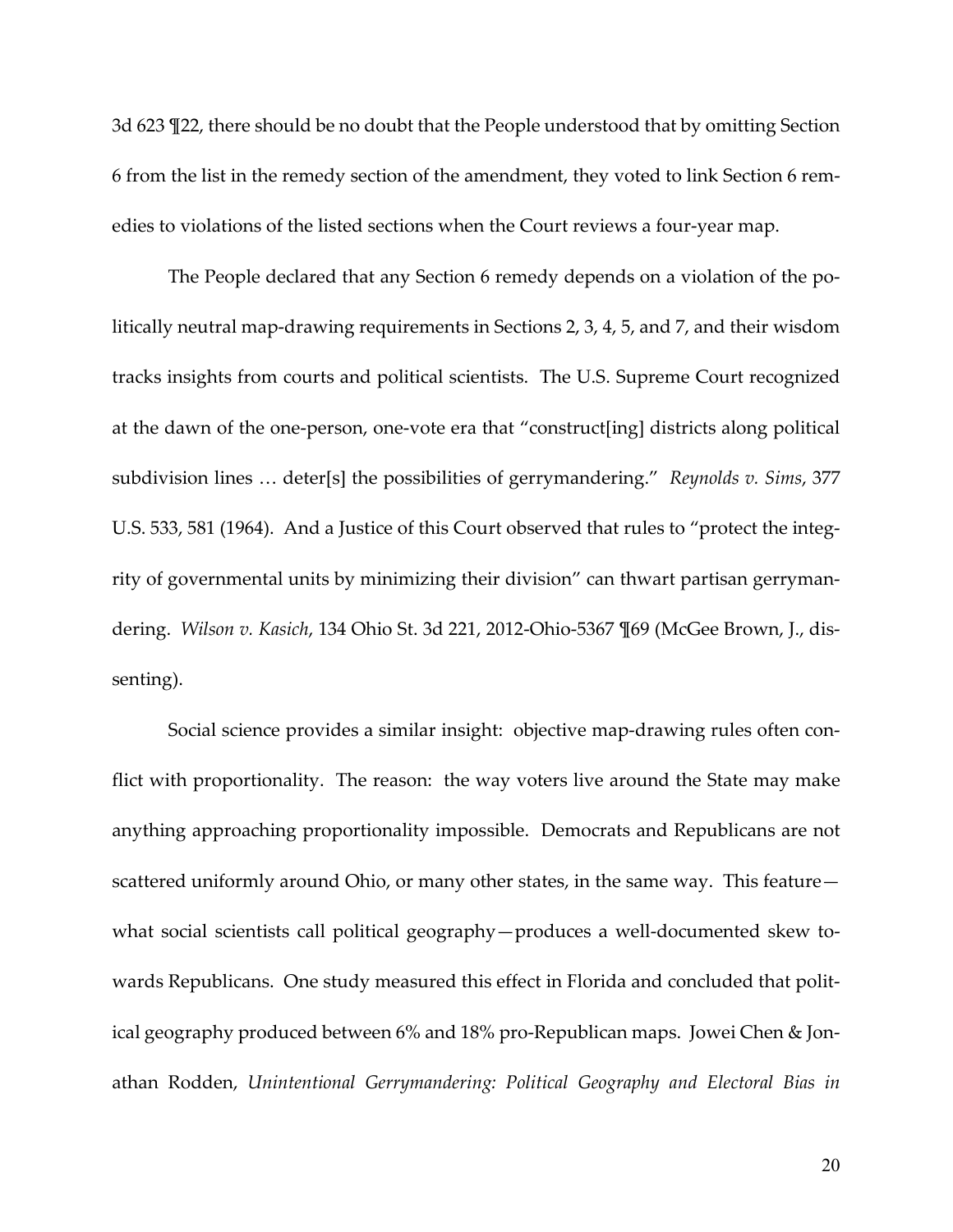3d 623 ¶22, there should be no doubt that the People understood that by omitting Section 6 from the list in the remedy section of the amendment, they voted to link Section 6 remedies to violations of the listed sections when the Court reviews a four-year map.

The People declared that any Section 6 remedy depends on a violation of the politically neutral map-drawing requirements in Sections 2, 3, 4, 5, and 7, and their wisdom tracks insights from courts and political scientists. The U.S. Supreme Court recognized at the dawn of the one-person, one-vote era that "construct[ing] districts along political subdivision lines … deter[s] the possibilities of gerrymandering." *Reynolds v. Sims*, 377 U.S. 533, 581 (1964). And a Justice of this Court observed that rules to "protect the integrity of governmental units by minimizing their division" can thwart partisan gerrymandering. *Wilson v. Kasich*, 134 Ohio St. 3d 221, 2012-Ohio-5367 ¶69 (McGee Brown, J., dissenting).

Social science provides a similar insight: objective map-drawing rules often conflict with proportionality. The reason: the way voters live around the State may make anything approaching proportionality impossible. Democrats and Republicans are not scattered uniformly around Ohio, or many other states, in the same way. This feature—what social scientists call political geography—produces a well-documented skew towards Republicans. One study measured this effect in Florida and concluded that political geography produced between 6% and 18% pro-Republican maps. Jowei Chen & Jonathan Rodden, *Unintentional Gerrymandering: Political Geography and Electoral Bias in*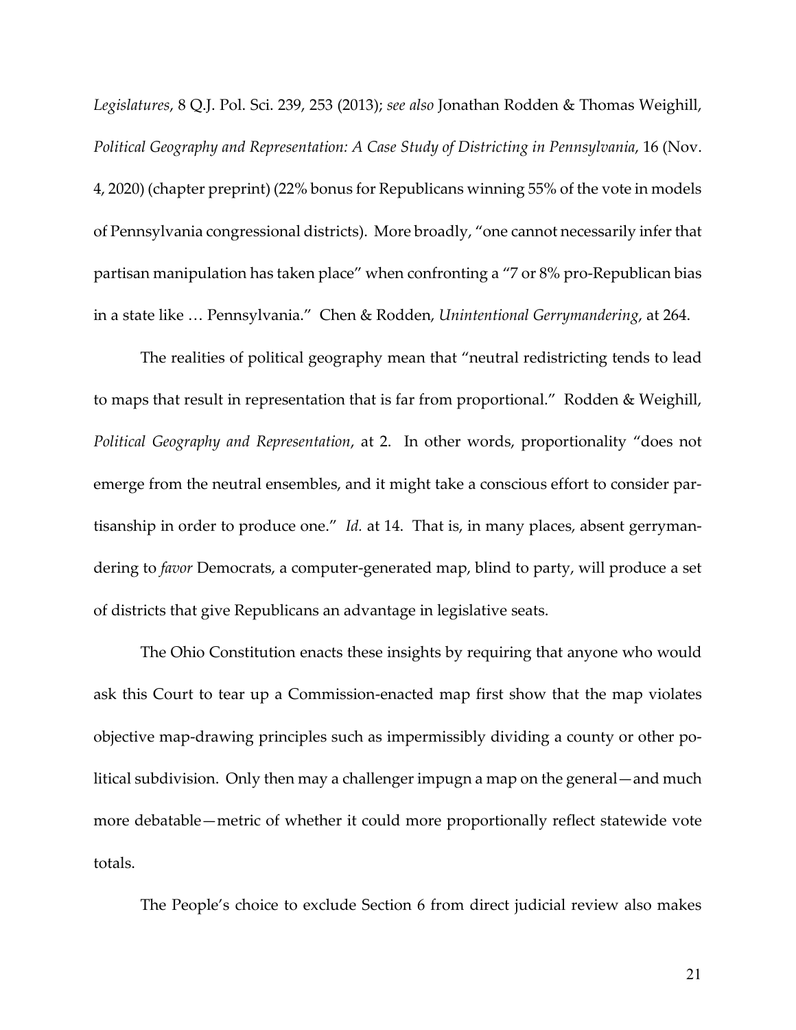*Legislatures*, 8 Q.J. Pol. Sci. 239, 253 (2013); *see also* Jonathan Rodden & Thomas Weighill, *Political Geography and Representation: A Case Study of Districting in Pennsylvania*, 16 (Nov. 4, 2020) (chapter preprint) (22% bonus for Republicans winning 55% of the vote in models of Pennsylvania congressional districts). More broadly, "one cannot necessarily infer that partisan manipulation has taken place" when confronting a "7 or 8% pro-Republican bias in a state like … Pennsylvania." Chen & Rodden, *Unintentional Gerrymandering*, at 264.

The realities of political geography mean that "neutral redistricting tends to lead to maps that result in representation that is far from proportional." Rodden & Weighill, *Political Geography and Representation*, at 2. In other words, proportionality "does not emerge from the neutral ensembles, and it might take a conscious effort to consider partisanship in order to produce one." *Id.* at 14. That is, in many places, absent gerrymandering to *favor* Democrats, a computer-generated map, blind to party, will produce a set of districts that give Republicans an advantage in legislative seats.

The Ohio Constitution enacts these insights by requiring that anyone who would ask this Court to tear up a Commission-enacted map first show that the map violates objective map-drawing principles such as impermissibly dividing a county or other political subdivision. Only then may a challenger impugn a map on the general—and much more debatable—metric of whether it could more proportionally reflect statewide vote totals.

The People's choice to exclude Section 6 from direct judicial review also makes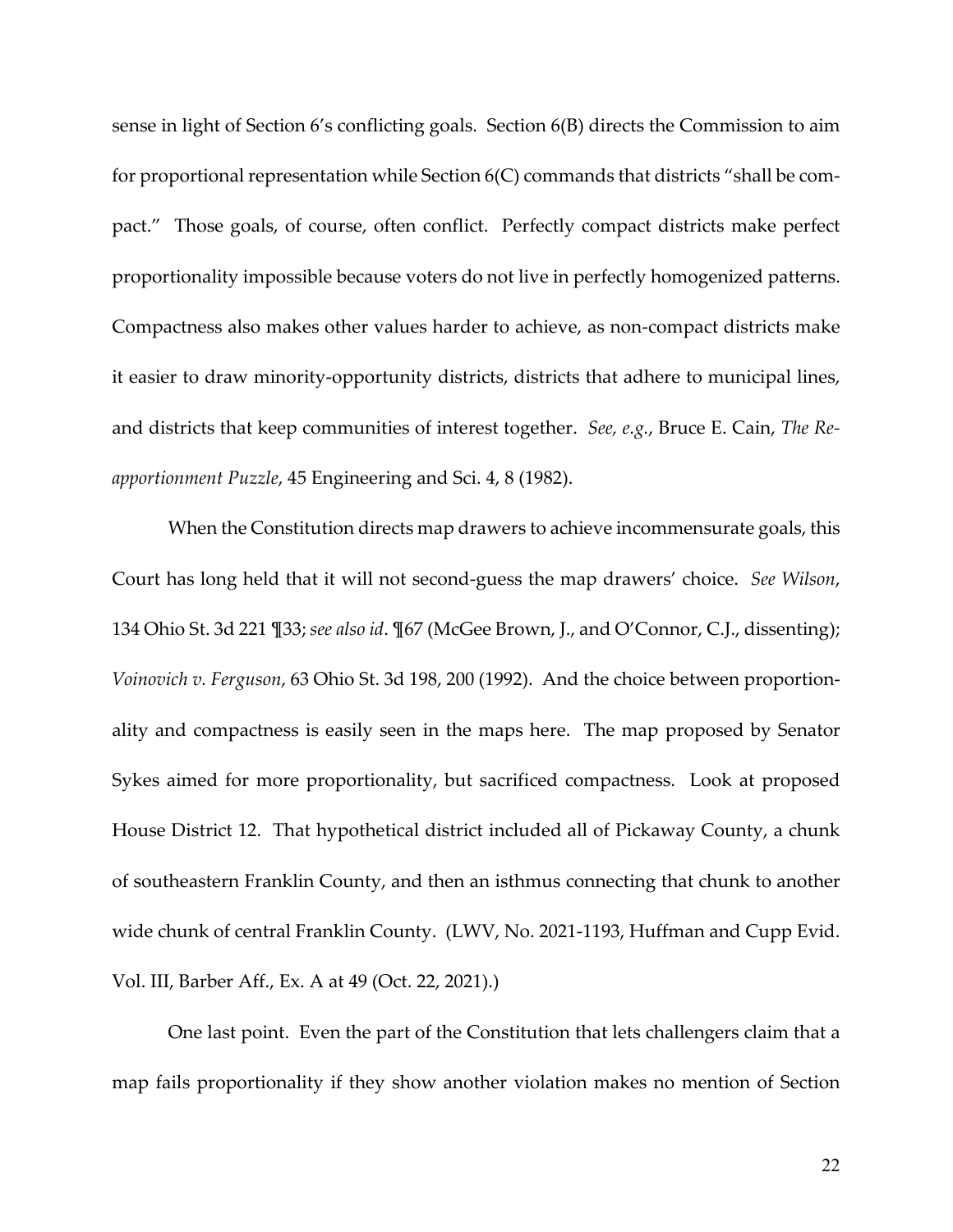sense in light of Section 6's conflicting goals. Section 6(B) directs the Commission to aim for proportional representation while Section 6(C) commands that districts "shall be compact." Those goals, of course, often conflict. Perfectly compact districts make perfect proportionality impossible because voters do not live in perfectly homogenized patterns. Compactness also makes other values harder to achieve, as non-compact districts make it easier to draw minority-opportunity districts, districts that adhere to municipal lines, and districts that keep communities of interest together. *See, e.g.*, Bruce E. Cain, *The Reapportionment Puzzle*, 45 Engineering and Sci. 4, 8 (1982).

When the Constitution directs map drawers to achieve incommensurate goals, this Court has long held that it will not second-guess the map drawers' choice. *See Wilson*, 134 Ohio St. 3d 221 ¶33; *see also id*. ¶67 (McGee Brown, J., and O'Connor, C.J., dissenting); *Voinovich v. Ferguson*, 63 Ohio St. 3d 198, 200 (1992). And the choice between proportionality and compactness is easily seen in the maps here. The map proposed by Senator Sykes aimed for more proportionality, but sacrificed compactness. Look at proposed House District 12. That hypothetical district included all of Pickaway County, a chunk of southeastern Franklin County, and then an isthmus connecting that chunk to another wide chunk of central Franklin County. (LWV, No. 2021-1193, Huffman and Cupp Evid. Vol. III, Barber Aff., Ex. A at 49 (Oct. 22, 2021).)

One last point. Even the part of the Constitution that lets challengers claim that a map fails proportionality if they show another violation makes no mention of Section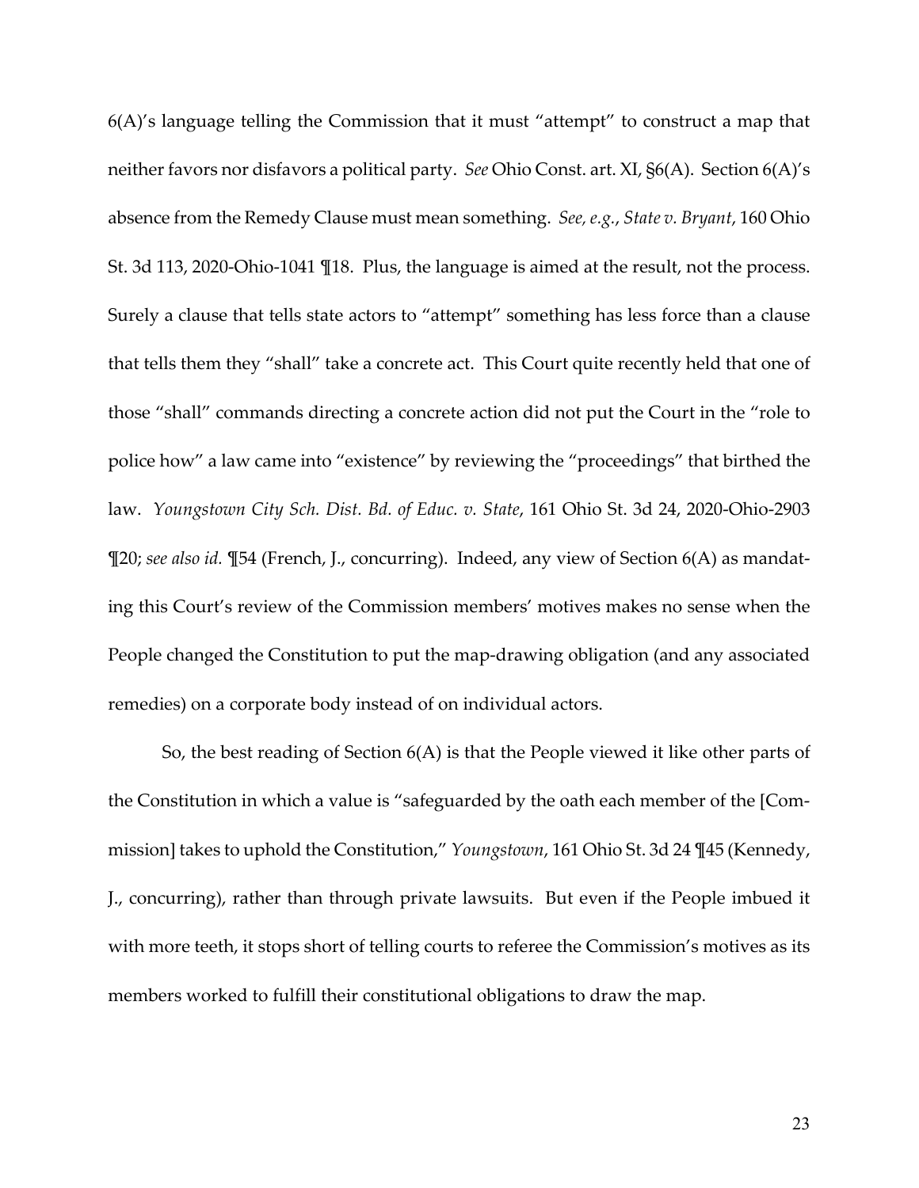6(A)'s language telling the Commission that it must "attempt" to construct a map that neither favors nor disfavors a political party. *See* Ohio Const. art. XI, §6(A). Section 6(A)'s absence from the Remedy Clause must mean something. *See, e.g.*, *State v. Bryant*, 160 Ohio St. 3d 113, 2020-Ohio-1041 ¶18. Plus, the language is aimed at the result, not the process. Surely a clause that tells state actors to "attempt" something has less force than a clause that tells them they "shall" take a concrete act. This Court quite recently held that one of those "shall" commands directing a concrete action did not put the Court in the "role to police how" a law came into "existence" by reviewing the "proceedings" that birthed the law. *Youngstown City Sch. Dist. Bd. of Educ. v. State*, 161 Ohio St. 3d 24, 2020-Ohio-2903 ¶20; *see also id.* ¶54 (French, J., concurring). Indeed, any view of Section 6(A) as mandating this Court's review of the Commission members' motives makes no sense when the People changed the Constitution to put the map-drawing obligation (and any associated remedies) on a corporate body instead of on individual actors.

So, the best reading of Section 6(A) is that the People viewed it like other parts of the Constitution in which a value is "safeguarded by the oath each member of the [Commission] takes to uphold the Constitution," *Youngstown*, 161 Ohio St. 3d 24 ¶45 (Kennedy, J., concurring), rather than through private lawsuits. But even if the People imbued it with more teeth, it stops short of telling courts to referee the Commission's motives as its members worked to fulfill their constitutional obligations to draw the map.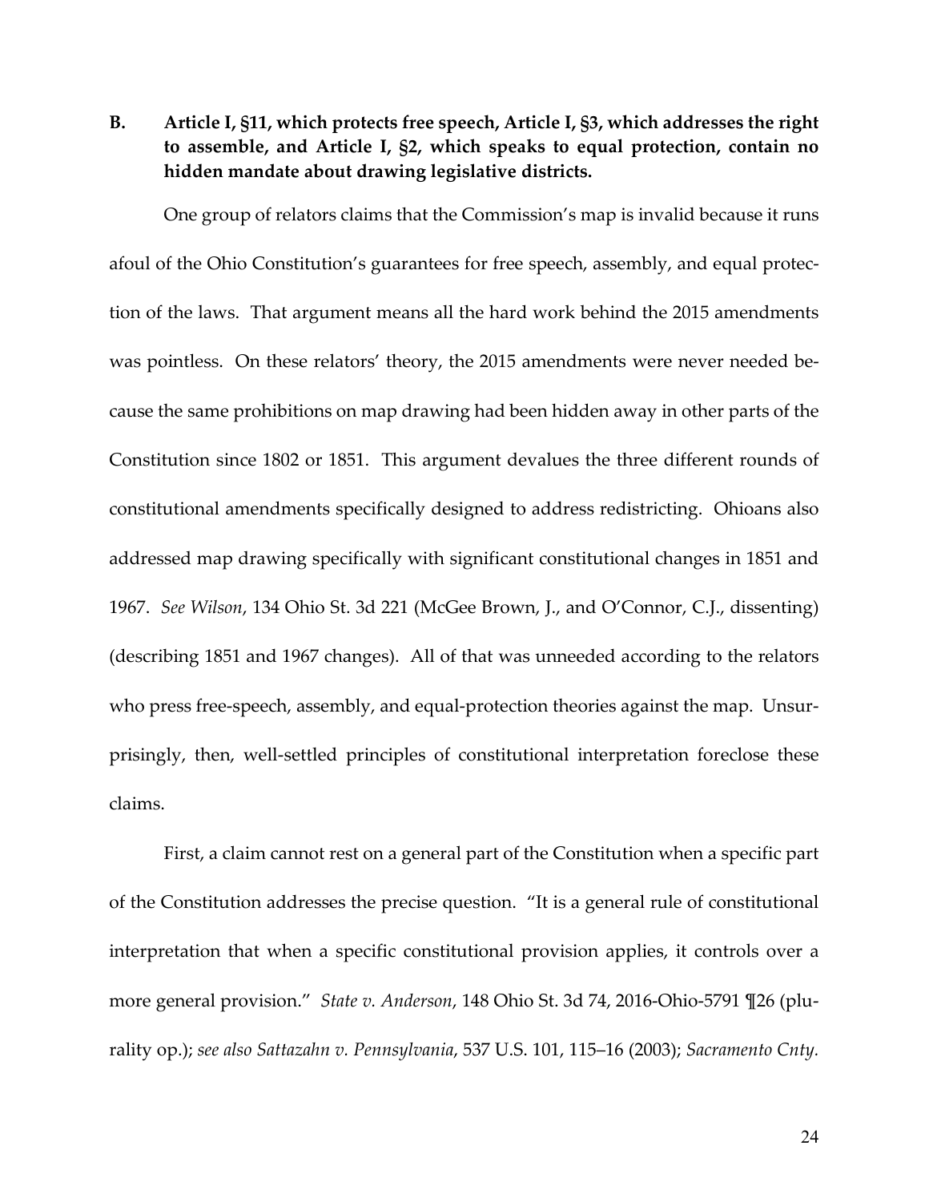### B. Article I, §11, which protects free speech, Article I, §3, which addresses the right to assemble, and Article I, §2, which speaks to equal protection, contain no hidden mandate about drawing legislative districts.

One group of relators claims that the Commission's map is invalid because it runs afoul of the Ohio Constitution's guarantees for free speech, assembly, and equal protection of the laws. That argument means all the hard work behind the 2015 amendments was pointless. On these relators' theory, the 2015 amendments were never needed because the same prohibitions on map drawing had been hidden away in other parts of the Constitution since 1802 or 1851. This argument devalues the three different rounds of constitutional amendments specifically designed to address redistricting. Ohioans also addressed map drawing specifically with significant constitutional changes in 1851 and 1967. *See Wilson*, 134 Ohio St. 3d 221 (McGee Brown, J., and O'Connor, C.J., dissenting) (describing 1851 and 1967 changes). All of that was unneeded according to the relators who press free-speech, assembly, and equal-protection theories against the map. Unsurprisingly, then, well-settled principles of constitutional interpretation foreclose these claims.

First, a claim cannot rest on a general part of the Constitution when a specific part of the Constitution addresses the precise question. "It is a general rule of constitutional interpretation that when a specific constitutional provision applies, it controls over a more general provision." *State v. Anderson*, 148 Ohio St. 3d 74, 2016-Ohio-5791 ¶26 (plurality op.); *see also Sattazahn v. Pennsylvania*, 537 U.S. 101, 115–16 (2003); *Sacramento Cnty.*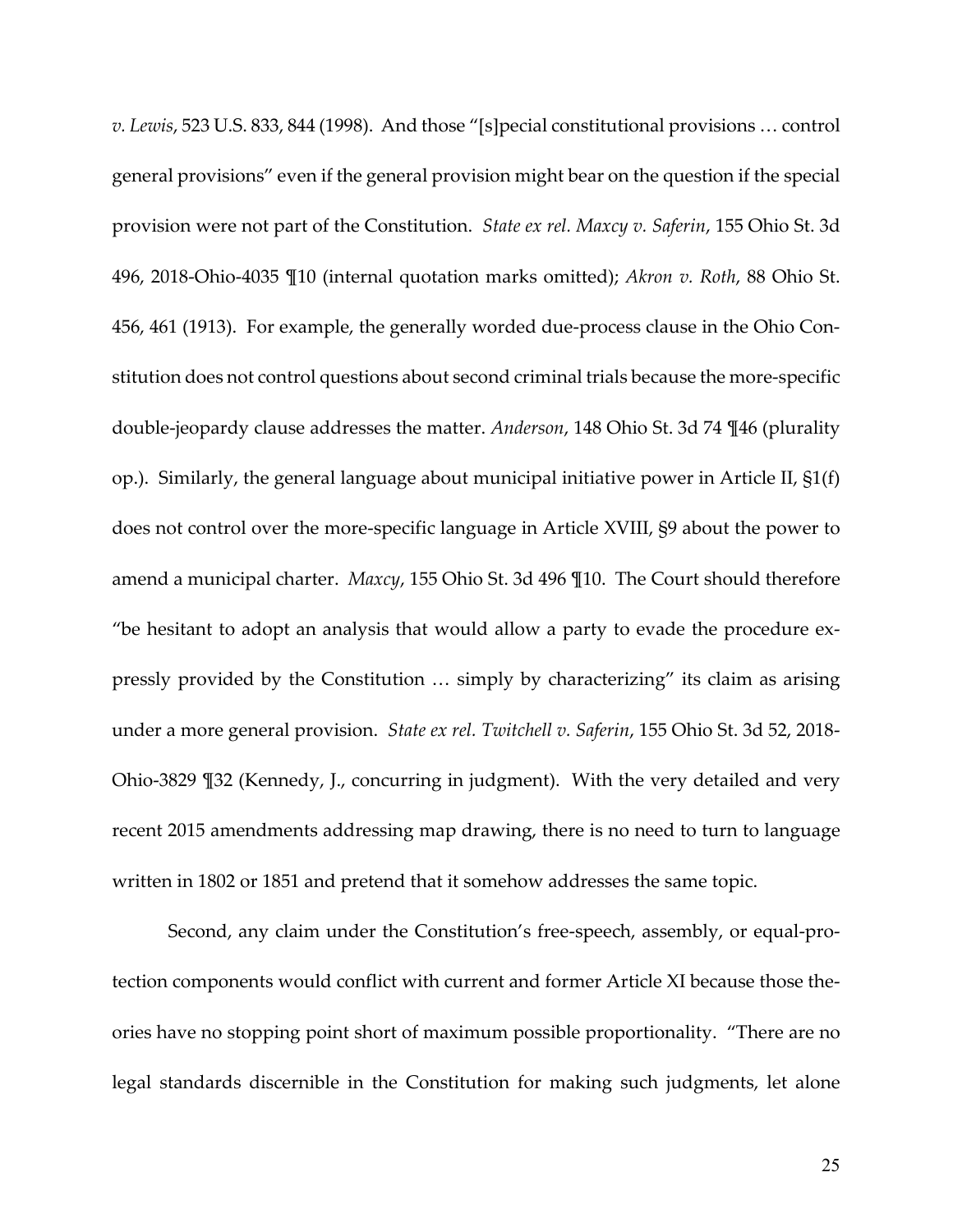*v. Lewis*, 523 U.S. 833, 844 (1998). And those "[s]pecial constitutional provisions … control general provisions" even if the general provision might bear on the question if the special provision were not part of the Constitution. *State ex rel. Maxcy v. Saferin*, 155 Ohio St. 3d 496, 2018-Ohio-4035 ¶10 (internal quotation marks omitted); *Akron v. Roth*, 88 Ohio St. 456, 461 (1913). For example, the generally worded due-process clause in the Ohio Constitution does not control questions about second criminal trials because the more-specific double-jeopardy clause addresses the matter. *Anderson*, 148 Ohio St. 3d 74 ¶46 (plurality op.). Similarly, the general language about municipal initiative power in Article II, §1(f) does not control over the more-specific language in Article XVIII, §9 about the power to amend a municipal charter. *Maxcy*, 155 Ohio St. 3d 496 ¶10. The Court should therefore "be hesitant to adopt an analysis that would allow a party to evade the procedure expressly provided by the Constitution … simply by characterizing" its claim as arising under a more general provision. *State ex rel. Twitchell v. Saferin*, 155 Ohio St. 3d 52, 2018-Ohio-3829 ¶32 (Kennedy, J., concurring in judgment). With the very detailed and very recent 2015 amendments addressing map drawing, there is no need to turn to language written in 1802 or 1851 and pretend that it somehow addresses the same topic.

Second, any claim under the Constitution's free-speech, assembly, or equal-protection components would conflict with current and former Article XI because those theories have no stopping point short of maximum possible proportionality. "There are no legal standards discernible in the Constitution for making such judgments, let alone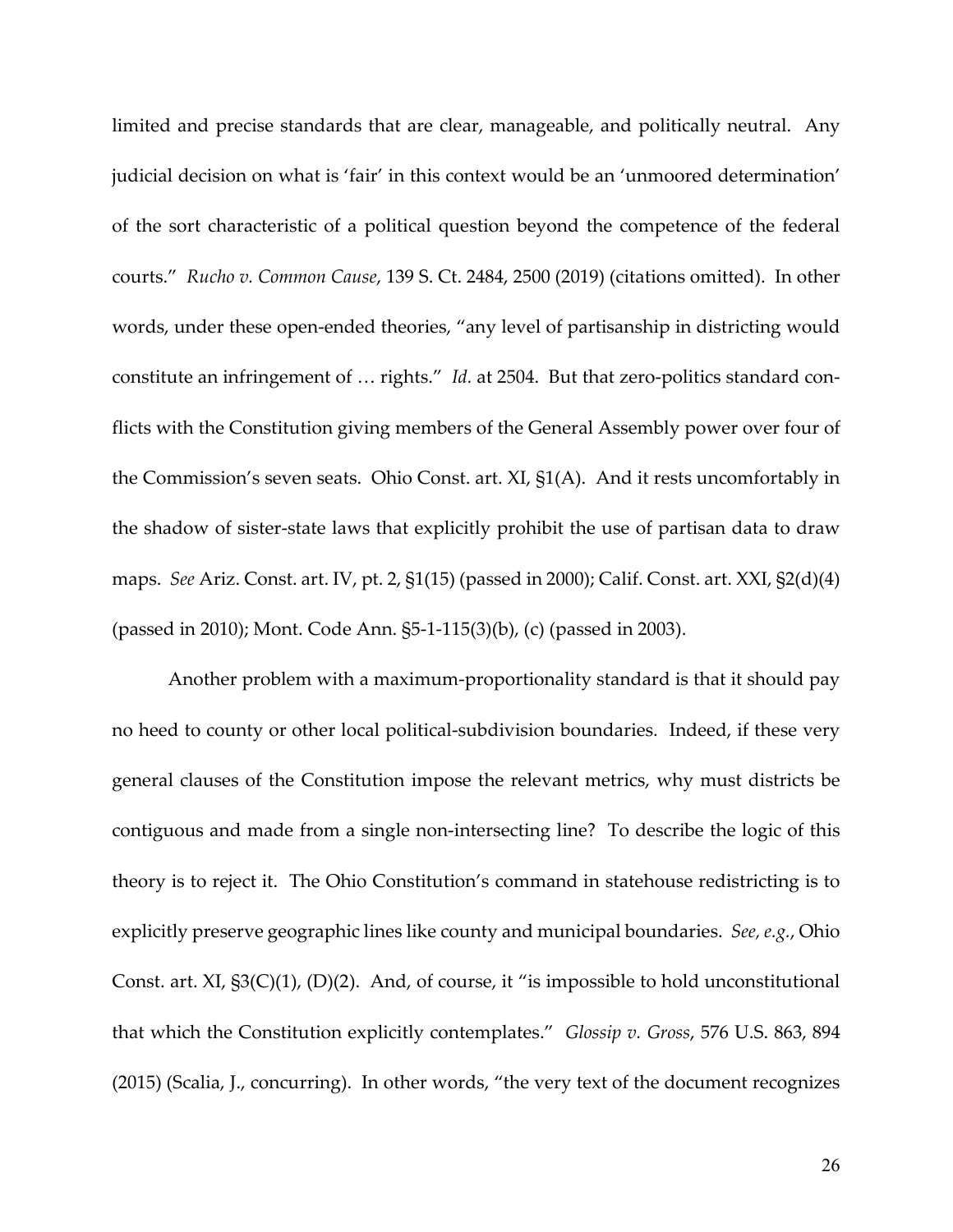limited and precise standards that are clear, manageable, and politically neutral. Any judicial decision on what is 'fair' in this context would be an 'unmoored determination' of the sort characteristic of a political question beyond the competence of the federal courts." *Rucho v. Common Cause*, 139 S. Ct. 2484, 2500 (2019) (citations omitted). In other words, under these open-ended theories, "any level of partisanship in districting would constitute an infringement of … rights." *Id.* at 2504. But that zero-politics standard conflicts with the Constitution giving members of the General Assembly power over four of the Commission's seven seats. Ohio Const. art. XI, §1(A). And it rests uncomfortably in the shadow of sister-state laws that explicitly prohibit the use of partisan data to draw maps. *See* Ariz. Const. art. IV, pt. 2, §1(15) (passed in 2000); Calif. Const. art. XXI, §2(d)(4) (passed in 2010); Mont. Code Ann. §5-1-115(3)(b), (c) (passed in 2003).

Another problem with a maximum-proportionality standard is that it should pay no heed to county or other local political-subdivision boundaries. Indeed, if these very general clauses of the Constitution impose the relevant metrics, why must districts be contiguous and made from a single non-intersecting line? To describe the logic of this theory is to reject it. The Ohio Constitution's command in statehouse redistricting is to explicitly preserve geographic lines like county and municipal boundaries. *See, e.g.*, Ohio Const. art. XI, §3(C)(1), (D)(2). And, of course, it "is impossible to hold unconstitutional that which the Constitution explicitly contemplates." *Glossip v. Gross*, 576 U.S. 863, 894 (2015) (Scalia, J., concurring). In other words, "the very text of the document recognizes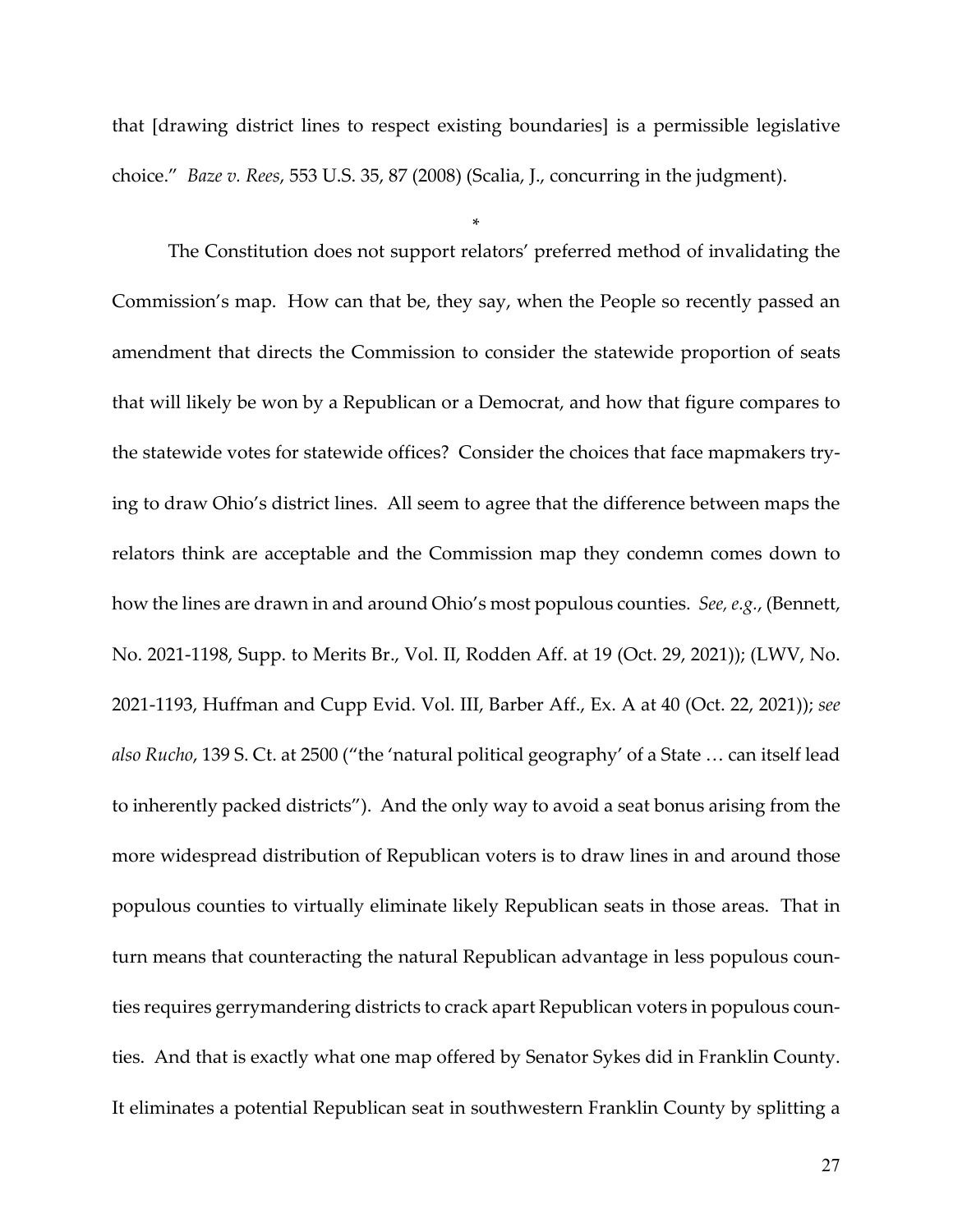that [drawing district lines to respect existing boundaries] is a permissible legislative choice." *Baze v. Rees*, 553 U.S. 35, 87 (2008) (Scalia, J., concurring in the judgment).

*

The Constitution does not support relators' preferred method of invalidating the Commission's map. How can that be, they say, when the People so recently passed an amendment that directs the Commission to consider the statewide proportion of seats that will likely be won by a Republican or a Democrat, and how that figure compares to the statewide votes for statewide offices? Consider the choices that face mapmakers trying to draw Ohio's district lines. All seem to agree that the difference between maps the relators think are acceptable and the Commission map they condemn comes down to how the lines are drawn in and around Ohio's most populous counties. *See, e.g.*, (Bennett, No. 2021-1198, Supp. to Merits Br., Vol. II, Rodden Aff. at 19 (Oct. 29, 2021)); (LWV, No. 2021-1193, Huffman and Cupp Evid. Vol. III, Barber Aff., Ex. A at 40 (Oct. 22, 2021)); *see also Rucho*, 139 S. Ct. at 2500 ("the 'natural political geography' of a State … can itself lead to inherently packed districts"). And the only way to avoid a seat bonus arising from the more widespread distribution of Republican voters is to draw lines in and around those populous counties to virtually eliminate likely Republican seats in those areas. That in turn means that counteracting the natural Republican advantage in less populous counties requires gerrymandering districts to crack apart Republican voters in populous counties. And that is exactly what one map offered by Senator Sykes did in Franklin County. It eliminates a potential Republican seat in southwestern Franklin County by splitting a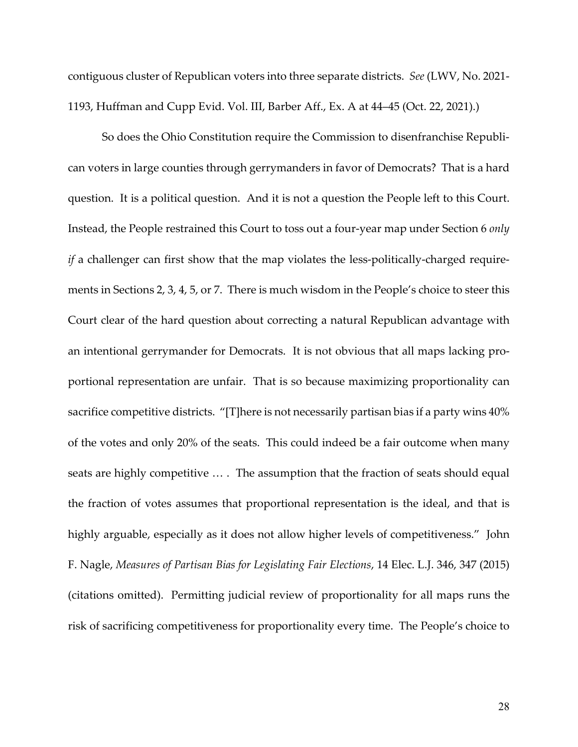contiguous cluster of Republican voters into three separate districts. *See* (LWV, No. 2021-1193, Huffman and Cupp Evid. Vol. III, Barber Aff., Ex. A at 44–45 (Oct. 22, 2021).)

So does the Ohio Constitution require the Commission to disenfranchise Republican voters in large counties through gerrymanders in favor of Democrats? That is a hard question. It is a political question. And it is not a question the People left to this Court. Instead, the People restrained this Court to toss out a four-year map under Section 6 *only if* a challenger can first show that the map violates the less-politically-charged requirements in Sections 2, 3, 4, 5, or 7. There is much wisdom in the People's choice to steer this Court clear of the hard question about correcting a natural Republican advantage with an intentional gerrymander for Democrats. It is not obvious that all maps lacking proportional representation are unfair. That is so because maximizing proportionality can sacrifice competitive districts. "[T]here is not necessarily partisan bias if a party wins 40% of the votes and only 20% of the seats. This could indeed be a fair outcome when many seats are highly competitive … . The assumption that the fraction of seats should equal the fraction of votes assumes that proportional representation is the ideal, and that is highly arguable, especially as it does not allow higher levels of competitiveness." John F. Nagle, *Measures of Partisan Bias for Legislating Fair Elections*, 14 Elec. L.J. 346, 347 (2015) (citations omitted). Permitting judicial review of proportionality for all maps runs the risk of sacrificing competitiveness for proportionality every time. The People's choice to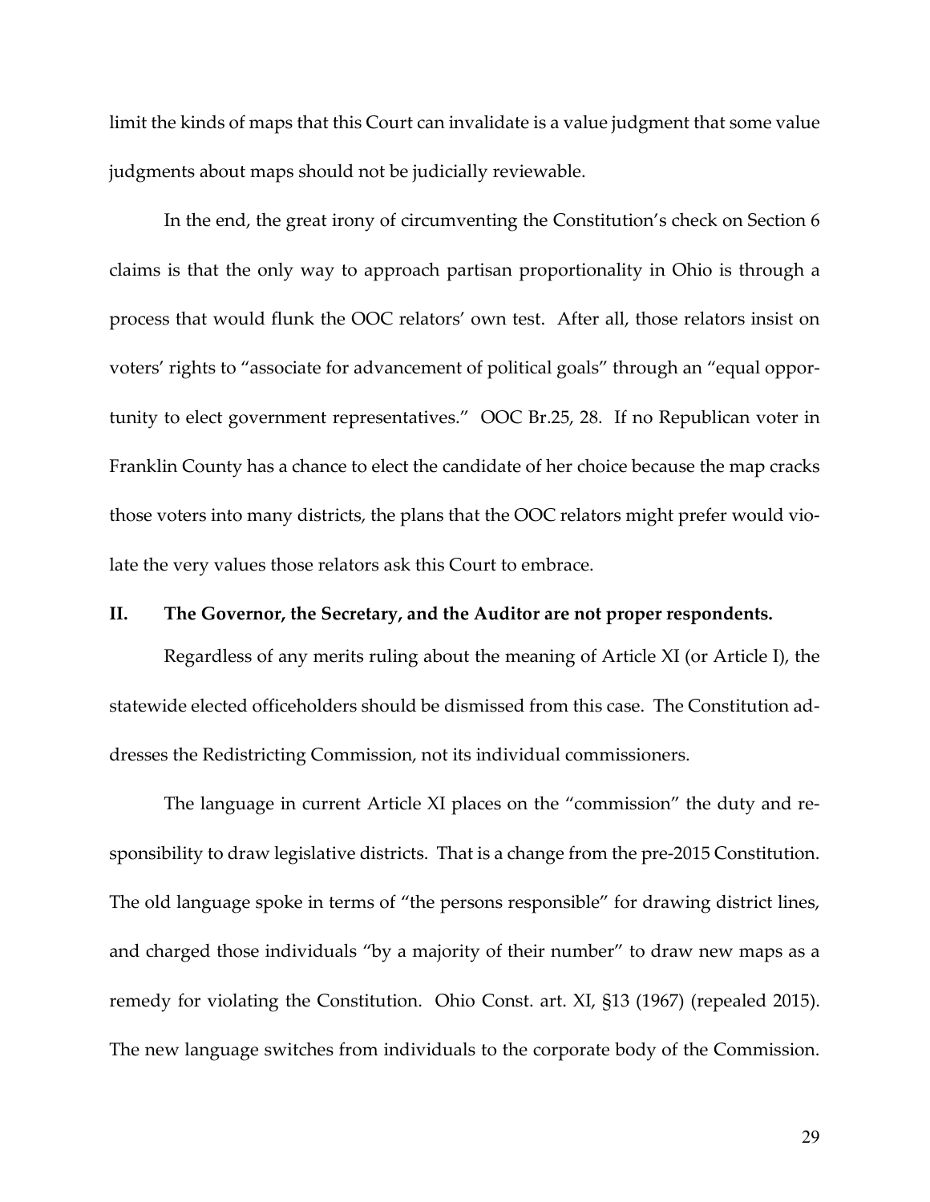limit the kinds of maps that this Court can invalidate is a value judgment that some value judgments about maps should not be judicially reviewable.

In the end, the great irony of circumventing the Constitution's check on Section 6 claims is that the only way to approach partisan proportionality in Ohio is through a process that would flunk the OOC relators' own test. After all, those relators insist on voters' rights to "associate for advancement of political goals" through an "equal opportunity to elect government representatives." OOC Br.25, 28. If no Republican voter in Franklin County has a chance to elect the candidate of her choice because the map cracks those voters into many districts, the plans that the OOC relators might prefer would violate the very values those relators ask this Court to embrace.

## II. The Governor, the Secretary, and the Auditor are not proper respondents.

Regardless of any merits ruling about the meaning of Article XI (or Article I), the statewide elected officeholders should be dismissed from this case. The Constitution addresses the Redistricting Commission, not its individual commissioners.

The language in current Article XI places on the "commission" the duty and responsibility to draw legislative districts. That is a change from the pre-2015 Constitution. The old language spoke in terms of "the persons responsible" for drawing district lines, and charged those individuals "by a majority of their number" to draw new maps as a remedy for violating the Constitution. Ohio Const. art. XI, §13 (1967) (repealed 2015). The new language switches from individuals to the corporate body of the Commission.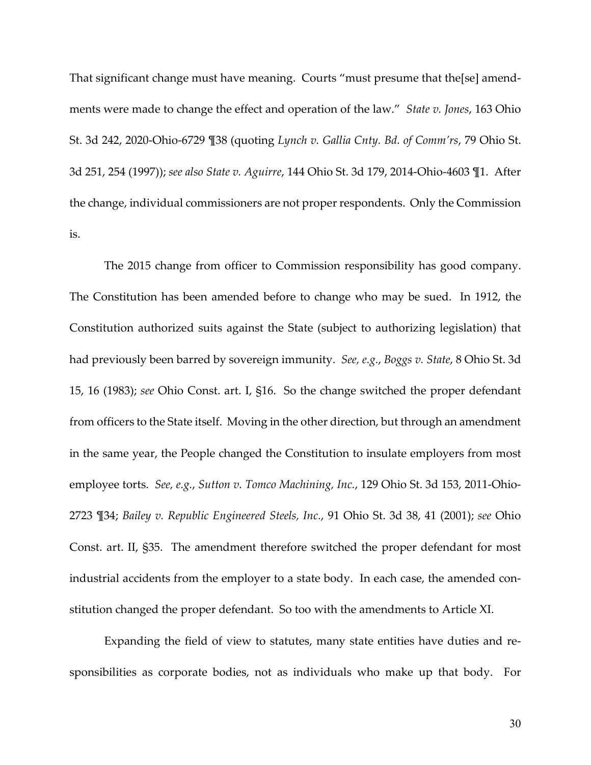That significant change must have meaning. Courts "must presume that the[se] amendments were made to change the effect and operation of the law." *State v. Jones*, 163 Ohio St. 3d 242, 2020-Ohio-6729 ¶38 (quoting *Lynch v. Gallia Cnty. Bd. of Comm'rs*, 79 Ohio St. 3d 251, 254 (1997)); *see also State v. Aguirre*, 144 Ohio St. 3d 179, 2014-Ohio-4603 ¶1. After the change, individual commissioners are not proper respondents. Only the Commission is.

The 2015 change from officer to Commission responsibility has good company. The Constitution has been amended before to change who may be sued. In 1912, the Constitution authorized suits against the State (subject to authorizing legislation) that had previously been barred by sovereign immunity. *See, e.g.*, *Boggs v. State*, 8 Ohio St. 3d 15, 16 (1983); *see* Ohio Const. art. I, §16. So the change switched the proper defendant from officers to the State itself. Moving in the other direction, but through an amendment in the same year, the People changed the Constitution to insulate employers from most employee torts. *See, e.g.*, *Sutton v. Tomco Machining, Inc.*, 129 Ohio St. 3d 153, 2011-Ohio-2723 ¶34; *Bailey v. Republic Engineered Steels, Inc.*, 91 Ohio St. 3d 38, 41 (2001); *see* Ohio Const. art. II, §35. The amendment therefore switched the proper defendant for most industrial accidents from the employer to a state body. In each case, the amended constitution changed the proper defendant. So too with the amendments to Article XI.

Expanding the field of view to statutes, many state entities have duties and responsibilities as corporate bodies, not as individuals who make up that body. For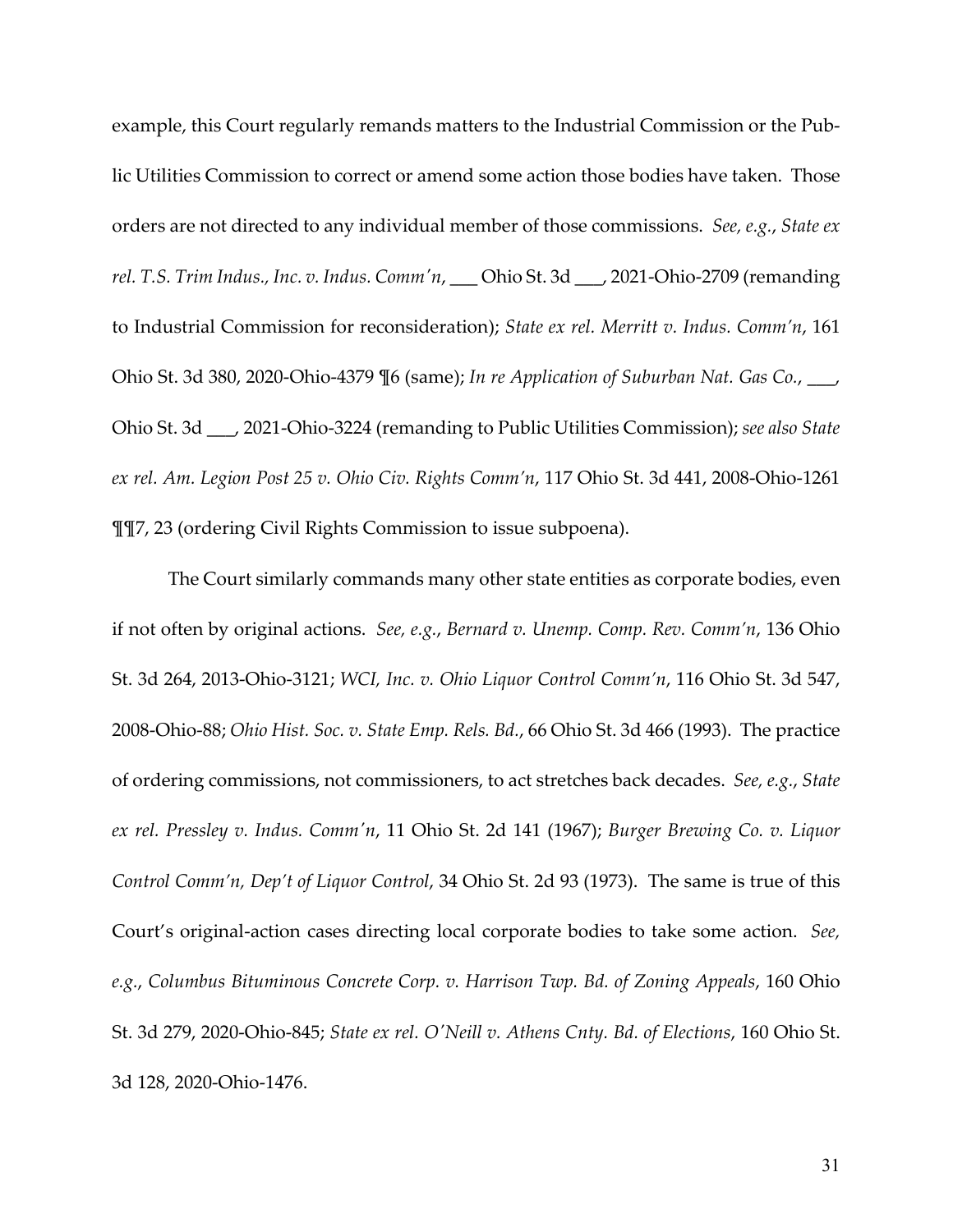example, this Court regularly remands matters to the Industrial Commission or the Public Utilities Commission to correct or amend some action those bodies have taken. Those orders are not directed to any individual member of those commissions. *See, e.g.*, *State ex rel. T.S. Trim Indus., Inc. v. Indus. Comm'n*, ___ Ohio St. 3d ___, 2021-Ohio-2709 (remanding to Industrial Commission for reconsideration); *State ex rel. Merritt v. Indus. Comm'n*, 161 Ohio St. 3d 380, 2020-Ohio-4379 ¶6 (same); *In re Application of Suburban Nat. Gas Co.*, ___, Ohio St. 3d ___, 2021-Ohio-3224 (remanding to Public Utilities Commission); *see also State ex rel. Am. Legion Post 25 v. Ohio Civ. Rights Comm'n*, 117 Ohio St. 3d 441, 2008-Ohio-1261 ¶¶7, 23 (ordering Civil Rights Commission to issue subpoena).

The Court similarly commands many other state entities as corporate bodies, even if not often by original actions. *See, e.g.*, *Bernard v. Unemp. Comp. Rev. Comm'n*, 136 Ohio St. 3d 264, 2013-Ohio-3121; *WCI, Inc. v. Ohio Liquor Control Comm'n*, 116 Ohio St. 3d 547, 2008-Ohio-88; *Ohio Hist. Soc. v. State Emp. Rels. Bd.*, 66 Ohio St. 3d 466 (1993). The practice of ordering commissions, not commissioners, to act stretches back decades. *See, e.g.*, *State ex rel. Pressley v. Indus. Comm'n*, 11 Ohio St. 2d 141 (1967); *Burger Brewing Co. v. Liquor Control Comm'n, Dep't of Liquor Control*, 34 Ohio St. 2d 93 (1973). The same is true of this Court's original-action cases directing local corporate bodies to take some action. *See, e.g.*, *Columbus Bituminous Concrete Corp. v. Harrison Twp. Bd. of Zoning Appeals*, 160 Ohio St. 3d 279, 2020-Ohio-845; *State ex rel. O'Neill v. Athens Cnty. Bd. of Elections*, 160 Ohio St. 3d 128, 2020-Ohio-1476.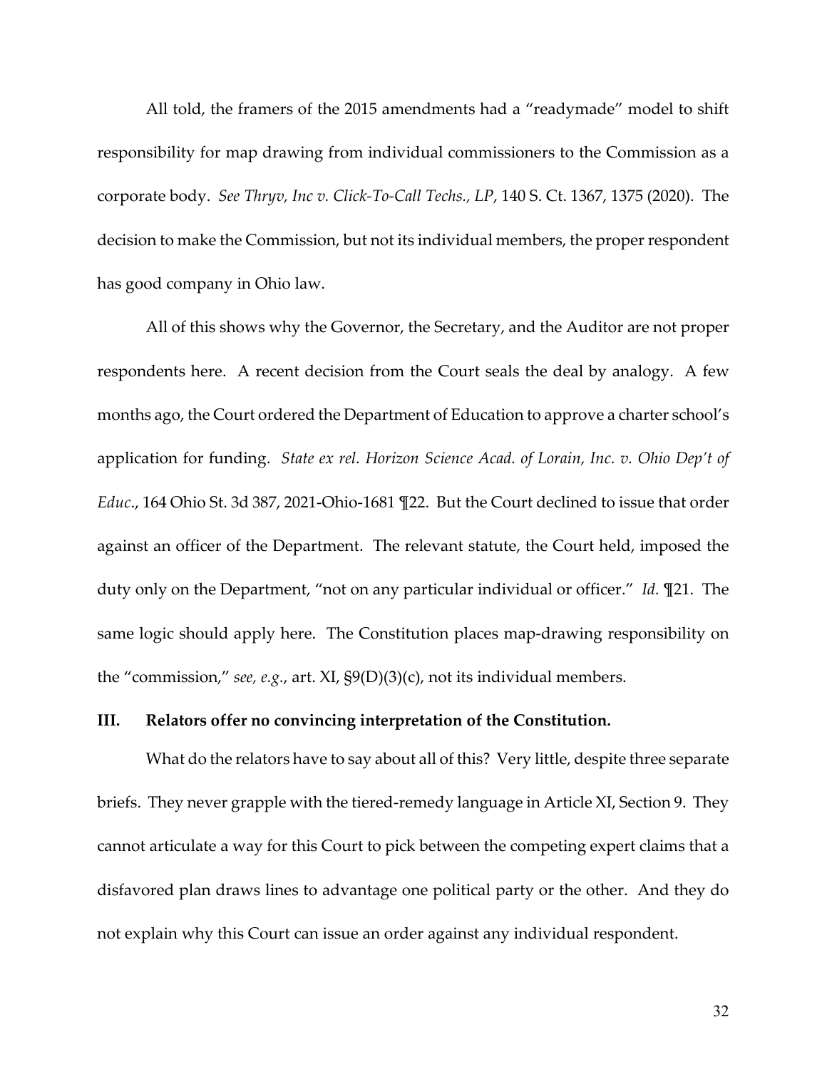All told, the framers of the 2015 amendments had a "readymade" model to shift responsibility for map drawing from individual commissioners to the Commission as a corporate body. *See Thryv, Inc v. Click-To-Call Techs., LP*, 140 S. Ct. 1367, 1375 (2020). The decision to make the Commission, but not its individual members, the proper respondent has good company in Ohio law.

All of this shows why the Governor, the Secretary, and the Auditor are not proper respondents here. A recent decision from the Court seals the deal by analogy. A few months ago, the Court ordered the Department of Education to approve a charter school's application for funding. *State ex rel. Horizon Science Acad. of Lorain, Inc. v. Ohio Dep't of Educ.*, 164 Ohio St. 3d 387, 2021-Ohio-1681 ¶22. But the Court declined to issue that order against an officer of the Department. The relevant statute, the Court held, imposed the duty only on the Department, "not on any particular individual or officer." *Id.* ¶21. The same logic should apply here. The Constitution places map-drawing responsibility on the "commission," *see, e.g.*, art. XI, §9(D)(3)(c), not its individual members.

## III. Relators offer no convincing interpretation of the Constitution.

What do the relators have to say about all of this? Very little, despite three separate briefs. They never grapple with the tiered-remedy language in Article XI, Section 9. They cannot articulate a way for this Court to pick between the competing expert claims that a disfavored plan draws lines to advantage one political party or the other. And they do not explain why this Court can issue an order against any individual respondent.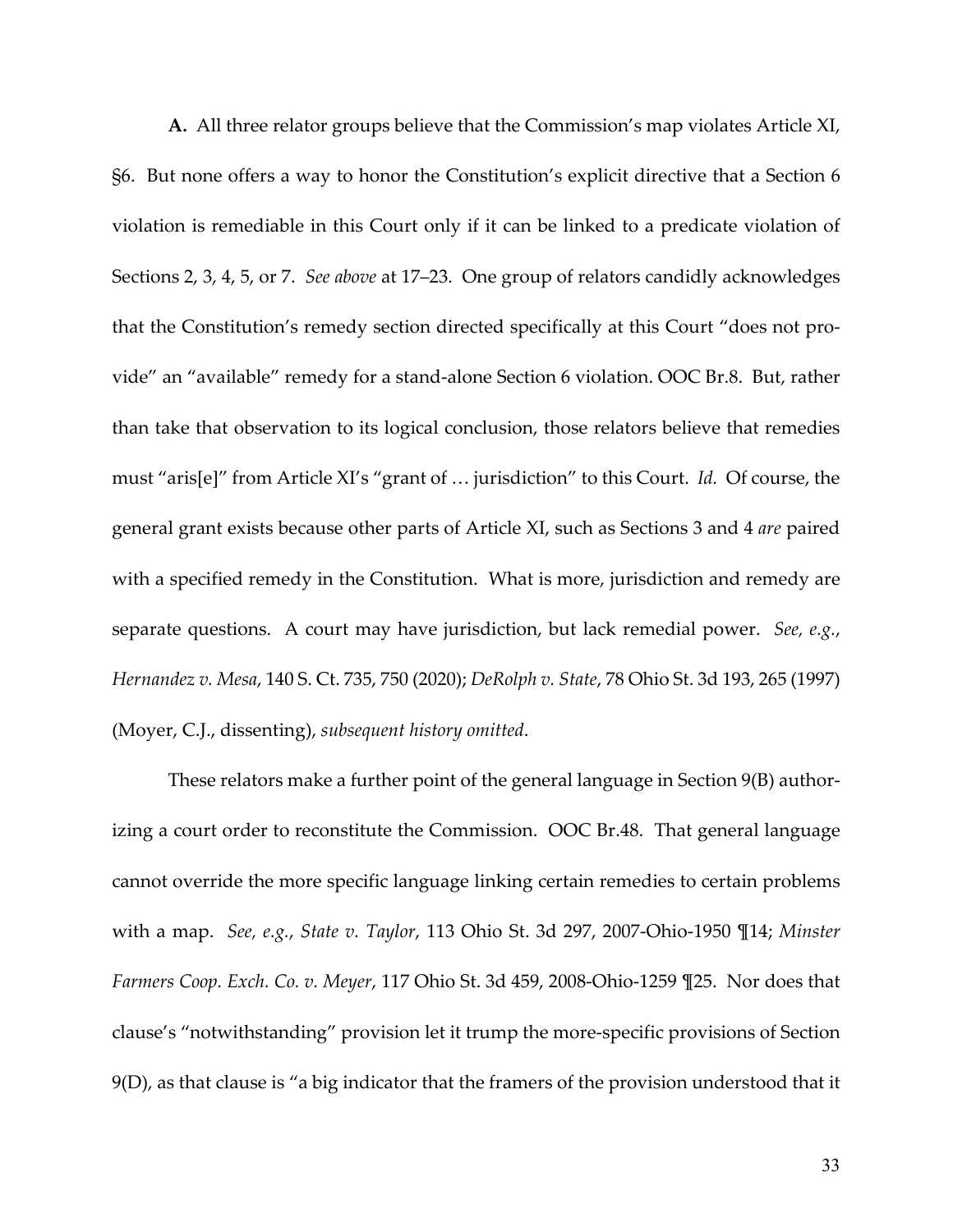**A.** All three relator groups believe that the Commission's map violates Article XI, §6. But none offers a way to honor the Constitution's explicit directive that a Section 6 violation is remediable in this Court only if it can be linked to a predicate violation of Sections 2, 3, 4, 5, or 7. *See above* at 17–23. One group of relators candidly acknowledges that the Constitution's remedy section directed specifically at this Court "does not provide" an "available" remedy for a stand-alone Section 6 violation. OOC Br.8. But, rather than take that observation to its logical conclusion, those relators believe that remedies must "aris[e]" from Article XI's "grant of … jurisdiction" to this Court. *Id.* Of course, the general grant exists because other parts of Article XI, such as Sections 3 and 4 *are* paired with a specified remedy in the Constitution. What is more, jurisdiction and remedy are separate questions. A court may have jurisdiction, but lack remedial power. *See, e.g.*, *Hernandez v. Mesa*, 140 S. Ct. 735, 750 (2020); *DeRolph v. State*, 78 Ohio St. 3d 193, 265 (1997) (Moyer, C.J., dissenting), *subsequent history omitted*.

These relators make a further point of the general language in Section 9(B) authorizing a court order to reconstitute the Commission. OOC Br.48. That general language cannot override the more specific language linking certain remedies to certain problems with a map. *See, e.g.*, *State v. Taylor*, 113 Ohio St. 3d 297, 2007-Ohio-1950 ¶14; *Minster Farmers Coop. Exch. Co. v. Meyer*, 117 Ohio St. 3d 459, 2008-Ohio-1259 ¶25. Nor does that clause's "notwithstanding" provision let it trump the more-specific provisions of Section 9(D), as that clause is "a big indicator that the framers of the provision understood that it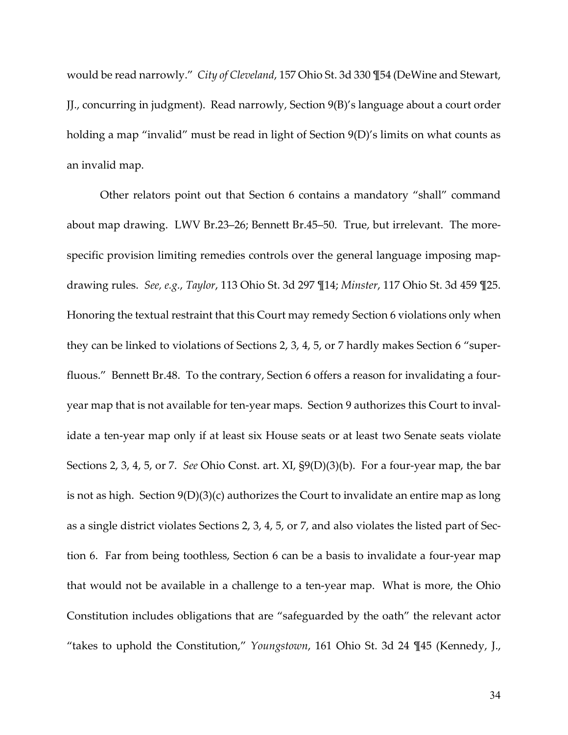would be read narrowly." *City of Cleveland*, 157 Ohio St. 3d 330 ¶54 (DeWine and Stewart, JJ., concurring in judgment). Read narrowly, Section 9(B)'s language about a court order holding a map "invalid" must be read in light of Section 9(D)'s limits on what counts as an invalid map.

Other relators point out that Section 6 contains a mandatory "shall" command about map drawing. LWV Br.23–26; Bennett Br.45–50. True, but irrelevant. The more-specific provision limiting remedies controls over the general language imposing map-drawing rules. *See, e.g.*, *Taylor*, 113 Ohio St. 3d 297 ¶14; *Minster*, 117 Ohio St. 3d 459 ¶25. Honoring the textual restraint that this Court may remedy Section 6 violations only when they can be linked to violations of Sections 2, 3, 4, 5, or 7 hardly makes Section 6 "superfluous." Bennett Br.48. To the contrary, Section 6 offers a reason for invalidating a four-year map that is not available for ten-year maps. Section 9 authorizes this Court to invalidate a ten-year map only if at least six House seats or at least two Senate seats violate Sections 2, 3, 4, 5, or 7. *See* Ohio Const. art. XI, §9(D)(3)(b). For a four-year map, the bar is not as high. Section 9(D)(3)(c) authorizes the Court to invalidate an entire map as long as a single district violates Sections 2, 3, 4, 5, or 7, and also violates the listed part of Section 6. Far from being toothless, Section 6 can be a basis to invalidate a four-year map that would not be available in a challenge to a ten-year map. What is more, the Ohio Constitution includes obligations that are "safeguarded by the oath" the relevant actor "takes to uphold the Constitution," *Youngstown*, 161 Ohio St. 3d 24 ¶45 (Kennedy, J.,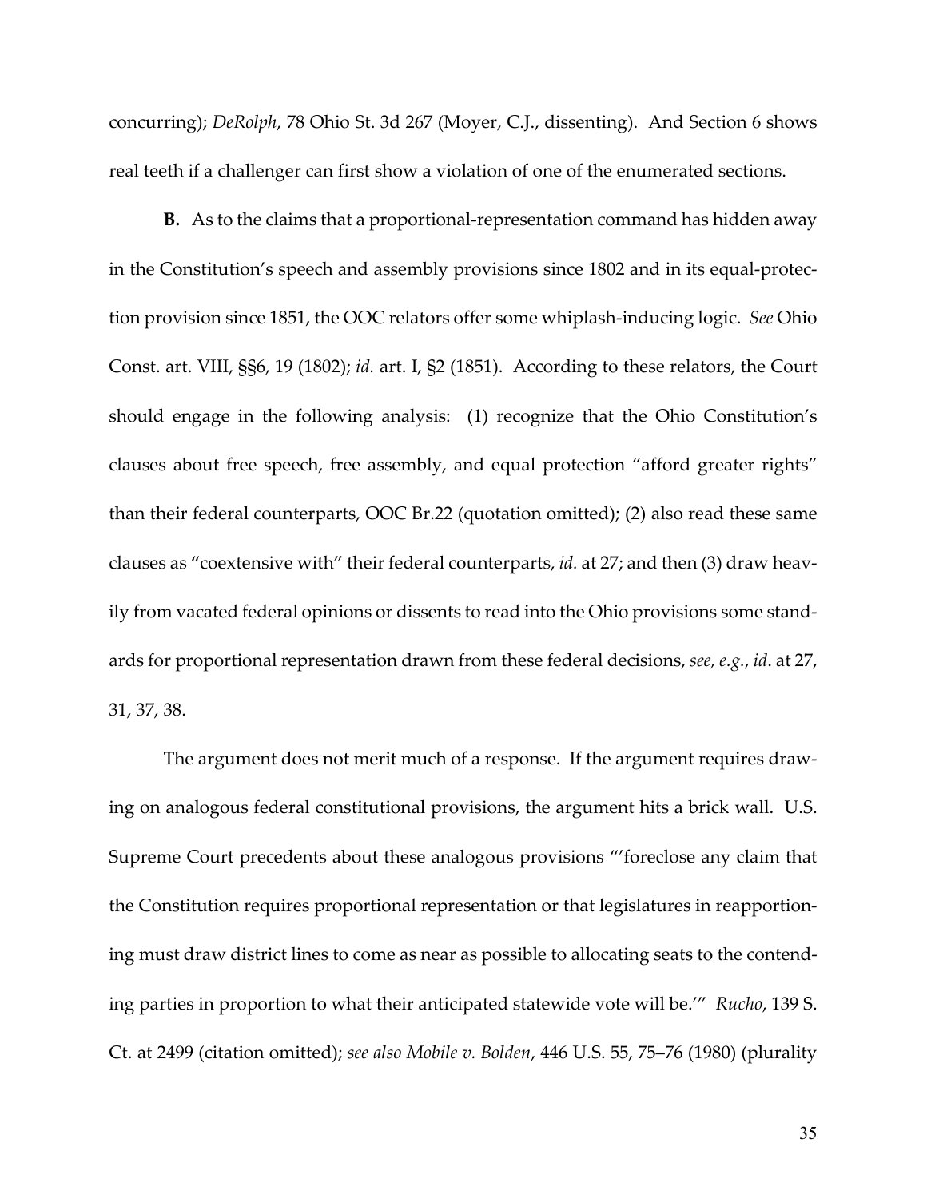concurring); *DeRolph*, 78 Ohio St. 3d 267 (Moyer, C.J., dissenting). And Section 6 shows real teeth if a challenger can first show a violation of one of the enumerated sections.

**B.** As to the claims that a proportional-representation command has hidden away in the Constitution's speech and assembly provisions since 1802 and in its equal-protection provision since 1851, the OOC relators offer some whiplash-inducing logic. *See* Ohio Const. art. VIII, §§6, 19 (1802); *id.* art. I, §2 (1851). According to these relators, the Court should engage in the following analysis: (1) recognize that the Ohio Constitution's clauses about free speech, free assembly, and equal protection "afford greater rights" than their federal counterparts, OOC Br.22 (quotation omitted); (2) also read these same clauses as "coextensive with" their federal counterparts, *id.* at 27; and then (3) draw heavily from vacated federal opinions or dissents to read into the Ohio provisions some standards for proportional representation drawn from these federal decisions, *see, e.g.*, *id*. at 27, 31, 37, 38.

The argument does not merit much of a response. If the argument requires drawing on analogous federal constitutional provisions, the argument hits a brick wall. U.S. Supreme Court precedents about these analogous provisions "'foreclose any claim that the Constitution requires proportional representation or that legislatures in reapportioning must draw district lines to come as near as possible to allocating seats to the contending parties in proportion to what their anticipated statewide vote will be.'" *Rucho*, 139 S. Ct. at 2499 (citation omitted); *see also Mobile v. Bolden*, 446 U.S. 55, 75–76 (1980) (plurality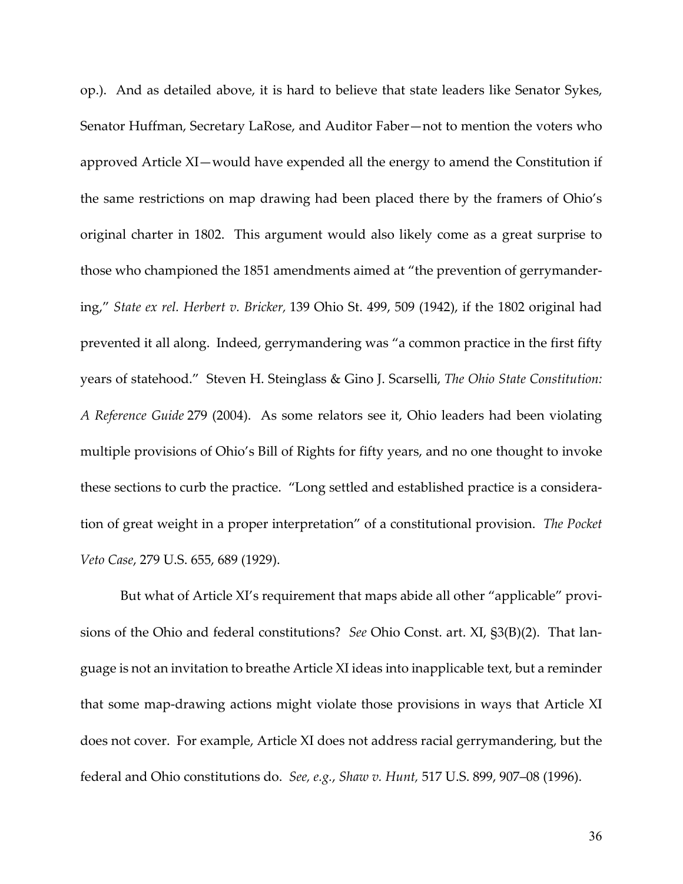op.). And as detailed above, it is hard to believe that state leaders like Senator Sykes, Senator Huffman, Secretary LaRose, and Auditor Faber—not to mention the voters who approved Article XI—would have expended all the energy to amend the Constitution if the same restrictions on map drawing had been placed there by the framers of Ohio's original charter in 1802. This argument would also likely come as a great surprise to those who championed the 1851 amendments aimed at "the prevention of gerrymandering," *State ex rel. Herbert v. Bricker,* 139 Ohio St. 499, 509 (1942), if the 1802 original had prevented it all along. Indeed, gerrymandering was "a common practice in the first fifty years of statehood." Steven H. Steinglass & Gino J. Scarselli, *The Ohio State Constitution: A Reference Guide* 279 (2004). As some relators see it, Ohio leaders had been violating multiple provisions of Ohio's Bill of Rights for fifty years, and no one thought to invoke these sections to curb the practice. "Long settled and established practice is a consideration of great weight in a proper interpretation" of a constitutional provision. *The Pocket Veto Case*, 279 U.S. 655, 689 (1929).

But what of Article XI's requirement that maps abide all other "applicable" provisions of the Ohio and federal constitutions? *See* Ohio Const. art. XI, §3(B)(2). That language is not an invitation to breathe Article XI ideas into inapplicable text, but a reminder that some map-drawing actions might violate those provisions in ways that Article XI does not cover. For example, Article XI does not address racial gerrymandering, but the federal and Ohio constitutions do. *See, e.g.*, *Shaw v. Hunt,* 517 U.S. 899, 907–08 (1996).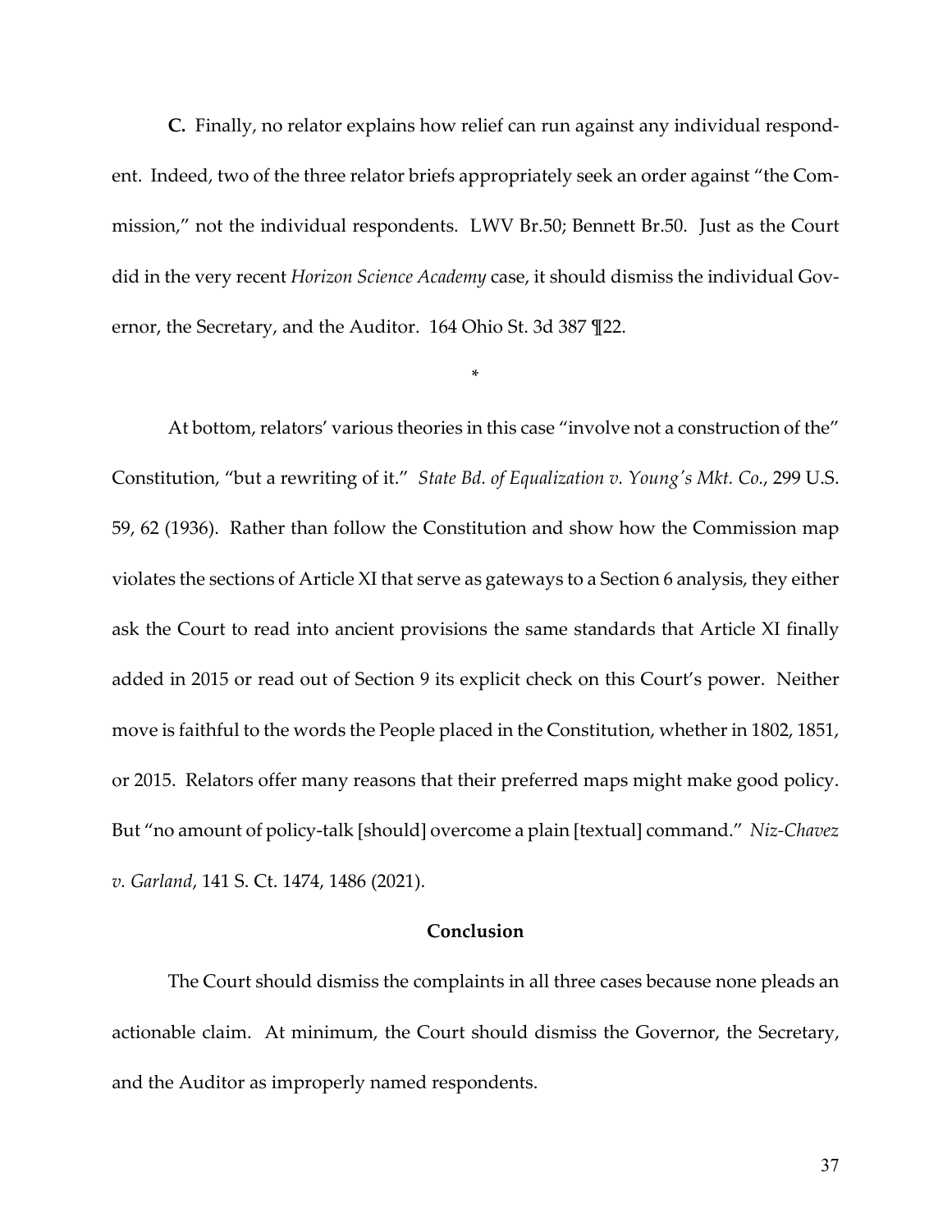**C.** Finally, no relator explains how relief can run against any individual respondent. Indeed, two of the three relator briefs appropriately seek an order against "the Commission," not the individual respondents. LWV Br.50; Bennett Br.50. Just as the Court did in the very recent *Horizon Science Academy* case, it should dismiss the individual Governor, the Secretary, and the Auditor. 164 Ohio St. 3d 387 ¶22.

\*

At bottom, relators' various theories in this case "involve not a construction of the" Constitution, "but a rewriting of it." *State Bd. of Equalization v. Young's Mkt. Co.*, 299 U.S. 59, 62 (1936). Rather than follow the Constitution and show how the Commission map violates the sections of Article XI that serve as gateways to a Section 6 analysis, they either ask the Court to read into ancient provisions the same standards that Article XI finally added in 2015 or read out of Section 9 its explicit check on this Court's power. Neither move is faithful to the words the People placed in the Constitution, whether in 1802, 1851, or 2015. Relators offer many reasons that their preferred maps might make good policy. But "no amount of policy-talk [should] overcome a plain [textual] command." *Niz-Chavez v. Garland*, 141 S. Ct. 1474, 1486 (2021).

## Conclusion

The Court should dismiss the complaints in all three cases because none pleads an actionable claim. At minimum, the Court should dismiss the Governor, the Secretary, and the Auditor as improperly named respondents.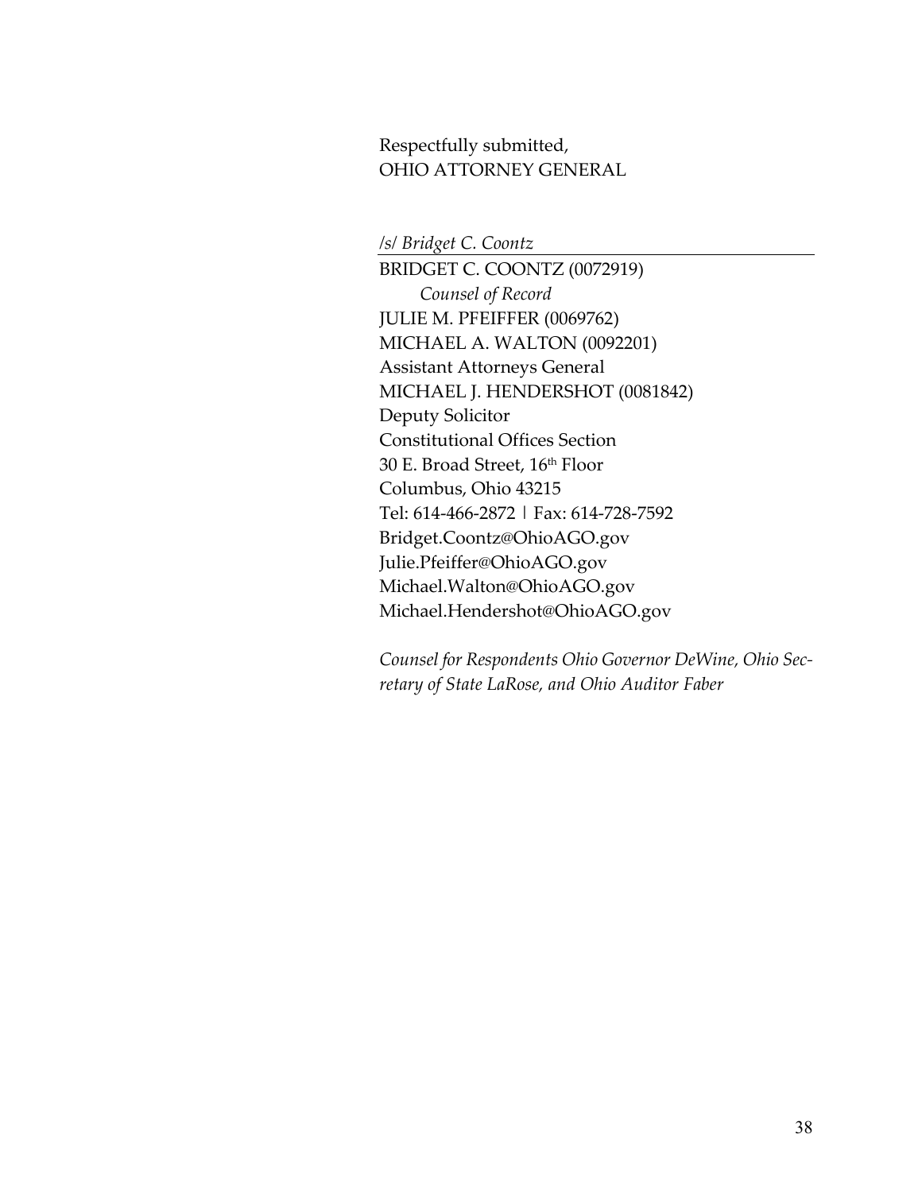Respectfully submitted,
OHIO ATTORNEY GENERAL

*/s/ Bridget C. Coontz*

BRIDGET C. COONTZ (0072919)
*Counsel of Record*
JULIE M. PFEIFFER (0069762)
MICHAEL A. WALTON (0092201)
Assistant Attorneys General
MICHAEL J. HENDERSHOT (0081842)
Deputy Solicitor
Constitutional Offices Section
30 E. Broad Street, 16th Floor
Columbus, Ohio 43215
Tel: 614-466-2872 | Fax: 614-728-7592
Bridget.Coontz@OhioAGO.gov
Julie.Pfeiffer@OhioAGO.gov
Michael.Walton@OhioAGO.gov
Michael.Hendershot@OhioAGO.gov

*Counsel for Respondents Ohio Governor DeWine, Ohio Secretary of State LaRose, and Ohio Auditor Faber*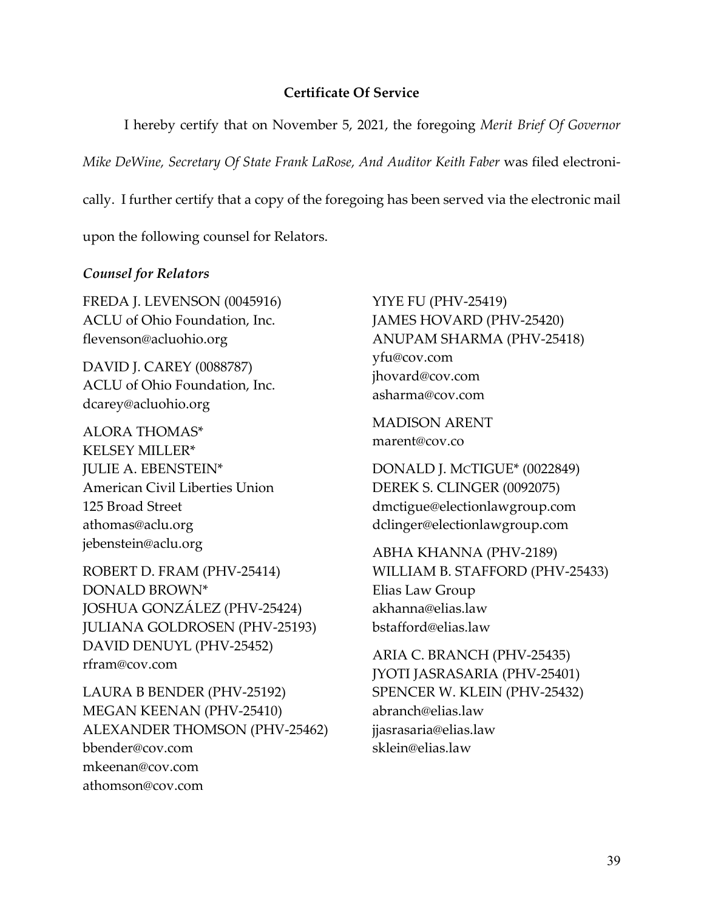## Certificate Of Service

I hereby certify that on November 5, 2021, the foregoing *Merit Brief Of Governor Mike DeWine, Secretary Of State Frank LaRose, And Auditor Keith Faber* was filed electronically. I further certify that a copy of the foregoing has been served via the electronic mail upon the following counsel for Relators.

*Counsel for Relators*

FREDA J. LEVENSON (0045916)
ACLU of Ohio Foundation, Inc.
flevenson@acluohio.org

DAVID J. CAREY (0088787)
ACLU of Ohio Foundation, Inc.
dcarey@acluohio.org

ALORA THOMAS*
KELSEY MILLER*
JULIE A. EBENSTEIN*
American Civil Liberties Union
125 Broad Street
athomas@aclu.org
jebenstein@aclu.org

ROBERT D. FRAM (PHV-25414)
DONALD BROWN*
JOSHUA GONZÁLEZ (PHV-25424)
JULIANA GOLDROSEN (PHV-25193)
DAVID DENUYL (PHV-25452)
rfram@cov.com

LAURA B BENDER (PHV-25192)
MEGAN KEENAN (PHV-25410)
ALEXANDER THOMSON (PHV-25462)
bbender@cov.com
mkeenan@cov.com
athomson@cov.com

YIYE FU (PHV-25419)
JAMES HOVARD (PHV-25420)
ANUPAM SHARMA (PHV-25418)
yfu@cov.com
jhovard@cov.com
asharma@cov.com

MADISON ARENT
marent@cov.co

DONALD J. MCTIGUE* (0022849)
DEREK S. CLINGER (0092075)
dmctigue@electionlawgroup.com
dclinger@electionlawgroup.com

ABHA KHANNA (PHV-2189)
WILLIAM B. STAFFORD (PHV-25433)
Elias Law Group
akhanna@elias.law
bstafford@elias.law

ARIA C. BRANCH (PHV-25435)
JYOTI JASRASARIA (PHV-25401)
SPENCER W. KLEIN (PHV-25432)
abranch@elias.law
jjasrasaria@elias.law
sklein@elias.law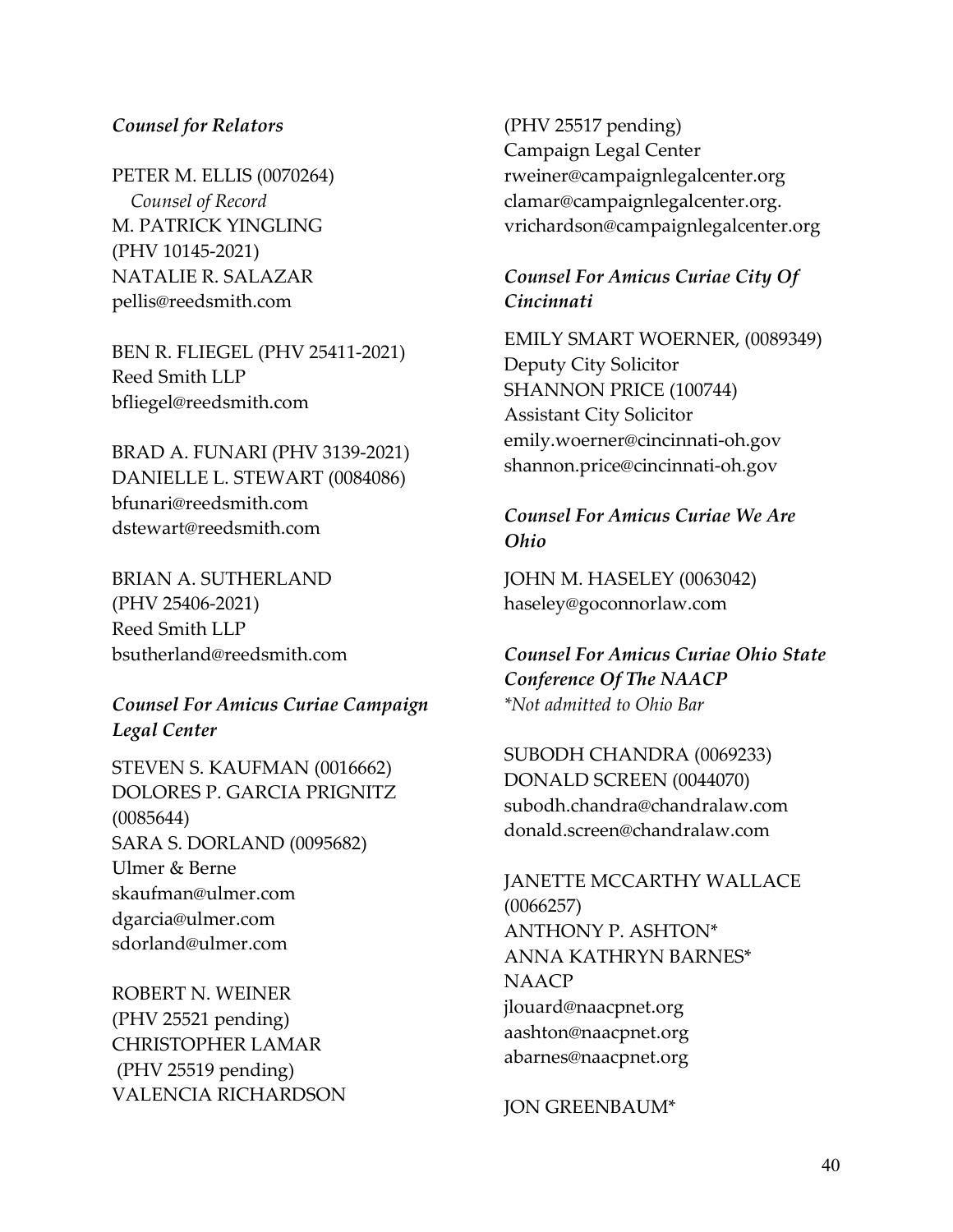*Counsel for Relators*

PETER M. ELLIS (0070264)
*Counsel of Record*
M. PATRICK YINGLING
(PHV 10145-2021)
NATALIE R. SALAZAR
pellis@reedsmith.com

BEN R. FLIEGEL (PHV 25411-2021)
Reed Smith LLP
bfliegel@reedsmith.com

BRAD A. FUNARI (PHV 3139-2021)
DANIELLE L. STEWART (0084086)
bfunari@reedsmith.com
dstewart@reedsmith.com

BRIAN A. SUTHERLAND
(PHV 25406-2021)
Reed Smith LLP
bsutherland@reedsmith.com

*Counsel For Amicus Curiae Campaign Legal Center*

STEVEN S. KAUFMAN (0016662)
DOLORES P. GARCIA PRIGNITZ
(0085644)
SARA S. DORLAND (0095682)
Ulmer & Berne
skaufman@ulmer.com
dgarcia@ulmer.com
sdorland@ulmer.com

ROBERT N. WEINER
(PHV 25521 pending)
CHRISTOPHER LAMAR
(PHV 25519 pending)
VALENCIA RICHARDSON
(PHV 25517 pending)
Campaign Legal Center
rweiner@campaignlegalcenter.org
clamar@campaignlegalcenter.org.
vrichardson@campaignlegalcenter.org

*Counsel For Amicus Curiae City Of Cincinnati*

EMILY SMART WOERNER, (0089349)
Deputy City Solicitor
SHANNON PRICE (100744)
Assistant City Solicitor
emily.woerner@cincinnati-oh.gov
shannon.price@cincinnati-oh.gov

*Counsel For Amicus Curiae We Are Ohio*

JOHN M. HASELEY (0063042)
haseley@goconnorlaw.com

*Counsel For Amicus Curiae Ohio State Conference Of The NAACP*
*\*Not admitted to Ohio Bar*

SUBODH CHANDRA (0069233)
DONALD SCREEN (0044070)
subodh.chandra@chandralaw.com
donald.screen@chandralaw.com

JANETTE MCCARTHY WALLACE
(0066257)
ANTHONY P. ASHTON*
ANNA KATHRYN BARNES*
NAACP
jlouard@naacpnet.org
aashton@naacpnet.org
abarnes@naacpnet.org

JON GREENBAUM*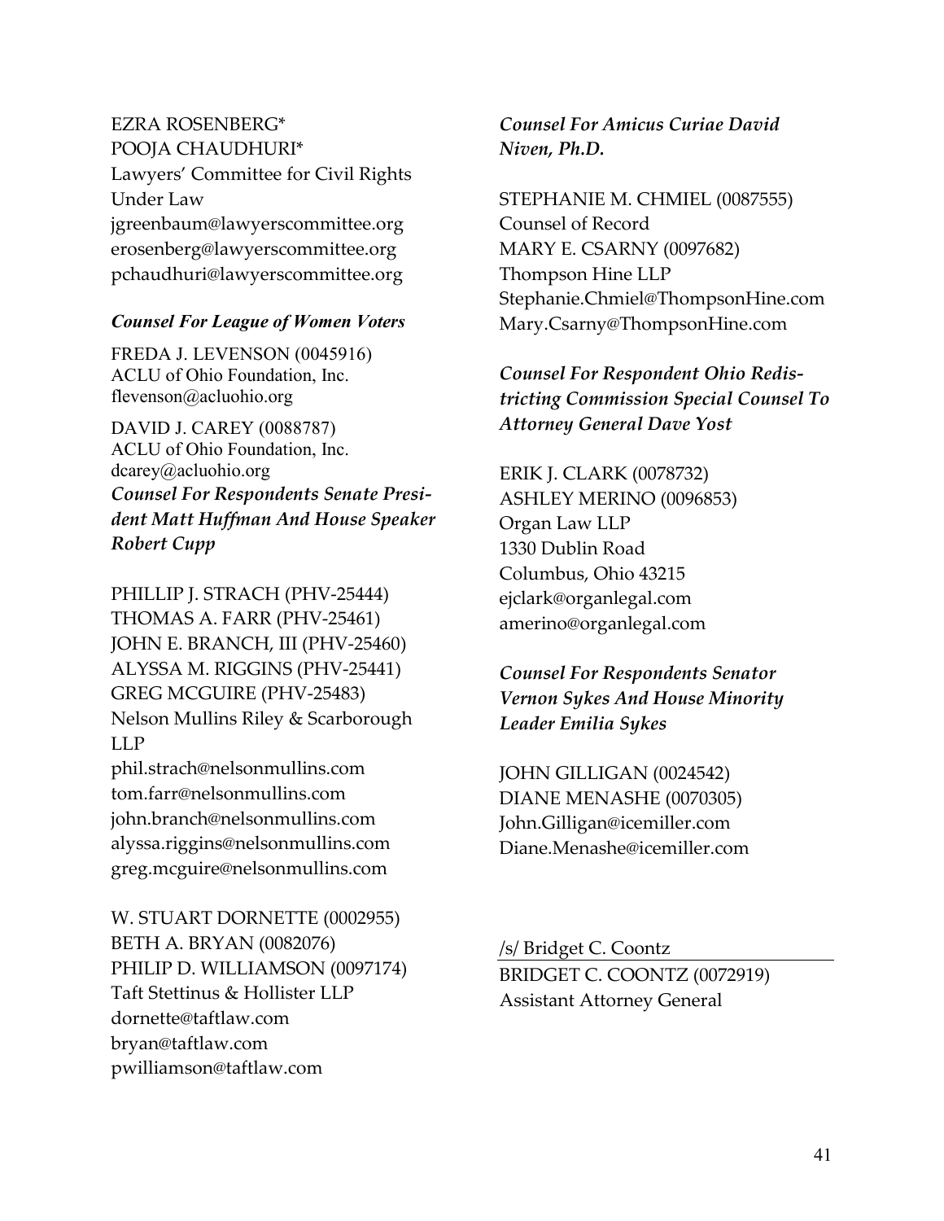EZRA ROSENBERG*
POOJA CHAUDHURI*
Lawyers' Committee for Civil Rights Under Law
jgreenbaum@lawyerscommittee.org
erosenberg@lawyerscommittee.org
pchaudhuri@lawyerscommittee.org

***Counsel For League of Women Voters***

FREDA J. LEVENSON (0045916)
ACLU of Ohio Foundation, Inc.
flevenson@acluohio.org

DAVID J. CAREY (0088787)
ACLU of Ohio Foundation, Inc.
dcarey@acluohio.org

***Counsel For Respondents Senate President Matt Huffman And House Speaker Robert Cupp***

PHILLIP J. STRACH (PHV-25444)
THOMAS A. FARR (PHV-25461)
JOHN E. BRANCH, III (PHV-25460)
ALYSSA M. RIGGINS (PHV-25441)
GREG MCGUIRE (PHV-25483)
Nelson Mullins Riley & Scarborough LLP
phil.strach@nelsonmullins.com
tom.farr@nelsonmullins.com
john.branch@nelsonmullins.com
alyssa.riggins@nelsonmullins.com
greg.mcguire@nelsonmullins.com

W. STUART DORNETTE (0002955)
BETH A. BRYAN (0082076)
PHILIP D. WILLIAMSON (0097174)
Taft Stettinus & Hollister LLP
dornette@taftlaw.com
bryan@taftlaw.com
pwilliamson@taftlaw.com

***Counsel For Amicus Curiae David Niven, Ph.D.***

STEPHANIE M. CHMIEL (0087555)
Counsel of Record
MARY E. CSARNY (0097682)
Thompson Hine LLP
Stephanie.Chmiel@ThompsonHine.com
Mary.Csarny@ThompsonHine.com

***Counsel For Respondent Ohio Redistricting Commission Special Counsel To Attorney General Dave Yost***

ERIK J. CLARK (0078732)
ASHLEY MERINO (0096853)
Organ Law LLP
1330 Dublin Road
Columbus, Ohio 43215
ejclark@organlegal.com
amerino@organlegal.com

***Counsel For Respondents Senator Vernon Sykes And House Minority Leader Emilia Sykes***

JOHN GILLIGAN (0024542)
DIANE MENASHE (0070305)
John.Gilligan@icemiller.com
Diane.Menashe@icemiller.com

/s/ Bridget C. Coontz
BRIDGET C. COONTZ (0072919)
Assistant Attorney General